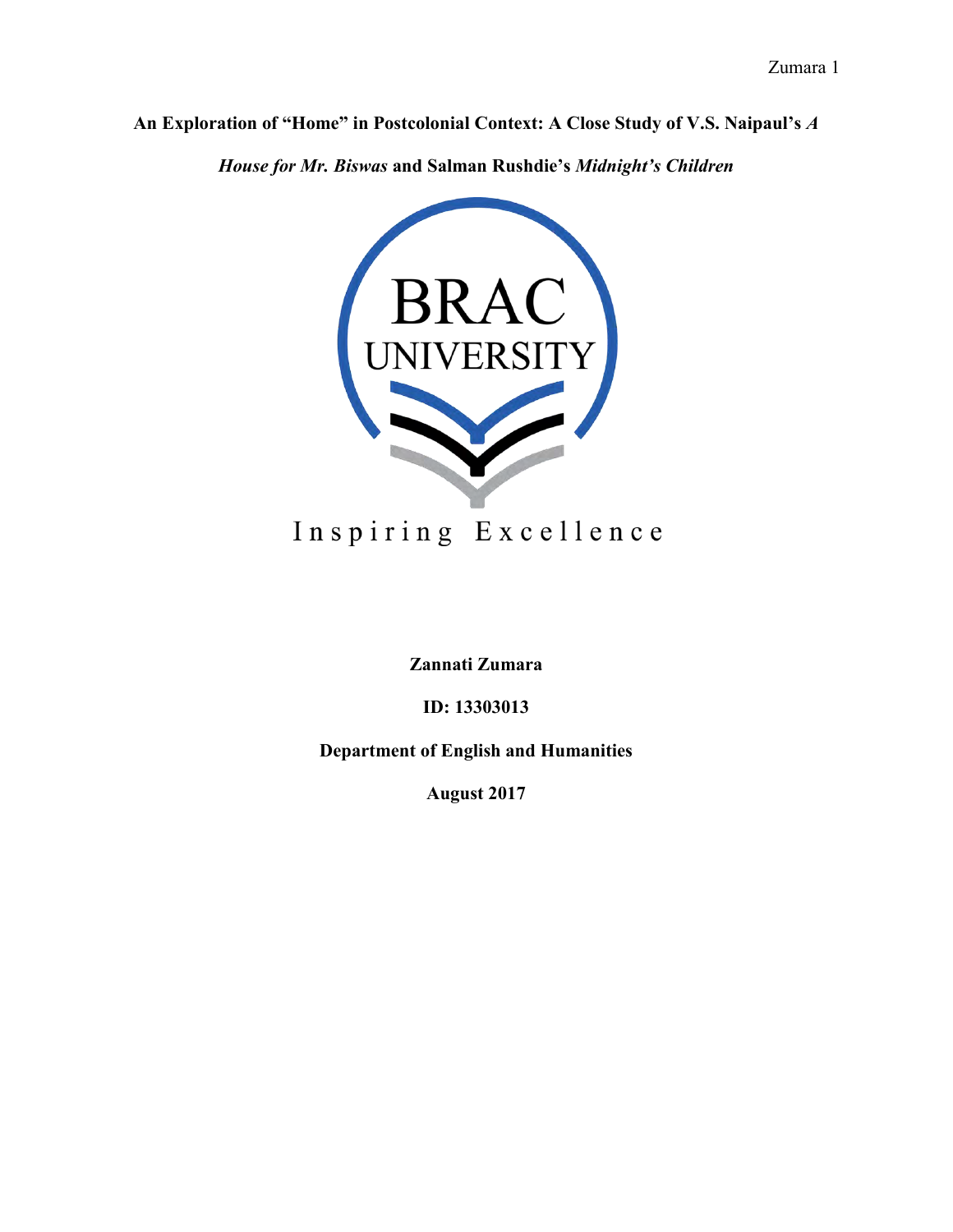# An Exploration of "Home" in Postcolonial Context: A Close Study of V.S. Naipaul's *A House for Mr. Biswas* and Salman Rushdie's *Midnight's Children*

BRAC UNIVERSITY

Inspiring Excellence

**Zannati Zumara**

**ID: 13303013**

**Department of English and Humanities**

**August 2017**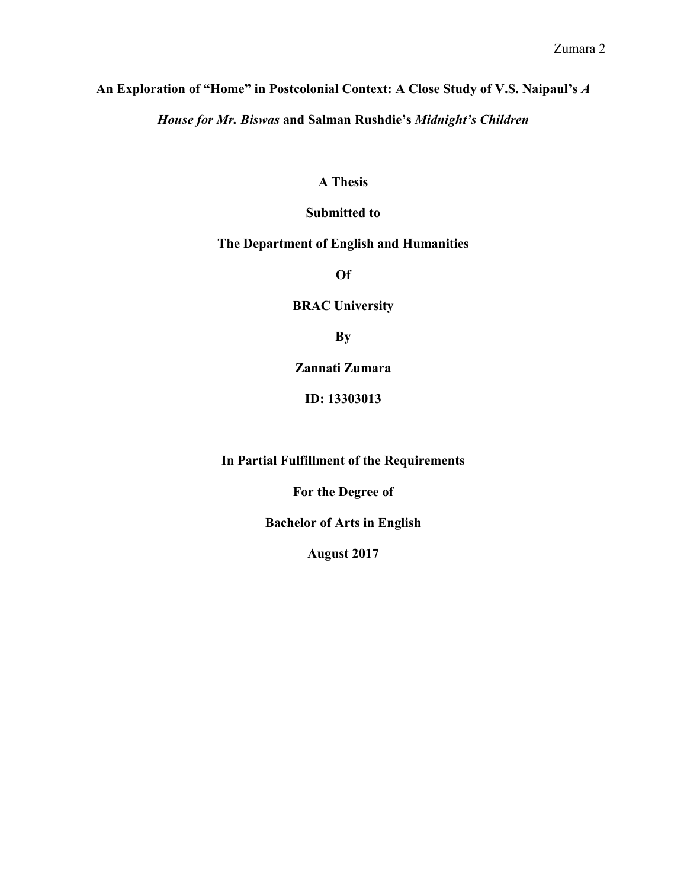**An Exploration of "Home" in Postcolonial Context: A Close Study of V.S. Naipaul's *A House for Mr. Biswas* and Salman Rushdie's *Midnight's Children***

**A Thesis**

**Submitted to**

**The Department of English and Humanities**

**Of**

**BRAC University**

**By**

**Zannati Zumara**

**ID: 13303013**

**In Partial Fulfillment of the Requirements**

**For the Degree of**

**Bachelor of Arts in English**

**August 2017**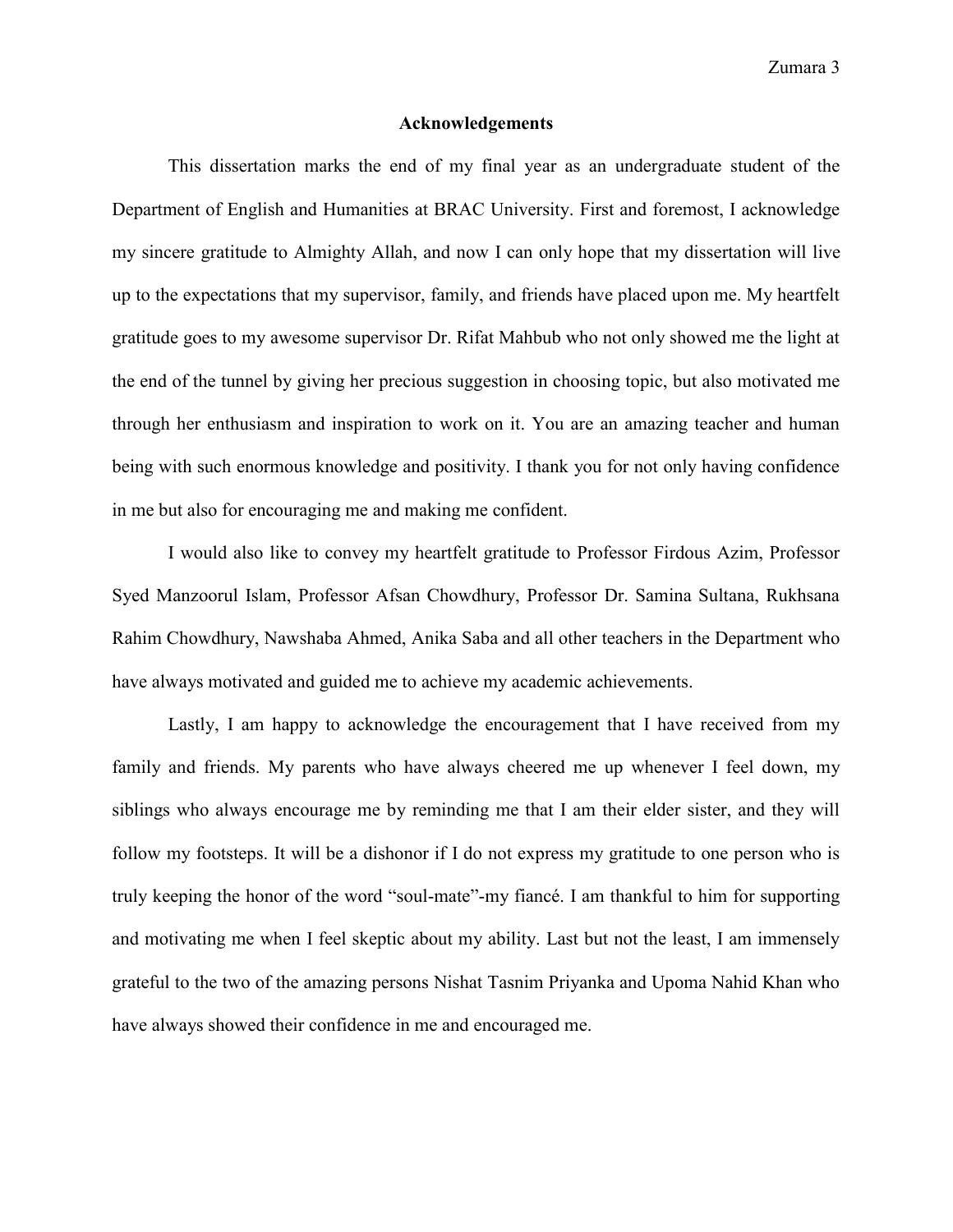## Acknowledgements

This dissertation marks the end of my final year as an undergraduate student of the Department of English and Humanities at BRAC University. First and foremost, I acknowledge my sincere gratitude to Almighty Allah, and now I can only hope that my dissertation will live up to the expectations that my supervisor, family, and friends have placed upon me. My heartfelt gratitude goes to my awesome supervisor Dr. Rifat Mahbub who not only showed me the light at the end of the tunnel by giving her precious suggestion in choosing topic, but also motivated me through her enthusiasm and inspiration to work on it. You are an amazing teacher and human being with such enormous knowledge and positivity. I thank you for not only having confidence in me but also for encouraging me and making me confident.

I would also like to convey my heartfelt gratitude to Professor Firdous Azim, Professor Syed Manzoorul Islam, Professor Afsan Chowdhury, Professor Dr. Samina Sultana, Rukhsana Rahim Chowdhury, Nawshaba Ahmed, Anika Saba and all other teachers in the Department who have always motivated and guided me to achieve my academic achievements.

Lastly, I am happy to acknowledge the encouragement that I have received from my family and friends. My parents who have always cheered me up whenever I feel down, my siblings who always encourage me by reminding me that I am their elder sister, and they will follow my footsteps. It will be a dishonor if I do not express my gratitude to one person who is truly keeping the honor of the word "soul-mate"-my fiancé. I am thankful to him for supporting and motivating me when I feel skeptic about my ability. Last but not the least, I am immensely grateful to the two of the amazing persons Nishat Tasnim Priyanka and Upoma Nahid Khan who have always showed their confidence in me and encouraged me.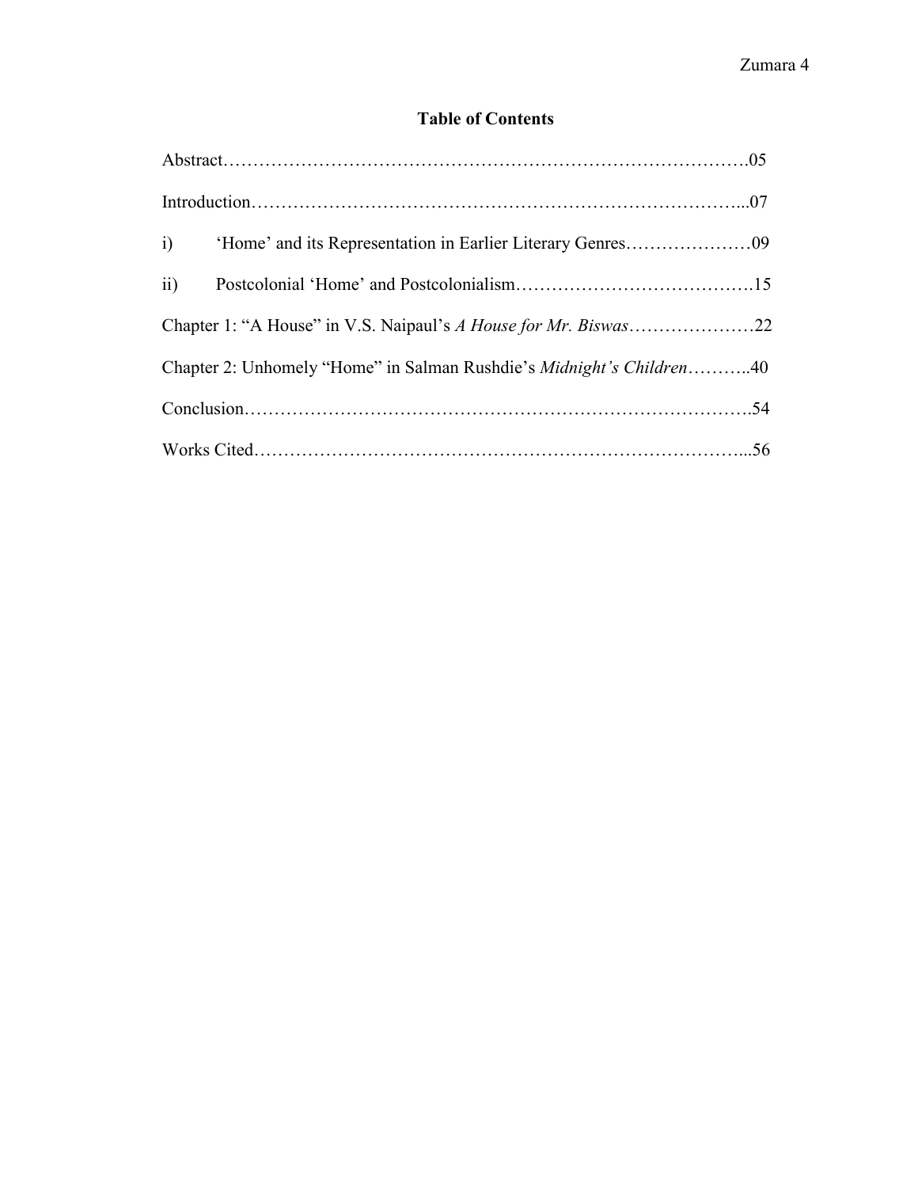# Table of Contents

Abstract……………………………………………………………………………….05

Introduction…………………………………………………………………….……...07

i) ‘Home’ and its Representation in Earlier Literary Genres…………………09

ii) Postcolonial ‘Home’ and Postcolonialism………………………………….15

Chapter 1: “A House” in V.S. Naipaul’s *A House for Mr. Biswas*…………………22

Chapter 2: Unhomely “Home” in Salman Rushdie’s *Midnight’s Children*………..40

Conclusion……………………………………………………………………….54

Works Cited……………………………………………………………………...56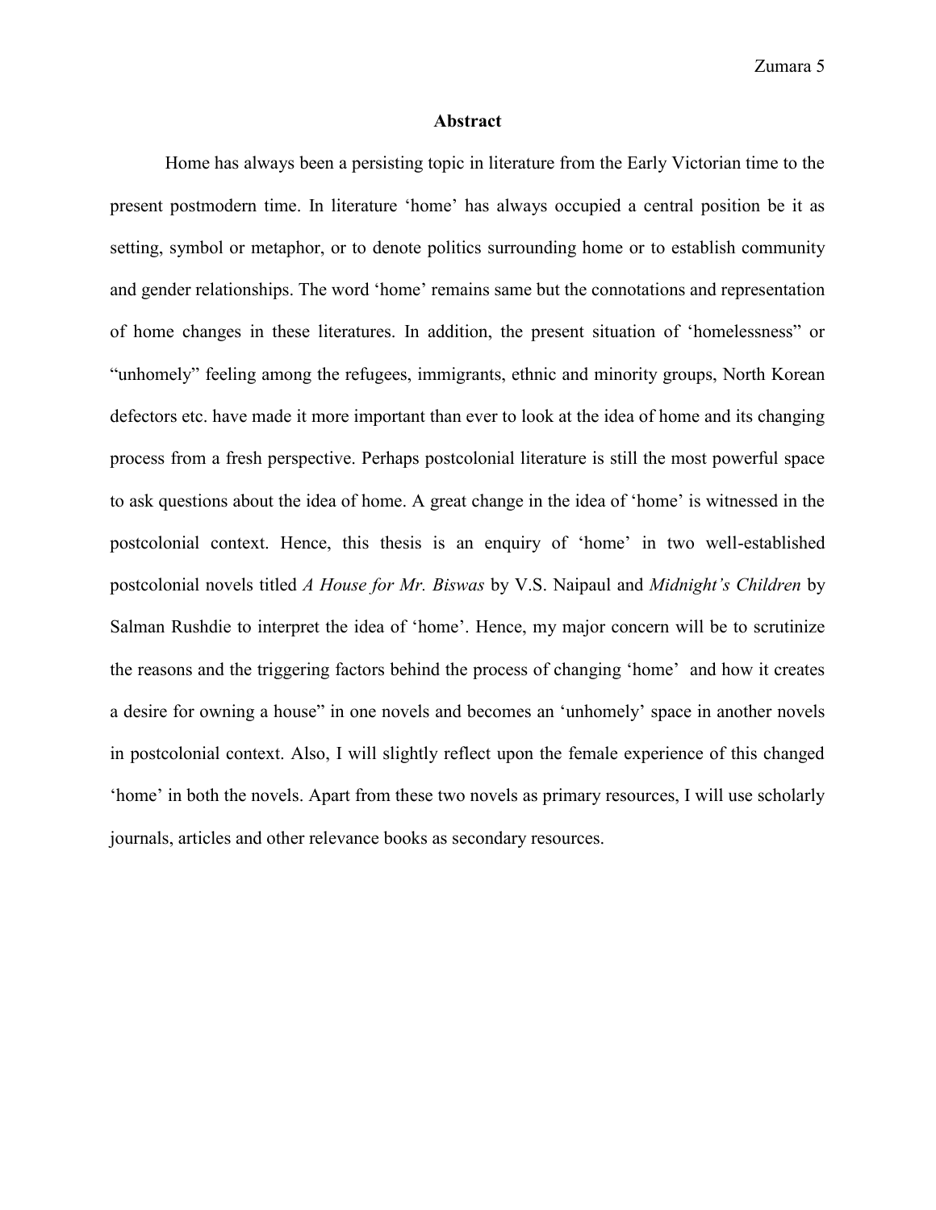## Abstract

Home has always been a persisting topic in literature from the Early Victorian time to the present postmodern time. In literature 'home' has always occupied a central position be it as setting, symbol or metaphor, or to denote politics surrounding home or to establish community and gender relationships. The word 'home' remains same but the connotations and representation of home changes in these literatures. In addition, the present situation of 'homelessness" or "unhomely" feeling among the refugees, immigrants, ethnic and minority groups, North Korean defectors etc. have made it more important than ever to look at the idea of home and its changing process from a fresh perspective. Perhaps postcolonial literature is still the most powerful space to ask questions about the idea of home. A great change in the idea of 'home' is witnessed in the postcolonial context. Hence, this thesis is an enquiry of 'home' in two well-established postcolonial novels titled *A House for Mr. Biswas* by V.S. Naipaul and *Midnight's Children* by Salman Rushdie to interpret the idea of 'home'. Hence, my major concern will be to scrutinize the reasons and the triggering factors behind the process of changing 'home' and how it creates a desire for owning a house" in one novels and becomes an 'unhomely' space in another novels in postcolonial context. Also, I will slightly reflect upon the female experience of this changed 'home' in both the novels. Apart from these two novels as primary resources, I will use scholarly journals, articles and other relevance books as secondary resources.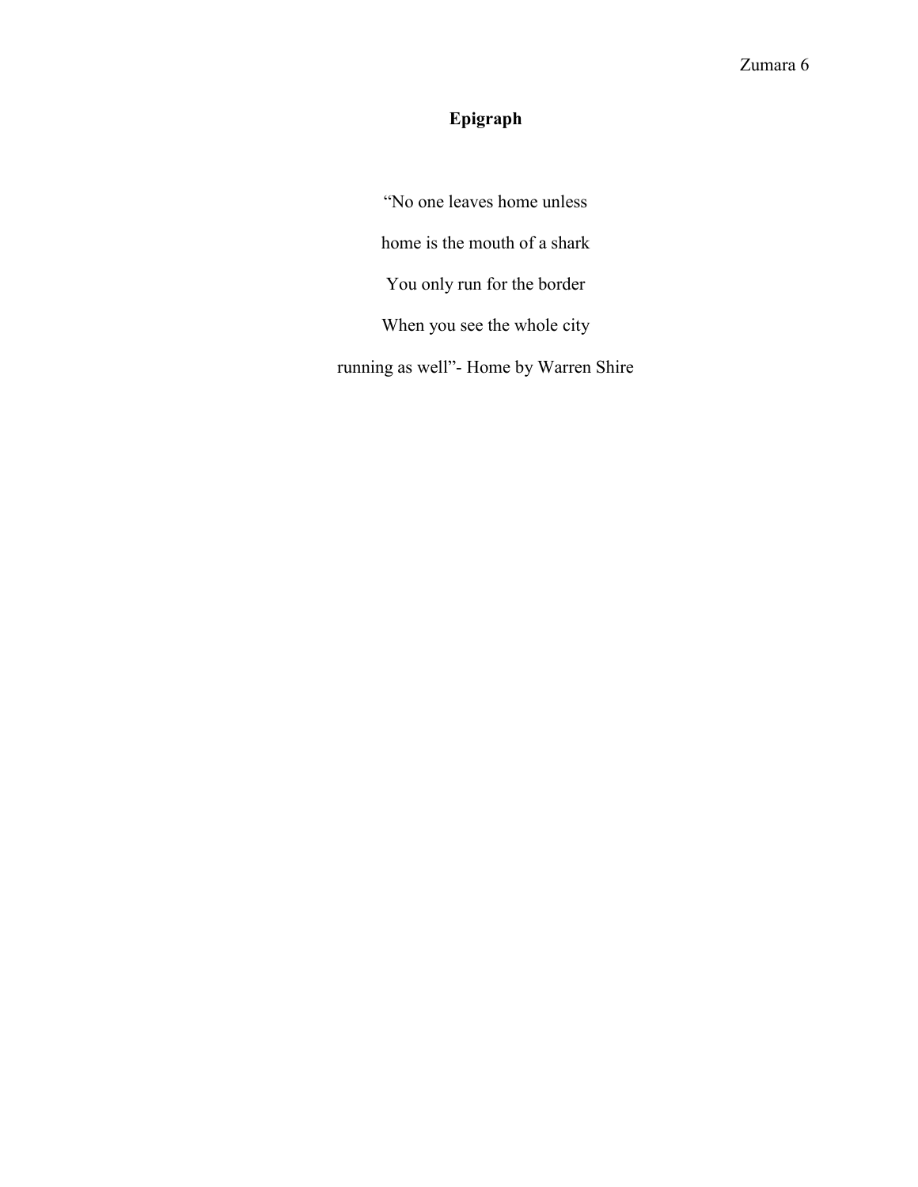**Epigraph**

“No one leaves home unless

home is the mouth of a shark

You only run for the border

When you see the whole city

running as well”- Home by Warren Shire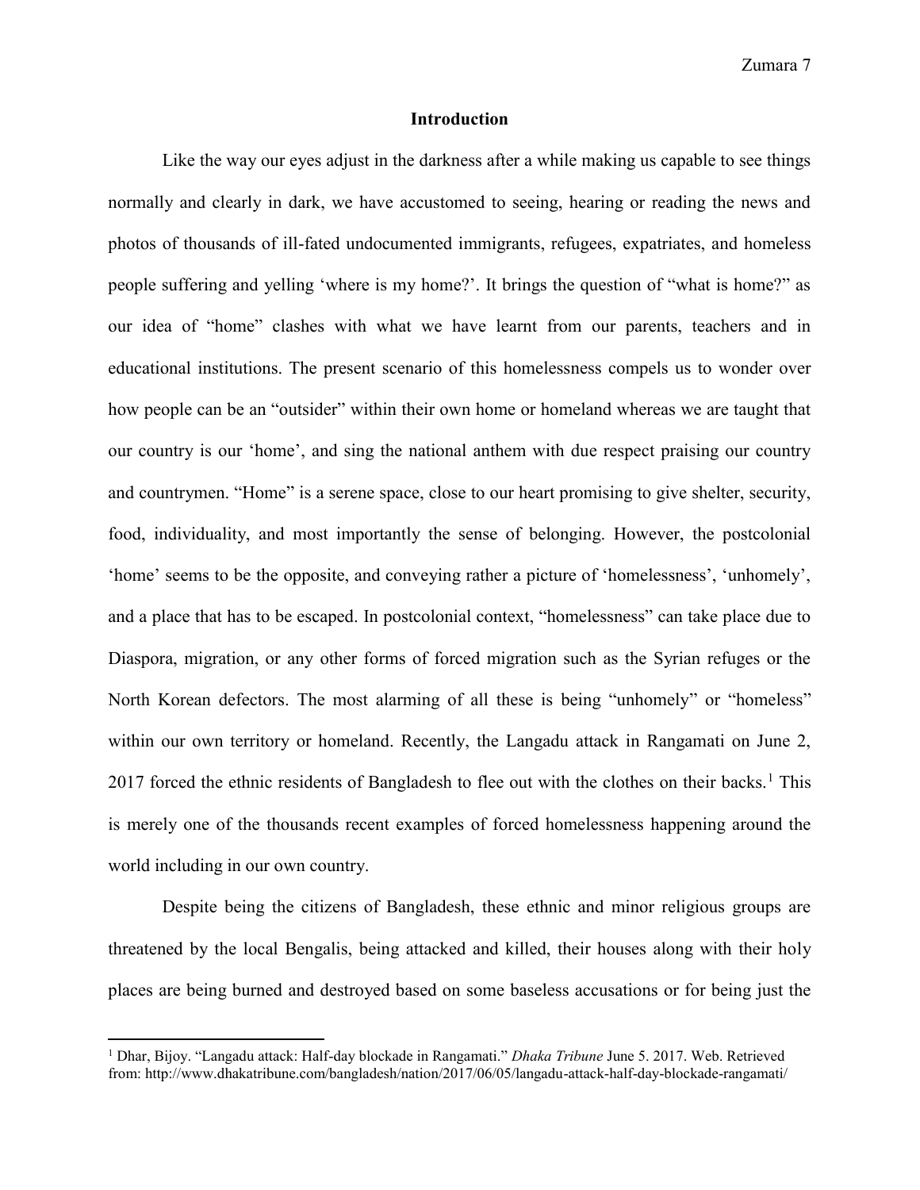## Introduction

Like the way our eyes adjust in the darkness after a while making us capable to see things normally and clearly in dark, we have accustomed to seeing, hearing or reading the news and photos of thousands of ill-fated undocumented immigrants, refugees, expatriates, and homeless people suffering and yelling 'where is my home?'. It brings the question of "what is home?" as our idea of "home" clashes with what we have learnt from our parents, teachers and in educational institutions. The present scenario of this homelessness compels us to wonder over how people can be an "outsider" within their own home or homeland whereas we are taught that our country is our 'home', and sing the national anthem with due respect praising our country and countrymen. "Home" is a serene space, close to our heart promising to give shelter, security, food, individuality, and most importantly the sense of belonging. However, the postcolonial 'home' seems to be the opposite, and conveying rather a picture of 'homelessness', 'unhomely', and a place that has to be escaped. In postcolonial context, "homelessness" can take place due to Diaspora, migration, or any other forms of forced migration such as the Syrian refuges or the North Korean defectors. The most alarming of all these is being "unhomely" or "homeless" within our own territory or homeland. Recently, the Langadu attack in Rangamati on June 2, 2017 forced the ethnic residents of Bangladesh to flee out with the clothes on their backs.[1] This is merely one of the thousands recent examples of forced homelessness happening around the world including in our own country.

Despite being the citizens of Bangladesh, these ethnic and minor religious groups are threatened by the local Bengalis, being attacked and killed, their houses along with their holy places are being burned and destroyed based on some baseless accusations or for being just the

---

[1] Dhar, Bijoy. "Langadu attack: Half-day blockade in Rangamati." *Dhaka Tribune* June 5. 2017. Web. Retrieved from: http://www.dhakatribune.com/bangladesh/nation/2017/06/05/langadu-attack-half-day-blockade-rangamati/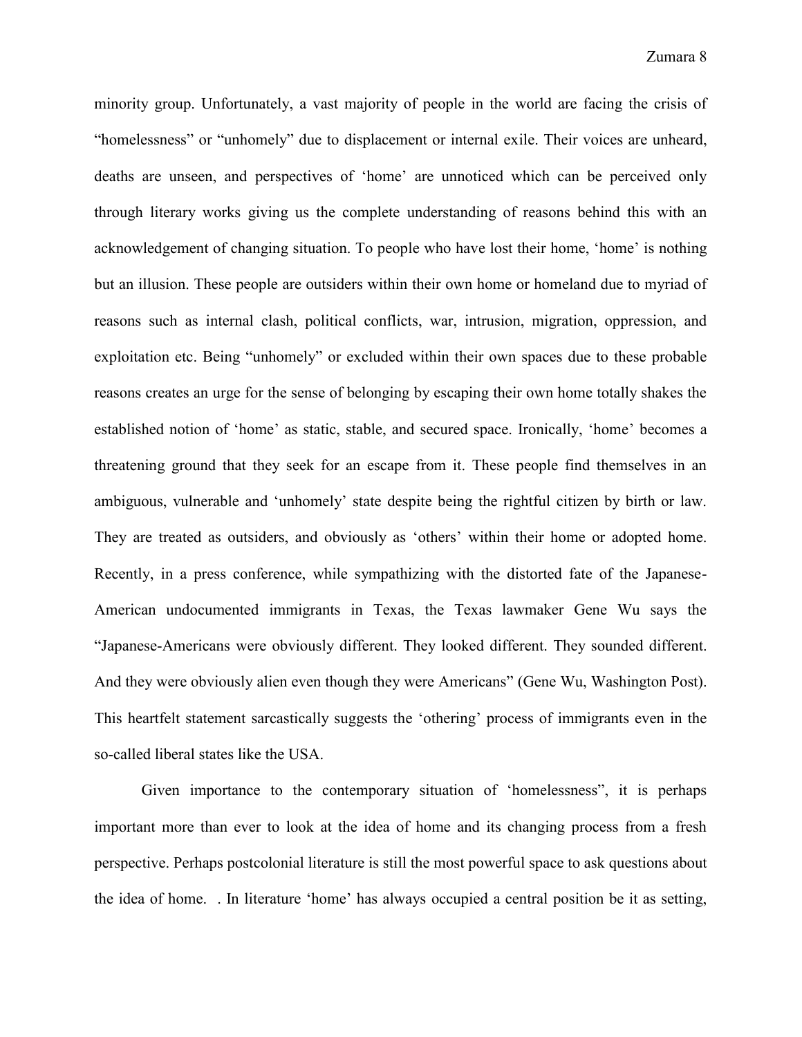minority group. Unfortunately, a vast majority of people in the world are facing the crisis of "homelessness" or "unhomely" due to displacement or internal exile. Their voices are unheard, deaths are unseen, and perspectives of 'home' are unnoticed which can be perceived only through literary works giving us the complete understanding of reasons behind this with an acknowledgement of changing situation. To people who have lost their home, 'home' is nothing but an illusion. These people are outsiders within their own home or homeland due to myriad of reasons such as internal clash, political conflicts, war, intrusion, migration, oppression, and exploitation etc. Being "unhomely" or excluded within their own spaces due to these probable reasons creates an urge for the sense of belonging by escaping their own home totally shakes the established notion of 'home' as static, stable, and secured space. Ironically, 'home' becomes a threatening ground that they seek for an escape from it. These people find themselves in an ambiguous, vulnerable and 'unhomely' state despite being the rightful citizen by birth or law. They are treated as outsiders, and obviously as 'others' within their home or adopted home. Recently, in a press conference, while sympathizing with the distorted fate of the Japanese-American undocumented immigrants in Texas, the Texas lawmaker Gene Wu says the "Japanese-Americans were obviously different. They looked different. They sounded different. And they were obviously alien even though they were Americans" (Gene Wu, Washington Post). This heartfelt statement sarcastically suggests the 'othering' process of immigrants even in the so-called liberal states like the USA.

Given importance to the contemporary situation of 'homelessness", it is perhaps important more than ever to look at the idea of home and its changing process from a fresh perspective. Perhaps postcolonial literature is still the most powerful space to ask questions about the idea of home. . In literature 'home' has always occupied a central position be it as setting,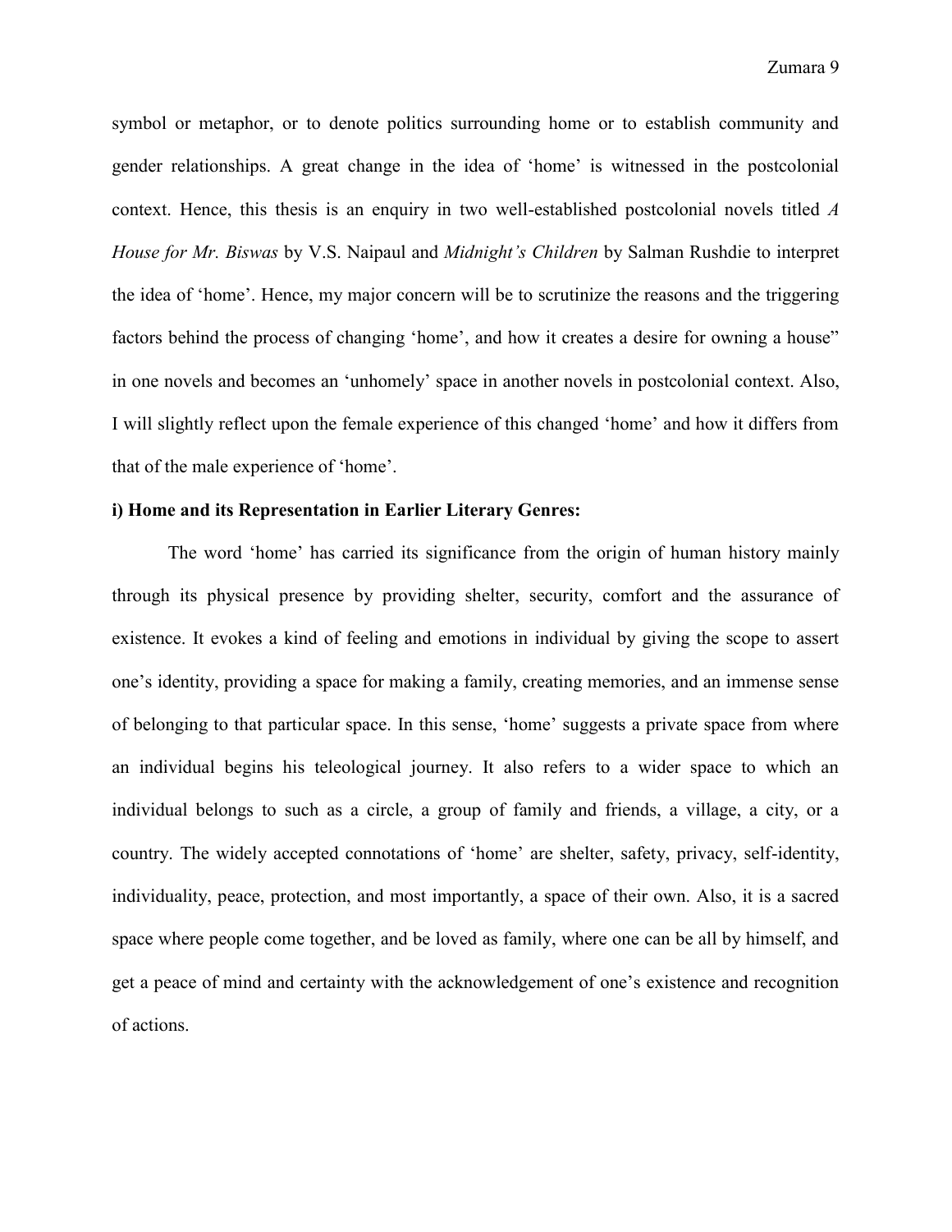symbol or metaphor, or to denote politics surrounding home or to establish community and gender relationships. A great change in the idea of 'home' is witnessed in the postcolonial context. Hence, this thesis is an enquiry in two well-established postcolonial novels titled *A House for Mr. Biswas* by V.S. Naipaul and *Midnight's Children* by Salman Rushdie to interpret the idea of 'home'. Hence, my major concern will be to scrutinize the reasons and the triggering factors behind the process of changing 'home', and how it creates a desire for owning a house" in one novels and becomes an 'unhomely' space in another novels in postcolonial context. Also, I will slightly reflect upon the female experience of this changed 'home' and how it differs from that of the male experience of 'home'.

**i) Home and its Representation in Earlier Literary Genres:**

The word 'home' has carried its significance from the origin of human history mainly through its physical presence by providing shelter, security, comfort and the assurance of existence. It evokes a kind of feeling and emotions in individual by giving the scope to assert one's identity, providing a space for making a family, creating memories, and an immense sense of belonging to that particular space. In this sense, 'home' suggests a private space from where an individual begins his teleological journey. It also refers to a wider space to which an individual belongs to such as a circle, a group of family and friends, a village, a city, or a country. The widely accepted connotations of 'home' are shelter, safety, privacy, self-identity, individuality, peace, protection, and most importantly, a space of their own. Also, it is a sacred space where people come together, and be loved as family, where one can be all by himself, and get a peace of mind and certainty with the acknowledgement of one's existence and recognition of actions.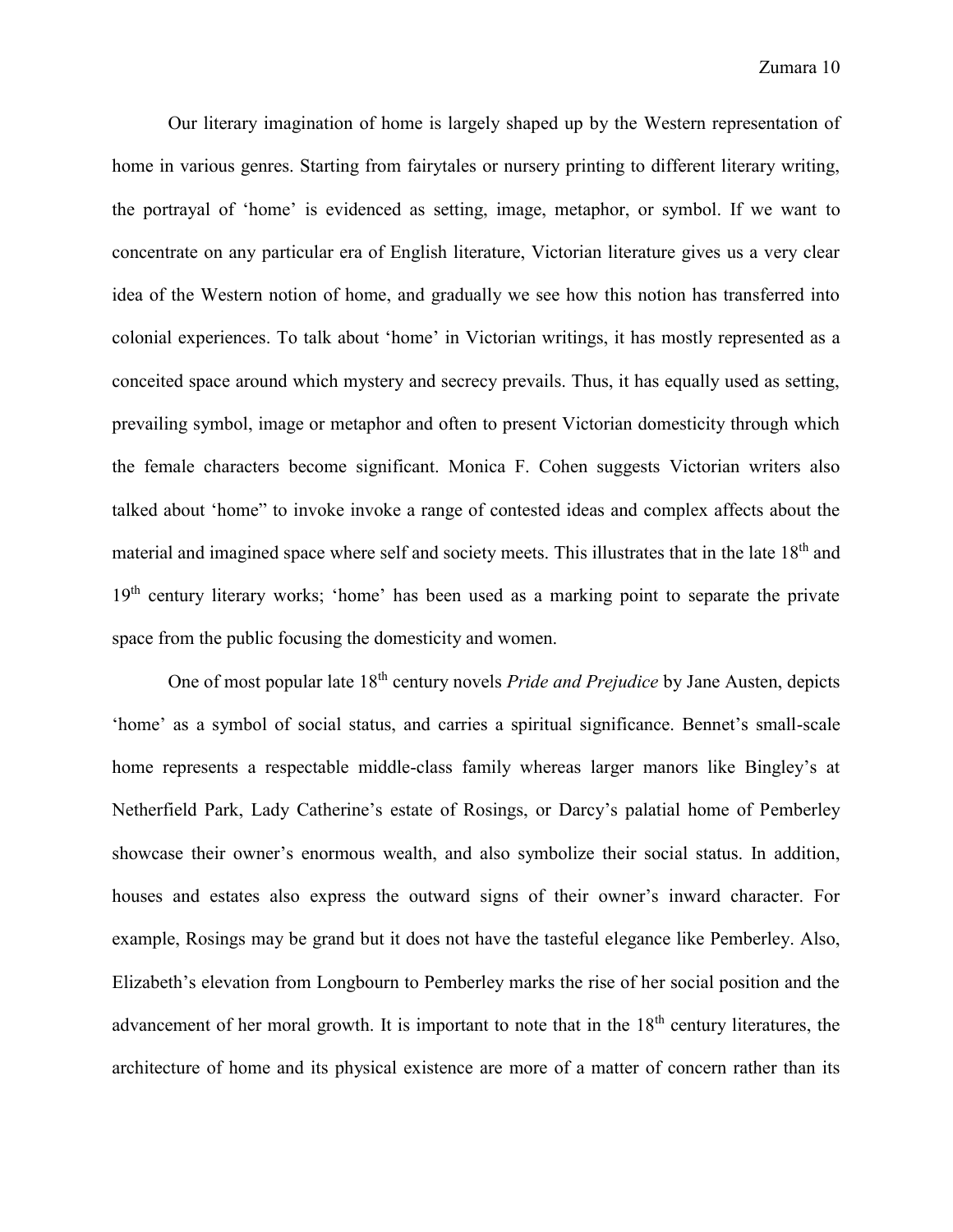Our literary imagination of home is largely shaped up by the Western representation of home in various genres. Starting from fairytales or nursery printing to different literary writing, the portrayal of 'home' is evidenced as setting, image, metaphor, or symbol. If we want to concentrate on any particular era of English literature, Victorian literature gives us a very clear idea of the Western notion of home, and gradually we see how this notion has transferred into colonial experiences. To talk about 'home' in Victorian writings, it has mostly represented as a conceited space around which mystery and secrecy prevails. Thus, it has equally used as setting, prevailing symbol, image or metaphor and often to present Victorian domesticity through which the female characters become significant. Monica F. Cohen suggests Victorian writers also talked about 'home" to invoke invoke a range of contested ideas and complex affects about the material and imagined space where self and society meets. This illustrates that in the late 18th and 19th century literary works; 'home' has been used as a marking point to separate the private space from the public focusing the domesticity and women.

One of most popular late 18th century novels *Pride and Prejudice* by Jane Austen, depicts 'home' as a symbol of social status, and carries a spiritual significance. Bennet's small-scale home represents a respectable middle-class family whereas larger manors like Bingley's at Netherfield Park, Lady Catherine's estate of Rosings, or Darcy's palatial home of Pemberley showcase their owner's enormous wealth, and also symbolize their social status. In addition, houses and estates also express the outward signs of their owner's inward character. For example, Rosings may be grand but it does not have the tasteful elegance like Pemberley. Also, Elizabeth's elevation from Longbourn to Pemberley marks the rise of her social position and the advancement of her moral growth. It is important to note that in the 18th century literatures, the architecture of home and its physical existence are more of a matter of concern rather than its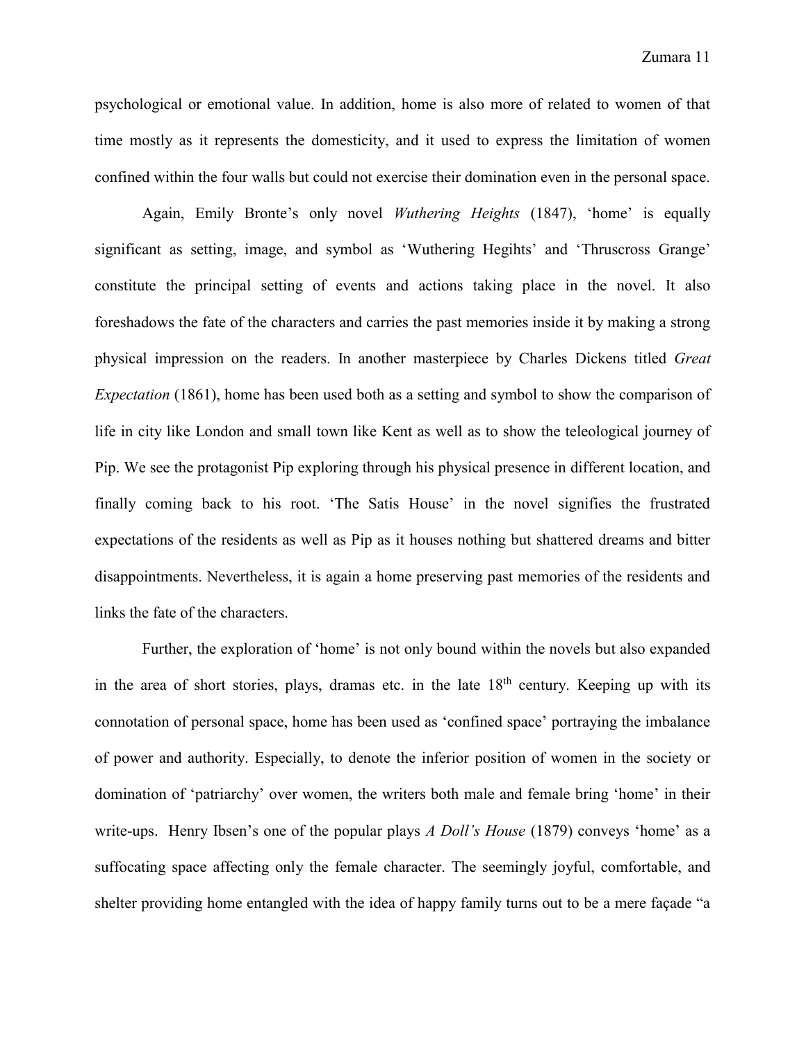psychological or emotional value. In addition, home is also more of related to women of that time mostly as it represents the domesticity, and it used to express the limitation of women confined within the four walls but could not exercise their domination even in the personal space.

Again, Emily Bronte's only novel *Wuthering Heights* (1847), 'home' is equally significant as setting, image, and symbol as 'Wuthering Hegihts' and 'Thruscross Grange' constitute the principal setting of events and actions taking place in the novel. It also foreshadows the fate of the characters and carries the past memories inside it by making a strong physical impression on the readers. In another masterpiece by Charles Dickens titled *Great Expectation* (1861), home has been used both as a setting and symbol to show the comparison of life in city like London and small town like Kent as well as to show the teleological journey of Pip. We see the protagonist Pip exploring through his physical presence in different location, and finally coming back to his root. 'The Satis House' in the novel signifies the frustrated expectations of the residents as well as Pip as it houses nothing but shattered dreams and bitter disappointments. Nevertheless, it is again a home preserving past memories of the residents and links the fate of the characters.

Further, the exploration of 'home' is not only bound within the novels but also expanded in the area of short stories, plays, dramas etc. in the late 18th century. Keeping up with its connotation of personal space, home has been used as 'confined space' portraying the imbalance of power and authority. Especially, to denote the inferior position of women in the society or domination of 'patriarchy' over women, the writers both male and female bring 'home' in their write-ups. Henry Ibsen's one of the popular plays *A Doll's House* (1879) conveys 'home' as a suffocating space affecting only the female character. The seemingly joyful, comfortable, and shelter providing home entangled with the idea of happy family turns out to be a mere façade "a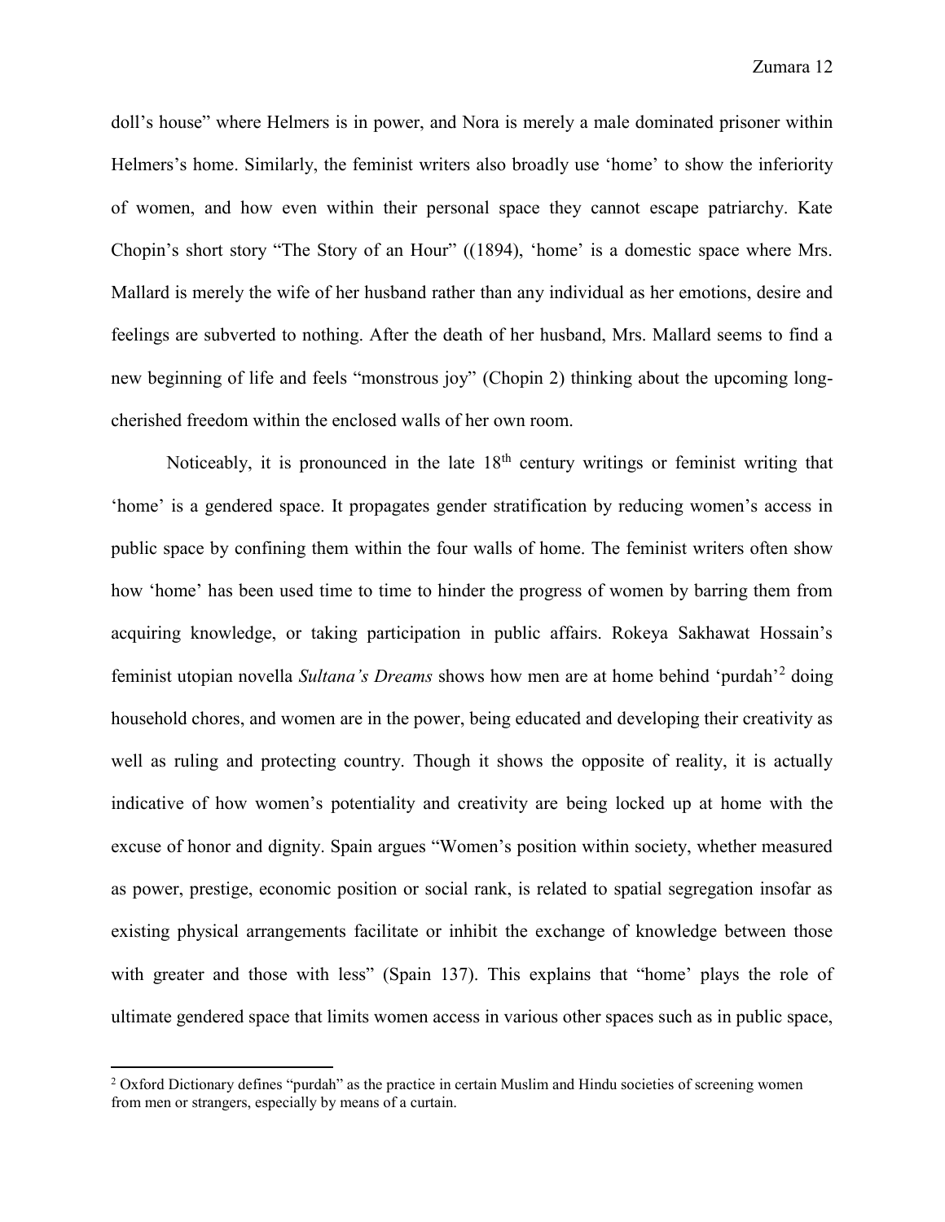doll's house" where Helmers is in power, and Nora is merely a male dominated prisoner within Helmers's home. Similarly, the feminist writers also broadly use 'home' to show the inferiority of women, and how even within their personal space they cannot escape patriarchy. Kate Chopin's short story "The Story of an Hour" ((1894), 'home' is a domestic space where Mrs. Mallard is merely the wife of her husband rather than any individual as her emotions, desire and feelings are subverted to nothing. After the death of her husband, Mrs. Mallard seems to find a new beginning of life and feels "monstrous joy" (Chopin 2) thinking about the upcoming long-cherished freedom within the enclosed walls of her own room.

Noticeably, it is pronounced in the late 18th century writings or feminist writing that 'home' is a gendered space. It propagates gender stratification by reducing women's access in public space by confining them within the four walls of home. The feminist writers often show how 'home' has been used time to time to hinder the progress of women by barring them from acquiring knowledge, or taking participation in public affairs. Rokeya Sakhawat Hossain's feminist utopian novella *Sultana's Dreams* shows how men are at home behind 'purdah'[2] doing household chores, and women are in the power, being educated and developing their creativity as well as ruling and protecting country. Though it shows the opposite of reality, it is actually indicative of how women's potentiality and creativity are being locked up at home with the excuse of honor and dignity. Spain argues "Women's position within society, whether measured as power, prestige, economic position or social rank, is related to spatial segregation insofar as existing physical arrangements facilitate or inhibit the exchange of knowledge between those with greater and those with less" (Spain 137). This explains that "home' plays the role of ultimate gendered space that limits women access in various other spaces such as in public space,

[2] Oxford Dictionary defines "purdah" as the practice in certain Muslim and Hindu societies of screening women from men or strangers, especially by means of a curtain.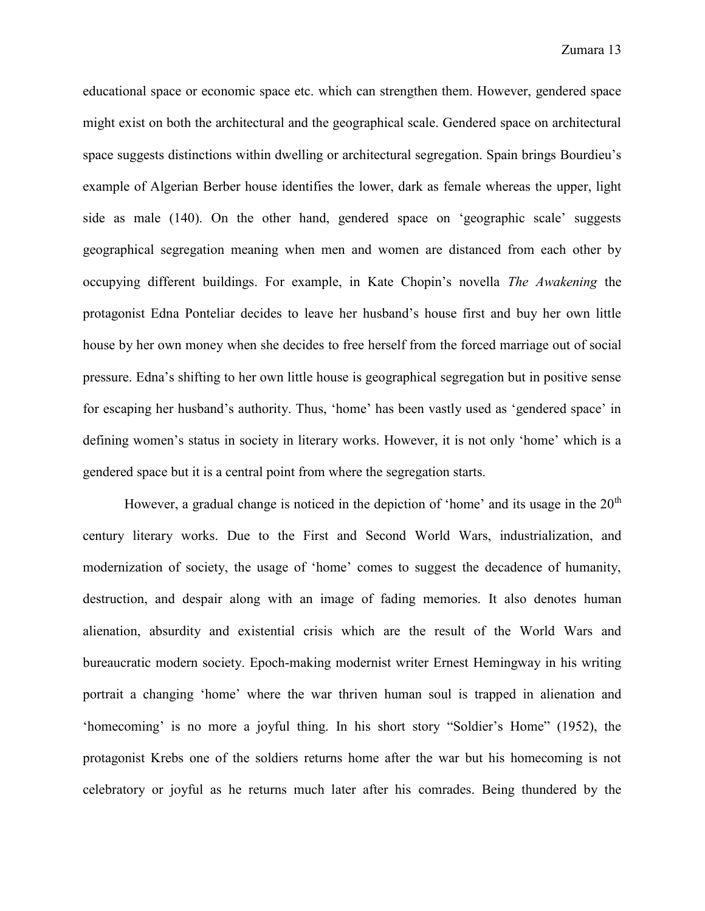educational space or economic space etc. which can strengthen them. However, gendered space might exist on both the architectural and the geographical scale. Gendered space on architectural space suggests distinctions within dwelling or architectural segregation. Spain brings Bourdieu's example of Algerian Berber house identifies the lower, dark as female whereas the upper, light side as male (140). On the other hand, gendered space on 'geographic scale' suggests geographical segregation meaning when men and women are distanced from each other by occupying different buildings. For example, in Kate Chopin's novella *The Awakening* the protagonist Edna Ponteliar decides to leave her husband's house first and buy her own little house by her own money when she decides to free herself from the forced marriage out of social pressure. Edna's shifting to her own little house is geographical segregation but in positive sense for escaping her husband's authority. Thus, 'home' has been vastly used as 'gendered space' in defining women's status in society in literary works. However, it is not only 'home' which is a gendered space but it is a central point from where the segregation starts.

However, a gradual change is noticed in the depiction of 'home' and its usage in the 20th century literary works. Due to the First and Second World Wars, industrialization, and modernization of society, the usage of 'home' comes to suggest the decadence of humanity, destruction, and despair along with an image of fading memories. It also denotes human alienation, absurdity and existential crisis which are the result of the World Wars and bureaucratic modern society. Epoch-making modernist writer Ernest Hemingway in his writing portrait a changing 'home' where the war thriven human soul is trapped in alienation and 'homecoming' is no more a joyful thing. In his short story "Soldier's Home" (1952), the protagonist Krebs one of the soldiers returns home after the war but his homecoming is not celebratory or joyful as he returns much later after his comrades. Being thundered by the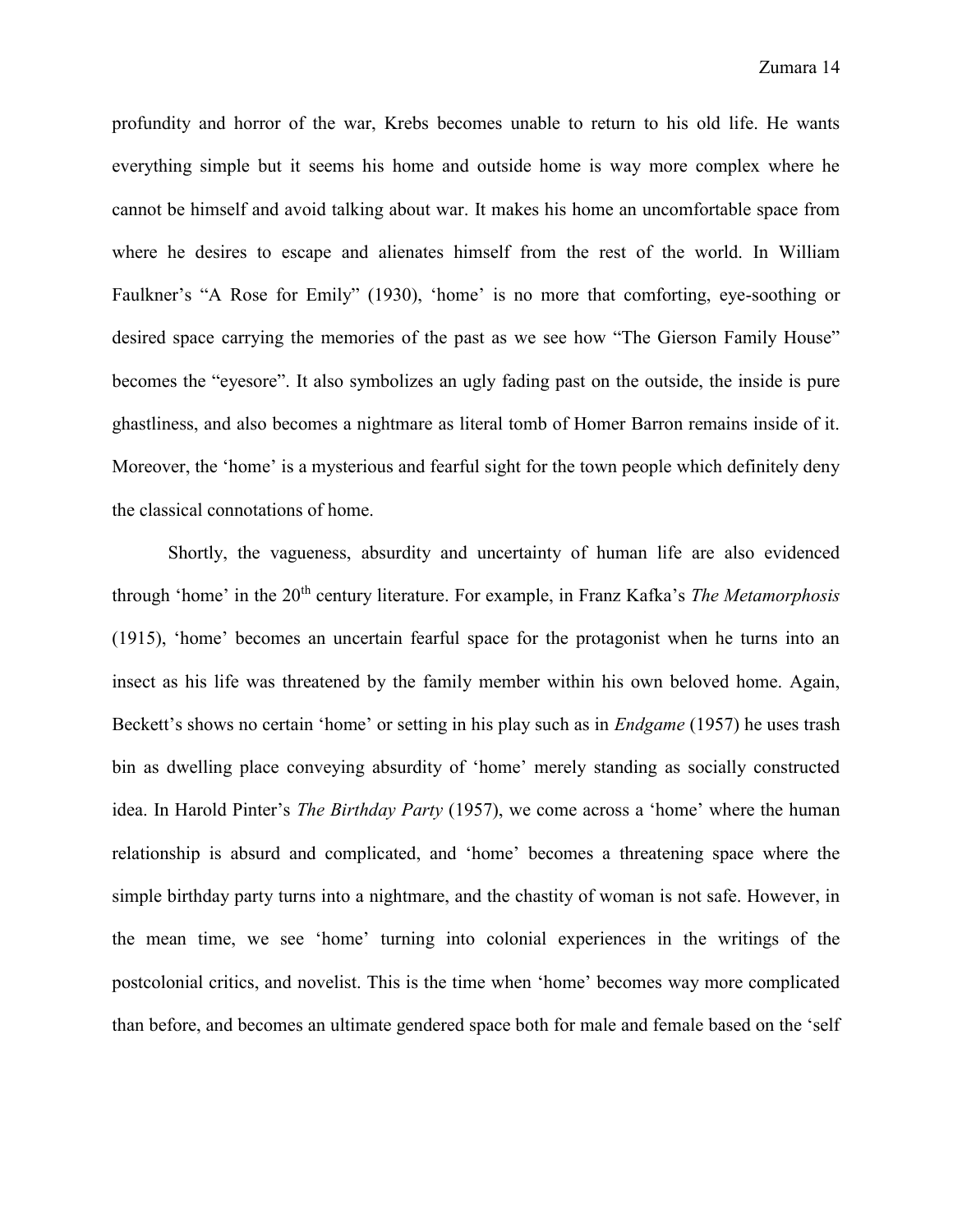profundity and horror of the war, Krebs becomes unable to return to his old life. He wants everything simple but it seems his home and outside home is way more complex where he cannot be himself and avoid talking about war. It makes his home an uncomfortable space from where he desires to escape and alienates himself from the rest of the world. In William Faulkner's "A Rose for Emily" (1930), 'home' is no more that comforting, eye-soothing or desired space carrying the memories of the past as we see how "The Gierson Family House" becomes the "eyesore". It also symbolizes an ugly fading past on the outside, the inside is pure ghastliness, and also becomes a nightmare as literal tomb of Homer Barron remains inside of it. Moreover, the 'home' is a mysterious and fearful sight for the town people which definitely deny the classical connotations of home.

Shortly, the vagueness, absurdity and uncertainty of human life are also evidenced through 'home' in the 20th century literature. For example, in Franz Kafka's *The Metamorphosis* (1915), 'home' becomes an uncertain fearful space for the protagonist when he turns into an insect as his life was threatened by the family member within his own beloved home. Again, Beckett's shows no certain 'home' or setting in his play such as in *Endgame* (1957) he uses trash bin as dwelling place conveying absurdity of 'home' merely standing as socially constructed idea. In Harold Pinter's *The Birthday Party* (1957), we come across a 'home' where the human relationship is absurd and complicated, and 'home' becomes a threatening space where the simple birthday party turns into a nightmare, and the chastity of woman is not safe. However, in the mean time, we see 'home' turning into colonial experiences in the writings of the postcolonial critics, and novelist. This is the time when 'home' becomes way more complicated than before, and becomes an ultimate gendered space both for male and female based on the 'self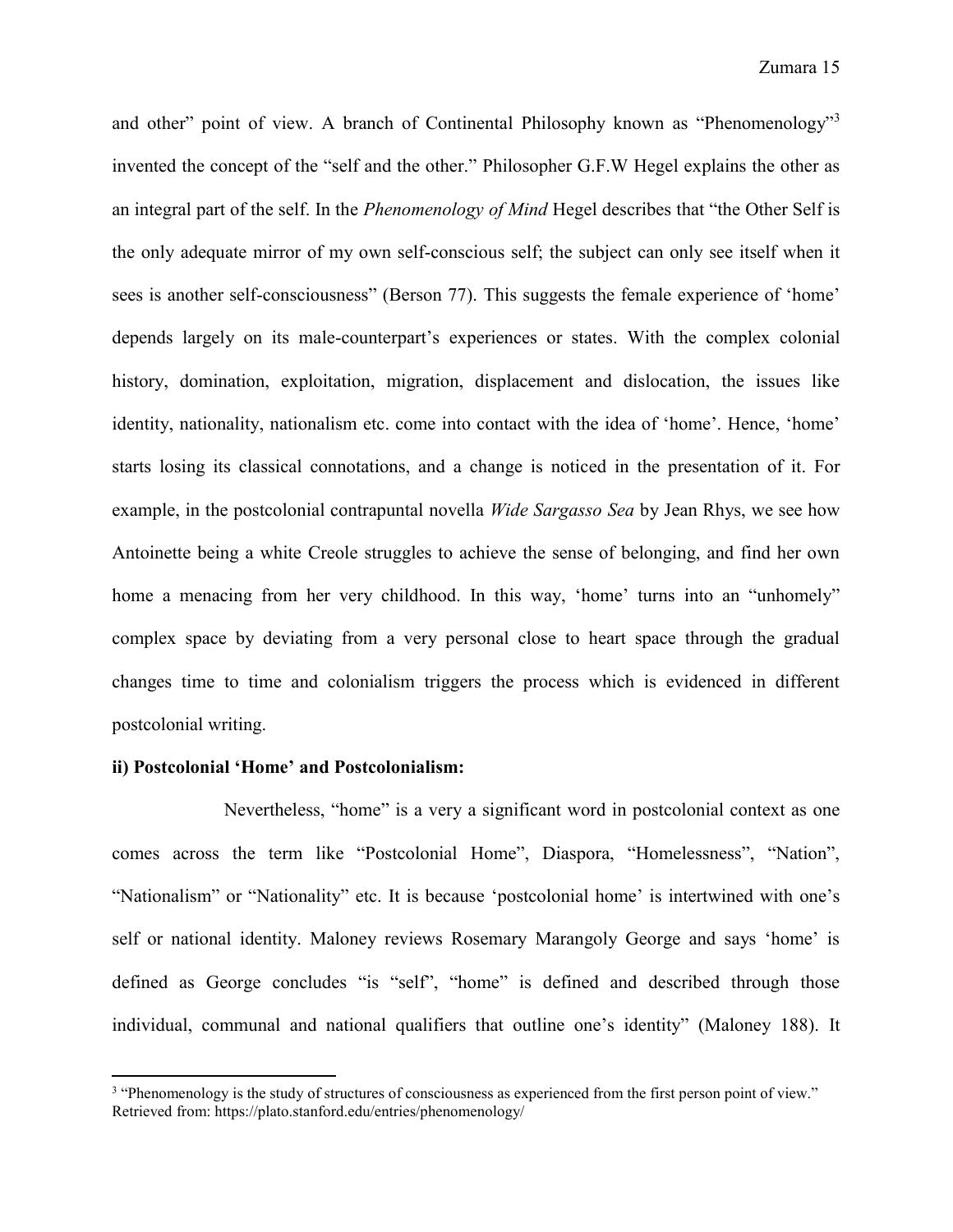and other" point of view. A branch of Continental Philosophy known as "Phenomenology"[3] invented the concept of the "self and the other." Philosopher G.F.W Hegel explains the other as an integral part of the self. In the *Phenomenology of Mind* Hegel describes that "the Other Self is the only adequate mirror of my own self-conscious self; the subject can only see itself when it sees is another self-consciousness" (Berson 77). This suggests the female experience of 'home' depends largely on its male-counterpart's experiences or states. With the complex colonial history, domination, exploitation, migration, displacement and dislocation, the issues like identity, nationality, nationalism etc. come into contact with the idea of 'home'. Hence, 'home' starts losing its classical connotations, and a change is noticed in the presentation of it. For example, in the postcolonial contrapuntal novella *Wide Sargasso Sea* by Jean Rhys, we see how Antoinette being a white Creole struggles to achieve the sense of belonging, and find her own home a menacing from her very childhood. In this way, 'home' turns into an "unhomely" complex space by deviating from a very personal close to heart space through the gradual changes time to time and colonialism triggers the process which is evidenced in different postcolonial writing.

**ii) Postcolonial 'Home' and Postcolonialism:**

Nevertheless, "home" is a very a significant word in postcolonial context as one comes across the term like "Postcolonial Home", Diaspora, "Homelessness", "Nation", "Nationalism" or "Nationality" etc. It is because 'postcolonial home' is intertwined with one's self or national identity. Maloney reviews Rosemary Marangoly George and says 'home' is defined as George concludes "is "self", "home" is defined and described through those individual, communal and national qualifiers that outline one's identity" (Maloney 188). It

[3] "Phenomenology is the study of structures of consciousness as experienced from the first person point of view." Retrieved from: https://plato.stanford.edu/entries/phenomenology/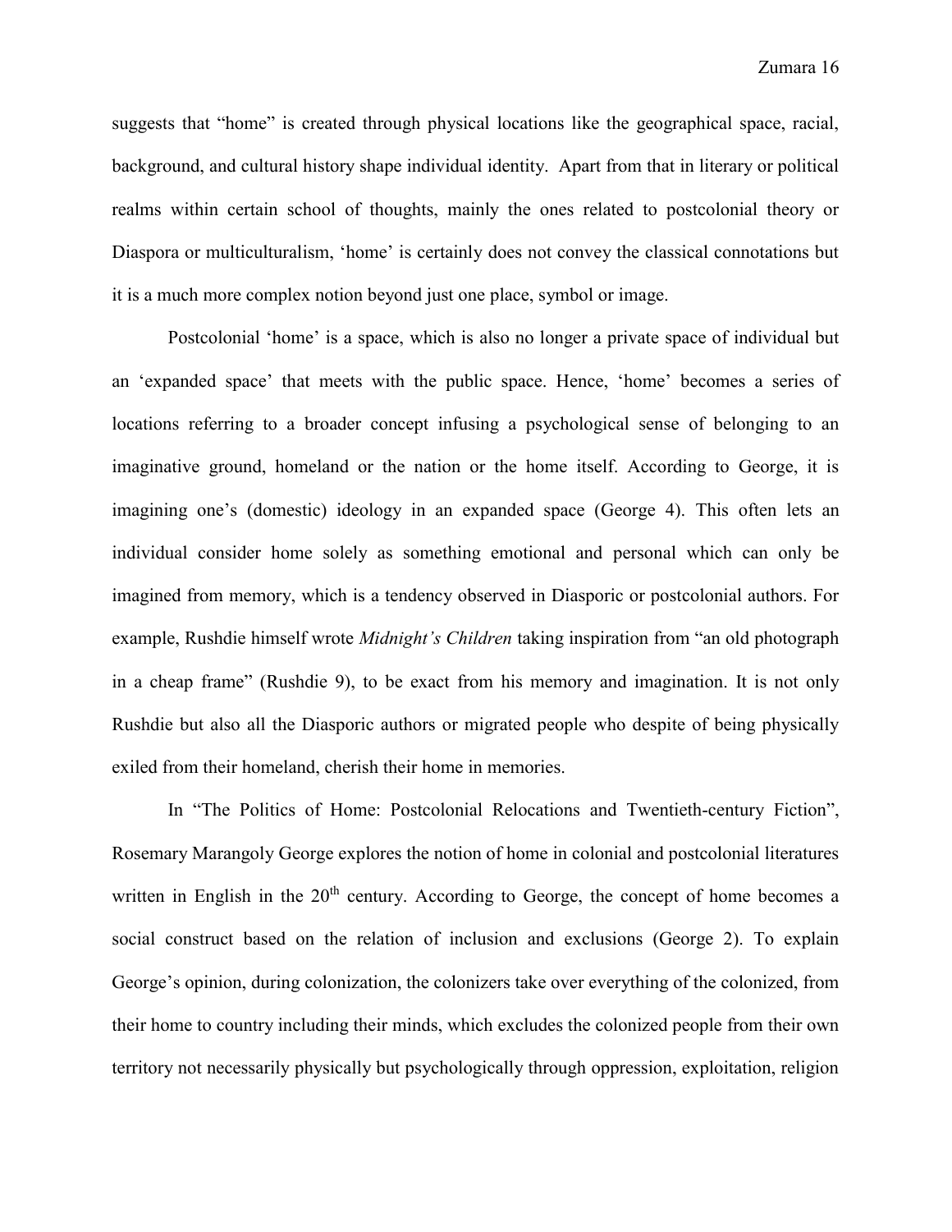suggests that "home" is created through physical locations like the geographical space, racial, background, and cultural history shape individual identity. Apart from that in literary or political realms within certain school of thoughts, mainly the ones related to postcolonial theory or Diaspora or multiculturalism, 'home' is certainly does not convey the classical connotations but it is a much more complex notion beyond just one place, symbol or image.

Postcolonial 'home' is a space, which is also no longer a private space of individual but an 'expanded space' that meets with the public space. Hence, 'home' becomes a series of locations referring to a broader concept infusing a psychological sense of belonging to an imaginative ground, homeland or the nation or the home itself. According to George, it is imagining one's (domestic) ideology in an expanded space (George 4). This often lets an individual consider home solely as something emotional and personal which can only be imagined from memory, which is a tendency observed in Diasporic or postcolonial authors. For example, Rushdie himself wrote *Midnight's Children* taking inspiration from "an old photograph in a cheap frame" (Rushdie 9), to be exact from his memory and imagination. It is not only Rushdie but also all the Diasporic authors or migrated people who despite of being physically exiled from their homeland, cherish their home in memories.

In "The Politics of Home: Postcolonial Relocations and Twentieth-century Fiction", Rosemary Marangoly George explores the notion of home in colonial and postcolonial literatures written in English in the 20th century. According to George, the concept of home becomes a social construct based on the relation of inclusion and exclusions (George 2). To explain George's opinion, during colonization, the colonizers take over everything of the colonized, from their home to country including their minds, which excludes the colonized people from their own territory not necessarily physically but psychologically through oppression, exploitation, religion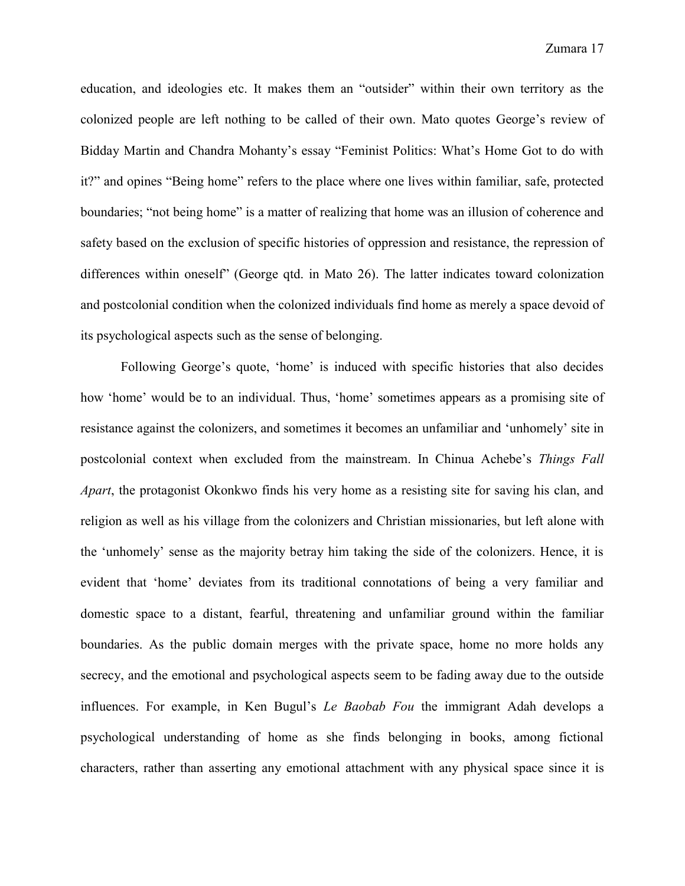education, and ideologies etc. It makes them an "outsider" within their own territory as the colonized people are left nothing to be called of their own. Mato quotes George's review of Bidday Martin and Chandra Mohanty's essay "Feminist Politics: What's Home Got to do with it?" and opines "Being home" refers to the place where one lives within familiar, safe, protected boundaries; "not being home" is a matter of realizing that home was an illusion of coherence and safety based on the exclusion of specific histories of oppression and resistance, the repression of differences within oneself" (George qtd. in Mato 26). The latter indicates toward colonization and postcolonial condition when the colonized individuals find home as merely a space devoid of its psychological aspects such as the sense of belonging.

Following George's quote, 'home' is induced with specific histories that also decides how 'home' would be to an individual. Thus, 'home' sometimes appears as a promising site of resistance against the colonizers, and sometimes it becomes an unfamiliar and 'unhomely' site in postcolonial context when excluded from the mainstream. In Chinua Achebe's *Things Fall Apart*, the protagonist Okonkwo finds his very home as a resisting site for saving his clan, and religion as well as his village from the colonizers and Christian missionaries, but left alone with the 'unhomely' sense as the majority betray him taking the side of the colonizers. Hence, it is evident that 'home' deviates from its traditional connotations of being a very familiar and domestic space to a distant, fearful, threatening and unfamiliar ground within the familiar boundaries. As the public domain merges with the private space, home no more holds any secrecy, and the emotional and psychological aspects seem to be fading away due to the outside influences. For example, in Ken Bugul's *Le Baobab Fou* the immigrant Adah develops a psychological understanding of home as she finds belonging in books, among fictional characters, rather than asserting any emotional attachment with any physical space since it is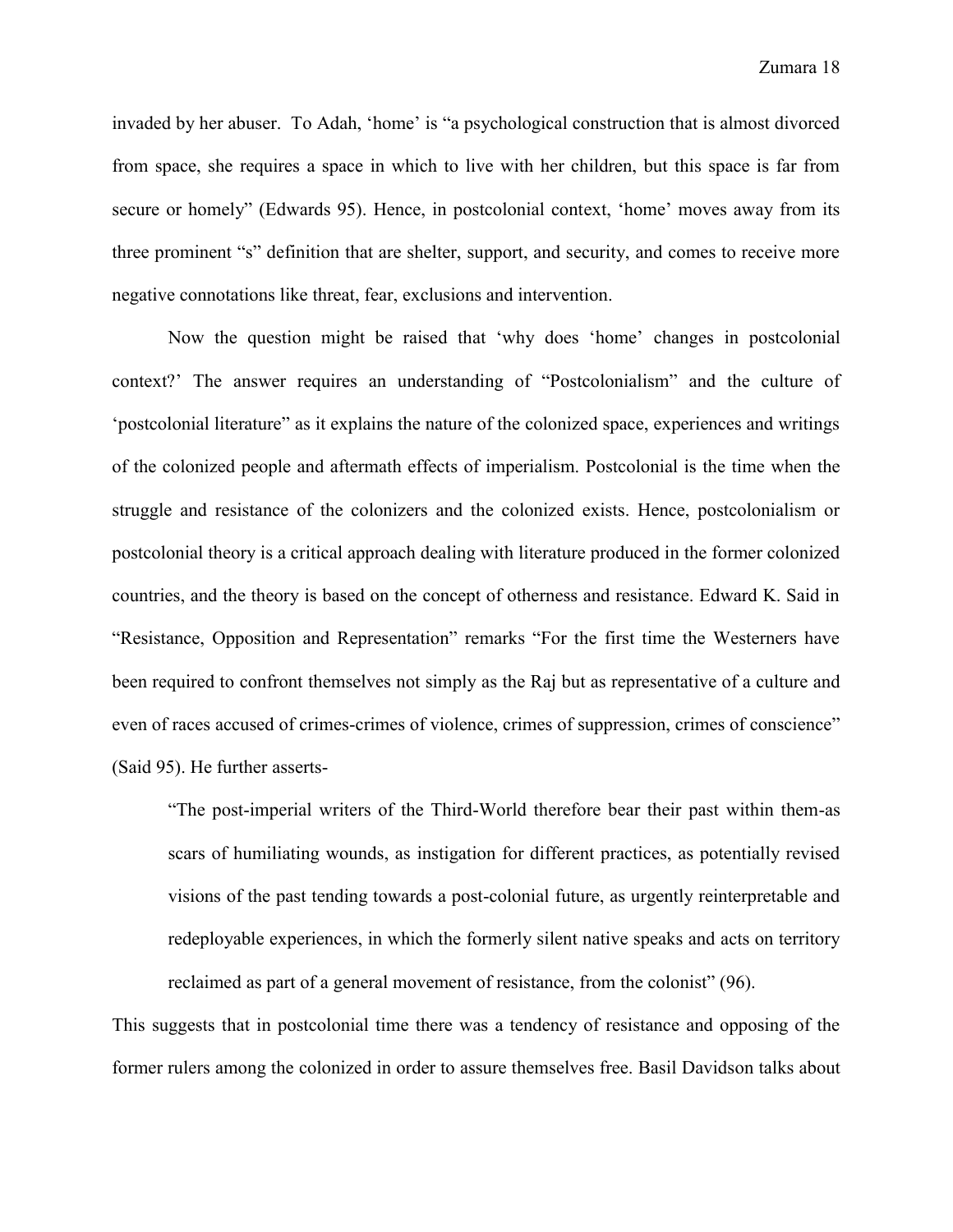invaded by her abuser. To Adah, 'home' is "a psychological construction that is almost divorced from space, she requires a space in which to live with her children, but this space is far from secure or homely" (Edwards 95). Hence, in postcolonial context, 'home' moves away from its three prominent "s" definition that are shelter, support, and security, and comes to receive more negative connotations like threat, fear, exclusions and intervention.

Now the question might be raised that 'why does 'home' changes in postcolonial context?' The answer requires an understanding of "Postcolonialism" and the culture of 'postcolonial literature" as it explains the nature of the colonized space, experiences and writings of the colonized people and aftermath effects of imperialism. Postcolonial is the time when the struggle and resistance of the colonizers and the colonized exists. Hence, postcolonialism or postcolonial theory is a critical approach dealing with literature produced in the former colonized countries, and the theory is based on the concept of otherness and resistance. Edward K. Said in "Resistance, Opposition and Representation" remarks "For the first time the Westerners have been required to confront themselves not simply as the Raj but as representative of a culture and even of races accused of crimes-crimes of violence, crimes of suppression, crimes of conscience" (Said 95). He further asserts-

> "The post-imperial writers of the Third-World therefore bear their past within them-as scars of humiliating wounds, as instigation for different practices, as potentially revised visions of the past tending towards a post-colonial future, as urgently reinterpretable and redeployable experiences, in which the formerly silent native speaks and acts on territory reclaimed as part of a general movement of resistance, from the colonist" (96).

This suggests that in postcolonial time there was a tendency of resistance and opposing of the former rulers among the colonized in order to assure themselves free. Basil Davidson talks about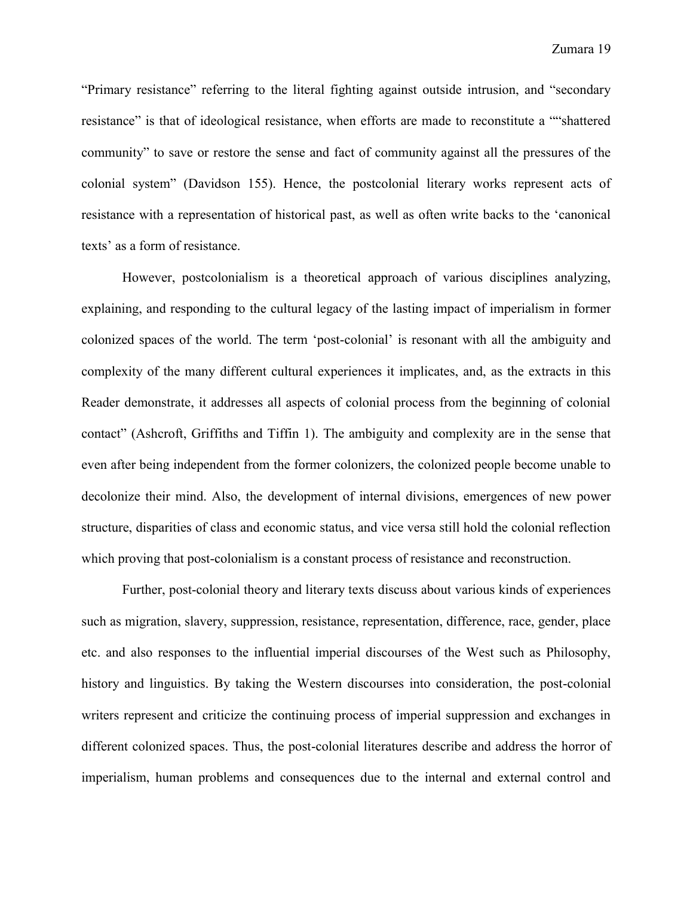"Primary resistance" referring to the literal fighting against outside intrusion, and "secondary resistance" is that of ideological resistance, when efforts are made to reconstitute a ""shattered community" to save or restore the sense and fact of community against all the pressures of the colonial system" (Davidson 155). Hence, the postcolonial literary works represent acts of resistance with a representation of historical past, as well as often write backs to the 'canonical texts' as a form of resistance.

However, postcolonialism is a theoretical approach of various disciplines analyzing, explaining, and responding to the cultural legacy of the lasting impact of imperialism in former colonized spaces of the world. The term 'post-colonial' is resonant with all the ambiguity and complexity of the many different cultural experiences it implicates, and, as the extracts in this Reader demonstrate, it addresses all aspects of colonial process from the beginning of colonial contact" (Ashcroft, Griffiths and Tiffin 1). The ambiguity and complexity are in the sense that even after being independent from the former colonizers, the colonized people become unable to decolonize their mind. Also, the development of internal divisions, emergences of new power structure, disparities of class and economic status, and vice versa still hold the colonial reflection which proving that post-colonialism is a constant process of resistance and reconstruction.

Further, post-colonial theory and literary texts discuss about various kinds of experiences such as migration, slavery, suppression, resistance, representation, difference, race, gender, place etc. and also responses to the influential imperial discourses of the West such as Philosophy, history and linguistics. By taking the Western discourses into consideration, the post-colonial writers represent and criticize the continuing process of imperial suppression and exchanges in different colonized spaces. Thus, the post-colonial literatures describe and address the horror of imperialism, human problems and consequences due to the internal and external control and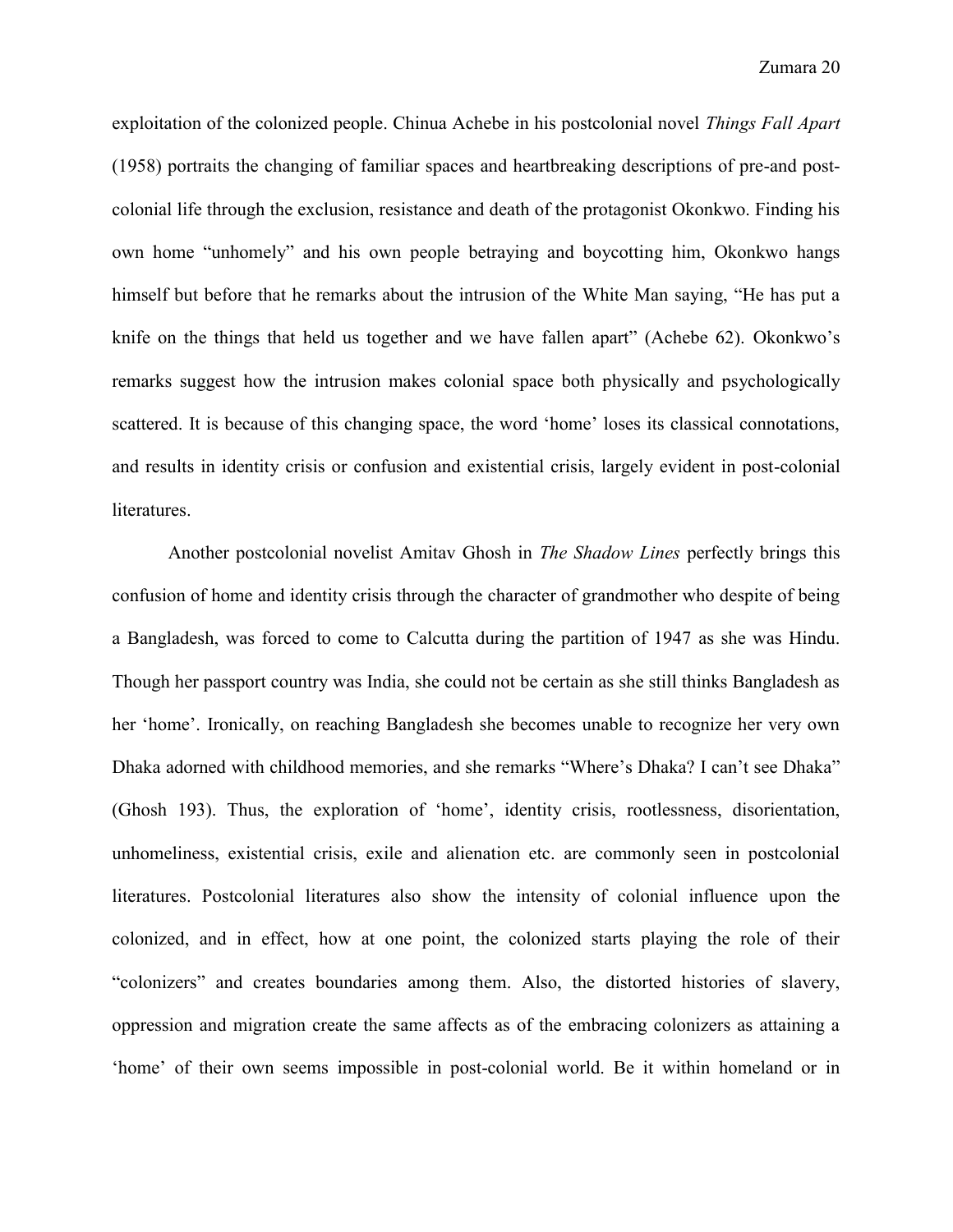exploitation of the colonized people. Chinua Achebe in his postcolonial novel *Things Fall Apart* (1958) portraits the changing of familiar spaces and heartbreaking descriptions of pre-and post-colonial life through the exclusion, resistance and death of the protagonist Okonkwo. Finding his own home "unhomely" and his own people betraying and boycotting him, Okonkwo hangs himself but before that he remarks about the intrusion of the White Man saying, "He has put a knife on the things that held us together and we have fallen apart" (Achebe 62). Okonkwo's remarks suggest how the intrusion makes colonial space both physically and psychologically scattered. It is because of this changing space, the word 'home' loses its classical connotations, and results in identity crisis or confusion and existential crisis, largely evident in post-colonial literatures.

Another postcolonial novelist Amitav Ghosh in *The Shadow Lines* perfectly brings this confusion of home and identity crisis through the character of grandmother who despite of being a Bangladesh, was forced to come to Calcutta during the partition of 1947 as she was Hindu. Though her passport country was India, she could not be certain as she still thinks Bangladesh as her 'home'. Ironically, on reaching Bangladesh she becomes unable to recognize her very own Dhaka adorned with childhood memories, and she remarks "Where's Dhaka? I can't see Dhaka" (Ghosh 193). Thus, the exploration of 'home', identity crisis, rootlessness, disorientation, unhomeliness, existential crisis, exile and alienation etc. are commonly seen in postcolonial literatures. Postcolonial literatures also show the intensity of colonial influence upon the colonized, and in effect, how at one point, the colonized starts playing the role of their "colonizers" and creates boundaries among them. Also, the distorted histories of slavery, oppression and migration create the same affects as of the embracing colonizers as attaining a 'home' of their own seems impossible in post-colonial world. Be it within homeland or in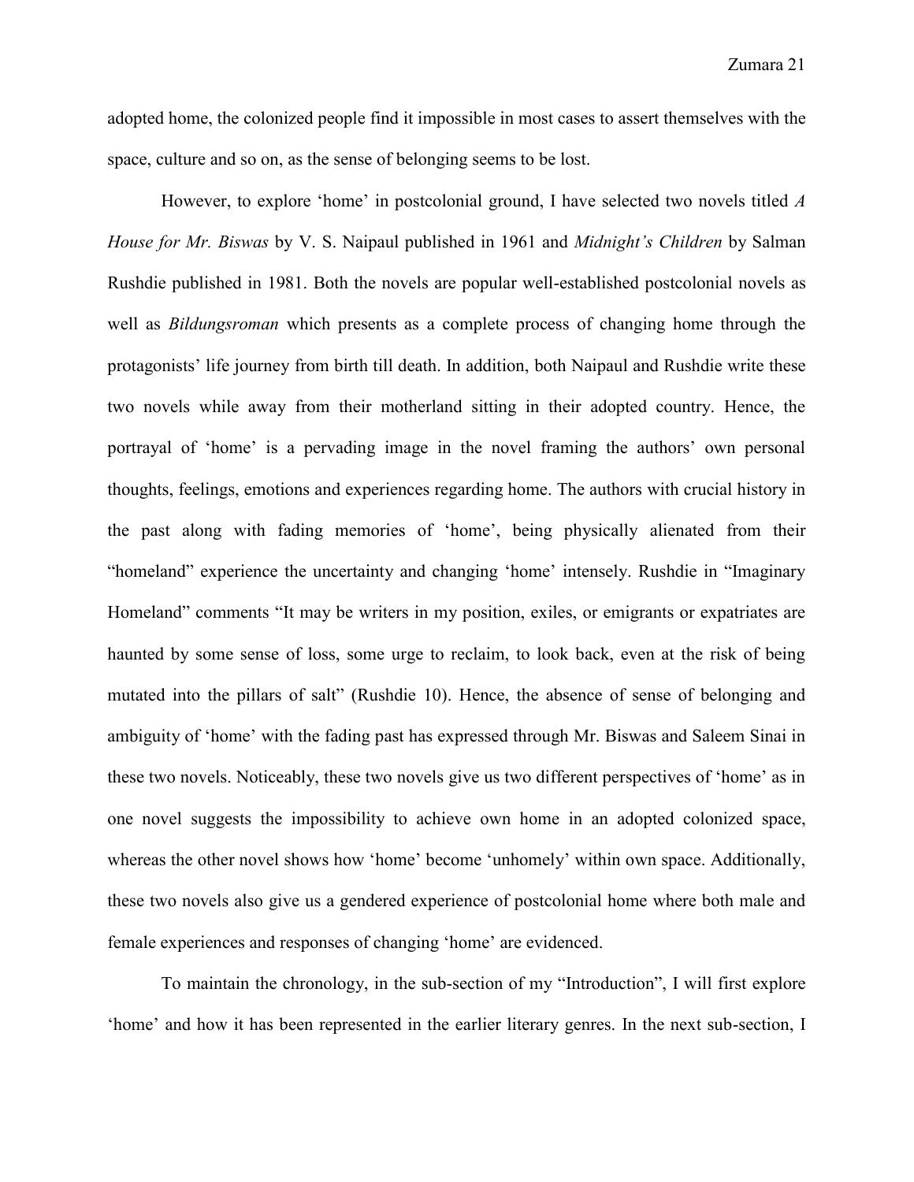adopted home, the colonized people find it impossible in most cases to assert themselves with the space, culture and so on, as the sense of belonging seems to be lost.

However, to explore 'home' in postcolonial ground, I have selected two novels titled *A House for Mr. Biswas* by V. S. Naipaul published in 1961 and *Midnight's Children* by Salman Rushdie published in 1981. Both the novels are popular well-established postcolonial novels as well as *Bildungsroman* which presents as a complete process of changing home through the protagonists' life journey from birth till death. In addition, both Naipaul and Rushdie write these two novels while away from their motherland sitting in their adopted country. Hence, the portrayal of 'home' is a pervading image in the novel framing the authors' own personal thoughts, feelings, emotions and experiences regarding home. The authors with crucial history in the past along with fading memories of 'home', being physically alienated from their "homeland" experience the uncertainty and changing 'home' intensely. Rushdie in "Imaginary Homeland" comments "It may be writers in my position, exiles, or emigrants or expatriates are haunted by some sense of loss, some urge to reclaim, to look back, even at the risk of being mutated into the pillars of salt" (Rushdie 10). Hence, the absence of sense of belonging and ambiguity of 'home' with the fading past has expressed through Mr. Biswas and Saleem Sinai in these two novels. Noticeably, these two novels give us two different perspectives of 'home' as in one novel suggests the impossibility to achieve own home in an adopted colonized space, whereas the other novel shows how 'home' become 'unhomely' within own space. Additionally, these two novels also give us a gendered experience of postcolonial home where both male and female experiences and responses of changing 'home' are evidenced.

To maintain the chronology, in the sub-section of my "Introduction", I will first explore 'home' and how it has been represented in the earlier literary genres. In the next sub-section, I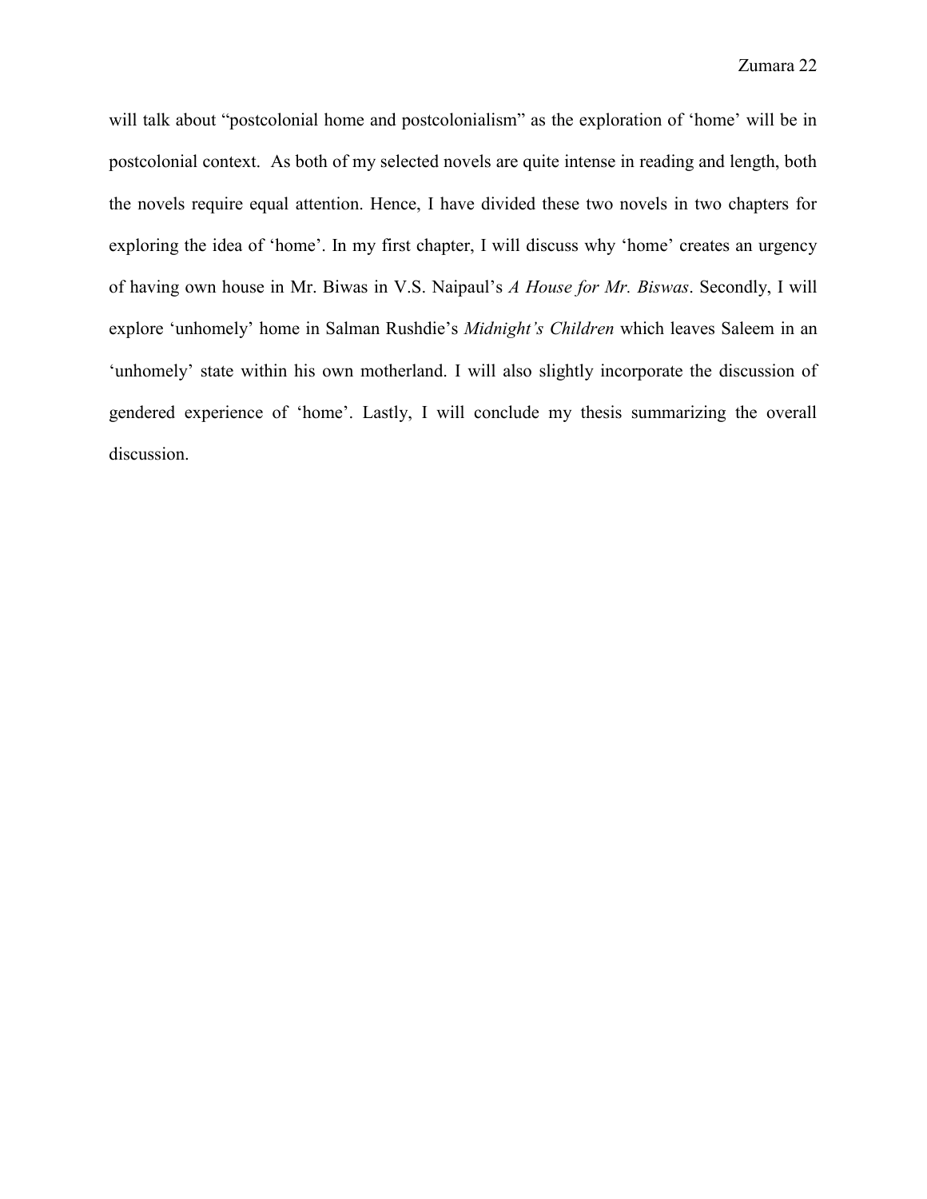will talk about "postcolonial home and postcolonialism" as the exploration of 'home' will be in postcolonial context. As both of my selected novels are quite intense in reading and length, both the novels require equal attention. Hence, I have divided these two novels in two chapters for exploring the idea of 'home'. In my first chapter, I will discuss why 'home' creates an urgency of having own house in Mr. Biwas in V.S. Naipaul's *A House for Mr. Biswas*. Secondly, I will explore 'unhomely' home in Salman Rushdie's *Midnight's Children* which leaves Saleem in an 'unhomely' state within his own motherland. I will also slightly incorporate the discussion of gendered experience of 'home'. Lastly, I will conclude my thesis summarizing the overall discussion.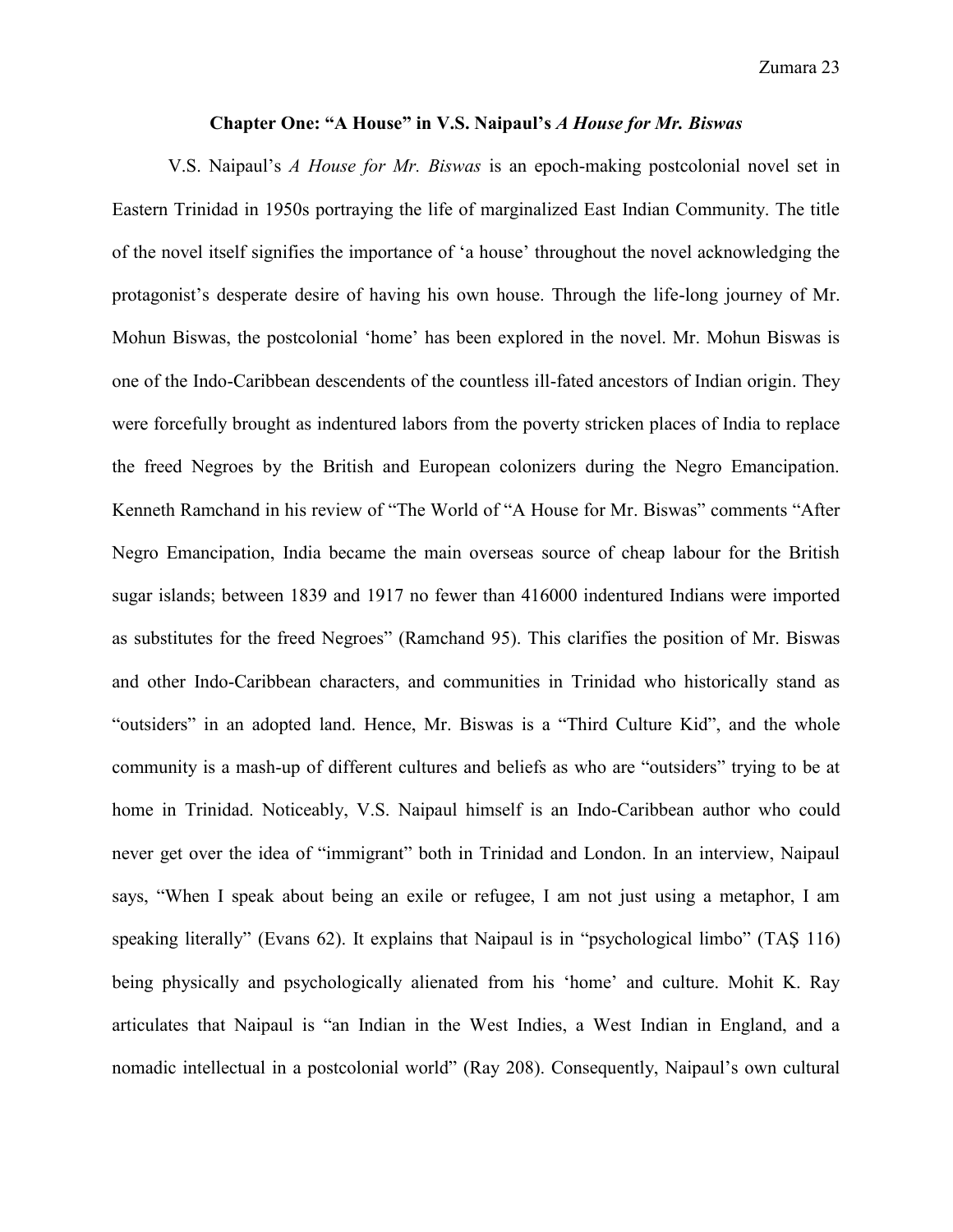## Chapter One: "A House" in V.S. Naipaul's *A House for Mr. Biswas*

V.S. Naipaul's *A House for Mr. Biswas* is an epoch-making postcolonial novel set in Eastern Trinidad in 1950s portraying the life of marginalized East Indian Community. The title of the novel itself signifies the importance of 'a house' throughout the novel acknowledging the protagonist's desperate desire of having his own house. Through the life-long journey of Mr. Mohun Biswas, the postcolonial 'home' has been explored in the novel. Mr. Mohun Biswas is one of the Indo-Caribbean descendents of the countless ill-fated ancestors of Indian origin. They were forcefully brought as indentured labors from the poverty stricken places of India to replace the freed Negroes by the British and European colonizers during the Negro Emancipation. Kenneth Ramchand in his review of "The World of "A House for Mr. Biswas" comments "After Negro Emancipation, India became the main overseas source of cheap labour for the British sugar islands; between 1839 and 1917 no fewer than 416000 indentured Indians were imported as substitutes for the freed Negroes" (Ramchand 95). This clarifies the position of Mr. Biswas and other Indo-Caribbean characters, and communities in Trinidad who historically stand as "outsiders" in an adopted land. Hence, Mr. Biswas is a "Third Culture Kid", and the whole community is a mash-up of different cultures and beliefs as who are "outsiders" trying to be at home in Trinidad. Noticeably, V.S. Naipaul himself is an Indo-Caribbean author who could never get over the idea of "immigrant" both in Trinidad and London. In an interview, Naipaul says, "When I speak about being an exile or refugee, I am not just using a metaphor, I am speaking literally" (Evans 62). It explains that Naipaul is in "psychological limbo" (TAŞ 116) being physically and psychologically alienated from his 'home' and culture. Mohit K. Ray articulates that Naipaul is "an Indian in the West Indies, a West Indian in England, and a nomadic intellectual in a postcolonial world" (Ray 208). Consequently, Naipaul's own cultural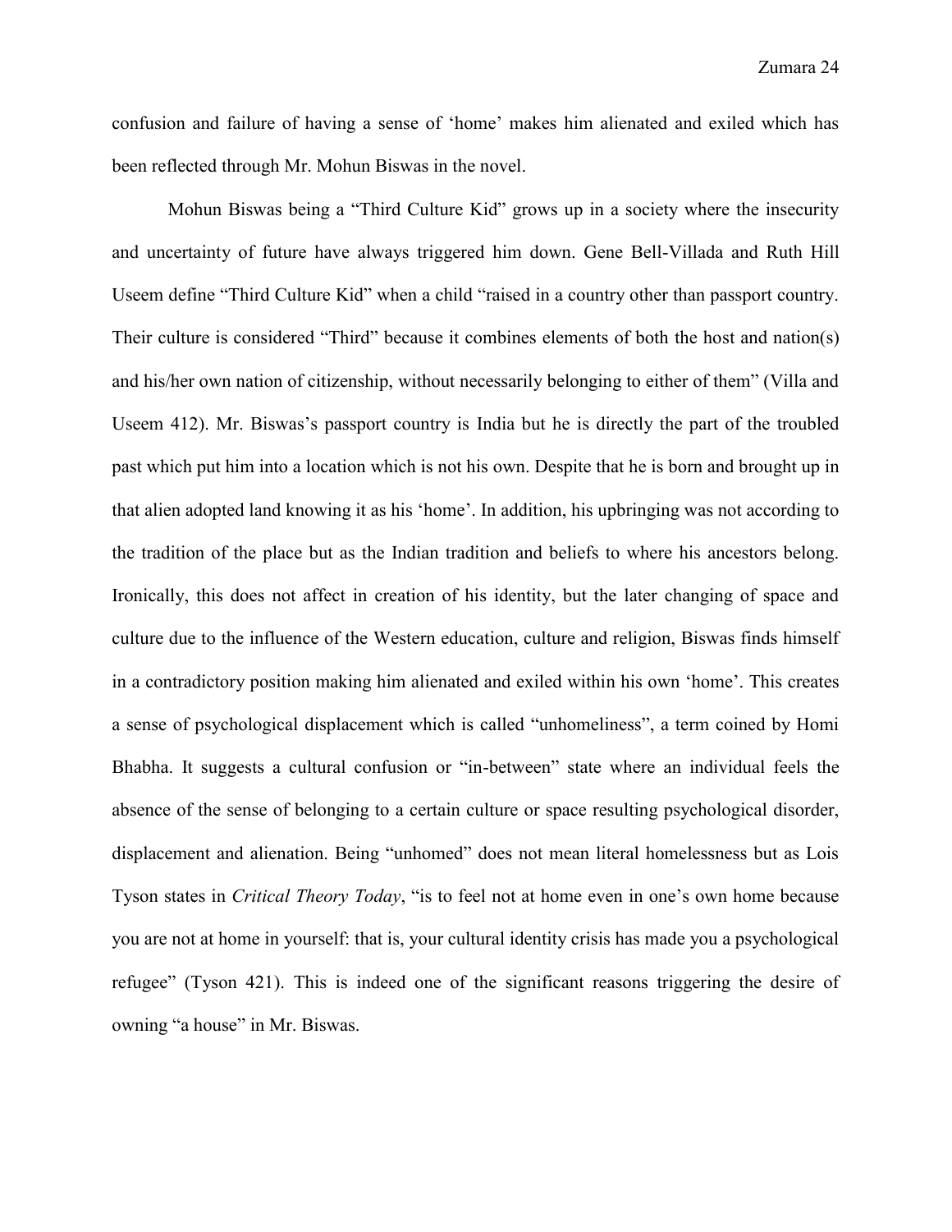confusion and failure of having a sense of 'home' makes him alienated and exiled which has been reflected through Mr. Mohun Biswas in the novel.

Mohun Biswas being a "Third Culture Kid" grows up in a society where the insecurity and uncertainty of future have always triggered him down. Gene Bell-Villada and Ruth Hill Useem define "Third Culture Kid" when a child "raised in a country other than passport country. Their culture is considered "Third" because it combines elements of both the host and nation(s) and his/her own nation of citizenship, without necessarily belonging to either of them" (Villa and Useem 412). Mr. Biswas's passport country is India but he is directly the part of the troubled past which put him into a location which is not his own. Despite that he is born and brought up in that alien adopted land knowing it as his 'home'. In addition, his upbringing was not according to the tradition of the place but as the Indian tradition and beliefs to where his ancestors belong. Ironically, this does not affect in creation of his identity, but the later changing of space and culture due to the influence of the Western education, culture and religion, Biswas finds himself in a contradictory position making him alienated and exiled within his own 'home'. This creates a sense of psychological displacement which is called "unhomeliness", a term coined by Homi Bhabha. It suggests a cultural confusion or "in-between" state where an individual feels the absence of the sense of belonging to a certain culture or space resulting psychological disorder, displacement and alienation. Being "unhomed" does not mean literal homelessness but as Lois Tyson states in *Critical Theory Today*, "is to feel not at home even in one's own home because you are not at home in yourself: that is, your cultural identity crisis has made you a psychological refugee" (Tyson 421). This is indeed one of the significant reasons triggering the desire of owning "a house" in Mr. Biswas.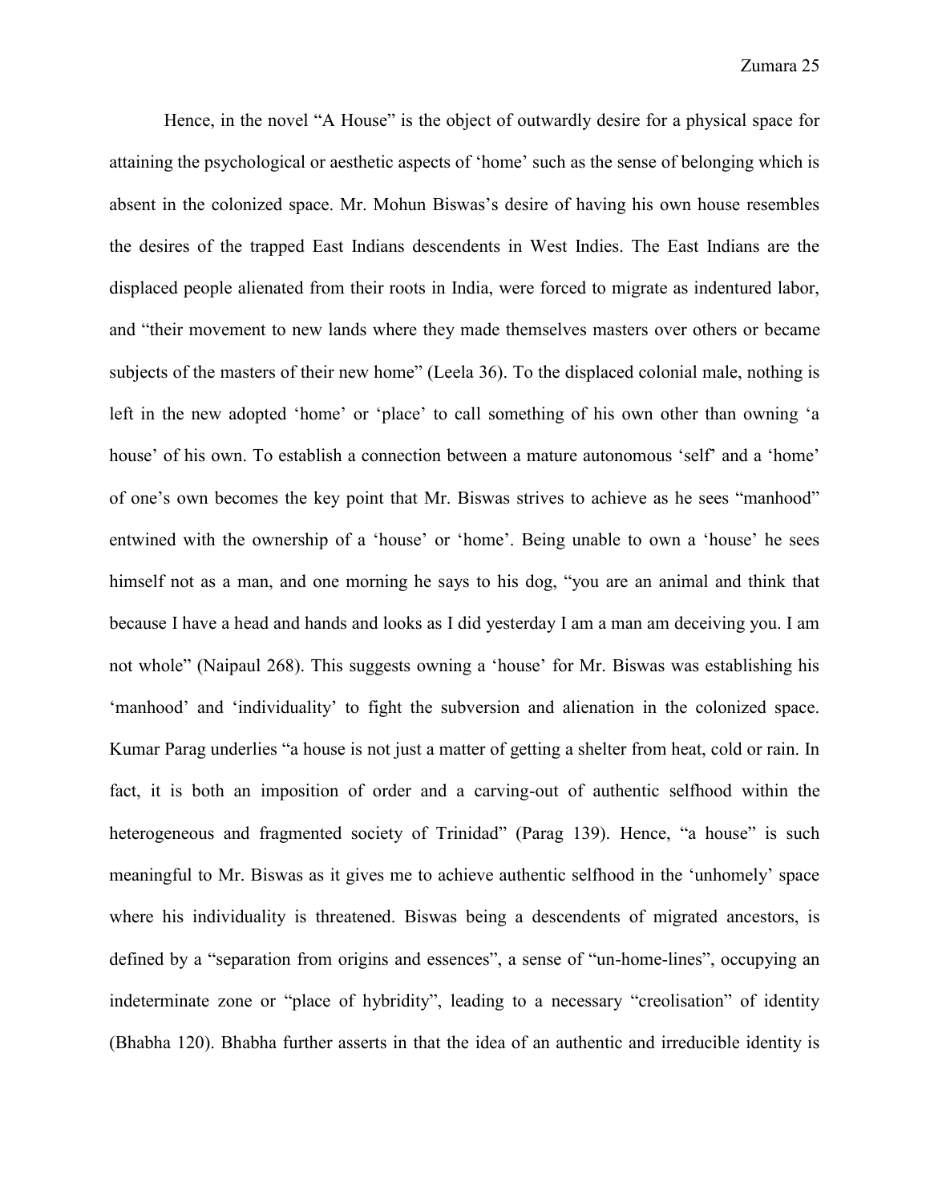Hence, in the novel "A House" is the object of outwardly desire for a physical space for attaining the psychological or aesthetic aspects of 'home' such as the sense of belonging which is absent in the colonized space. Mr. Mohun Biswas's desire of having his own house resembles the desires of the trapped East Indians descendents in West Indies. The East Indians are the displaced people alienated from their roots in India, were forced to migrate as indentured labor, and "their movement to new lands where they made themselves masters over others or became subjects of the masters of their new home" (Leela 36). To the displaced colonial male, nothing is left in the new adopted 'home' or 'place' to call something of his own other than owning 'a house' of his own. To establish a connection between a mature autonomous 'self' and a 'home' of one's own becomes the key point that Mr. Biswas strives to achieve as he sees "manhood" entwined with the ownership of a 'house' or 'home'. Being unable to own a 'house' he sees himself not as a man, and one morning he says to his dog, "you are an animal and think that because I have a head and hands and looks as I did yesterday I am a man am deceiving you. I am not whole" (Naipaul 268). This suggests owning a 'house' for Mr. Biswas was establishing his 'manhood' and 'individuality' to fight the subversion and alienation in the colonized space. Kumar Parag underlies "a house is not just a matter of getting a shelter from heat, cold or rain. In fact, it is both an imposition of order and a carving-out of authentic selfhood within the heterogeneous and fragmented society of Trinidad" (Parag 139). Hence, "a house" is such meaningful to Mr. Biswas as it gives me to achieve authentic selfhood in the 'unhomely' space where his individuality is threatened. Biswas being a descendents of migrated ancestors, is defined by a "separation from origins and essences", a sense of "un-home-lines", occupying an indeterminate zone or "place of hybridity", leading to a necessary "creolisation" of identity (Bhabha 120). Bhabha further asserts in that the idea of an authentic and irreducible identity is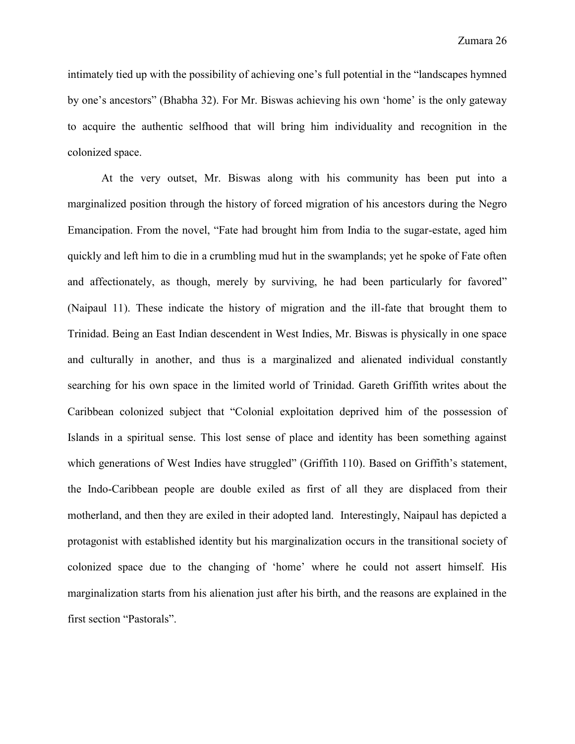intimately tied up with the possibility of achieving one's full potential in the "landscapes hymned by one's ancestors" (Bhabha 32). For Mr. Biswas achieving his own 'home' is the only gateway to acquire the authentic selfhood that will bring him individuality and recognition in the colonized space.

At the very outset, Mr. Biswas along with his community has been put into a marginalized position through the history of forced migration of his ancestors during the Negro Emancipation. From the novel, "Fate had brought him from India to the sugar-estate, aged him quickly and left him to die in a crumbling mud hut in the swamplands; yet he spoke of Fate often and affectionately, as though, merely by surviving, he had been particularly for favored" (Naipaul 11). These indicate the history of migration and the ill-fate that brought them to Trinidad. Being an East Indian descendent in West Indies, Mr. Biswas is physically in one space and culturally in another, and thus is a marginalized and alienated individual constantly searching for his own space in the limited world of Trinidad. Gareth Griffith writes about the Caribbean colonized subject that "Colonial exploitation deprived him of the possession of Islands in a spiritual sense. This lost sense of place and identity has been something against which generations of West Indies have struggled" (Griffith 110). Based on Griffith's statement, the Indo-Caribbean people are double exiled as first of all they are displaced from their motherland, and then they are exiled in their adopted land. Interestingly, Naipaul has depicted a protagonist with established identity but his marginalization occurs in the transitional society of colonized space due to the changing of 'home' where he could not assert himself. His marginalization starts from his alienation just after his birth, and the reasons are explained in the first section "Pastorals".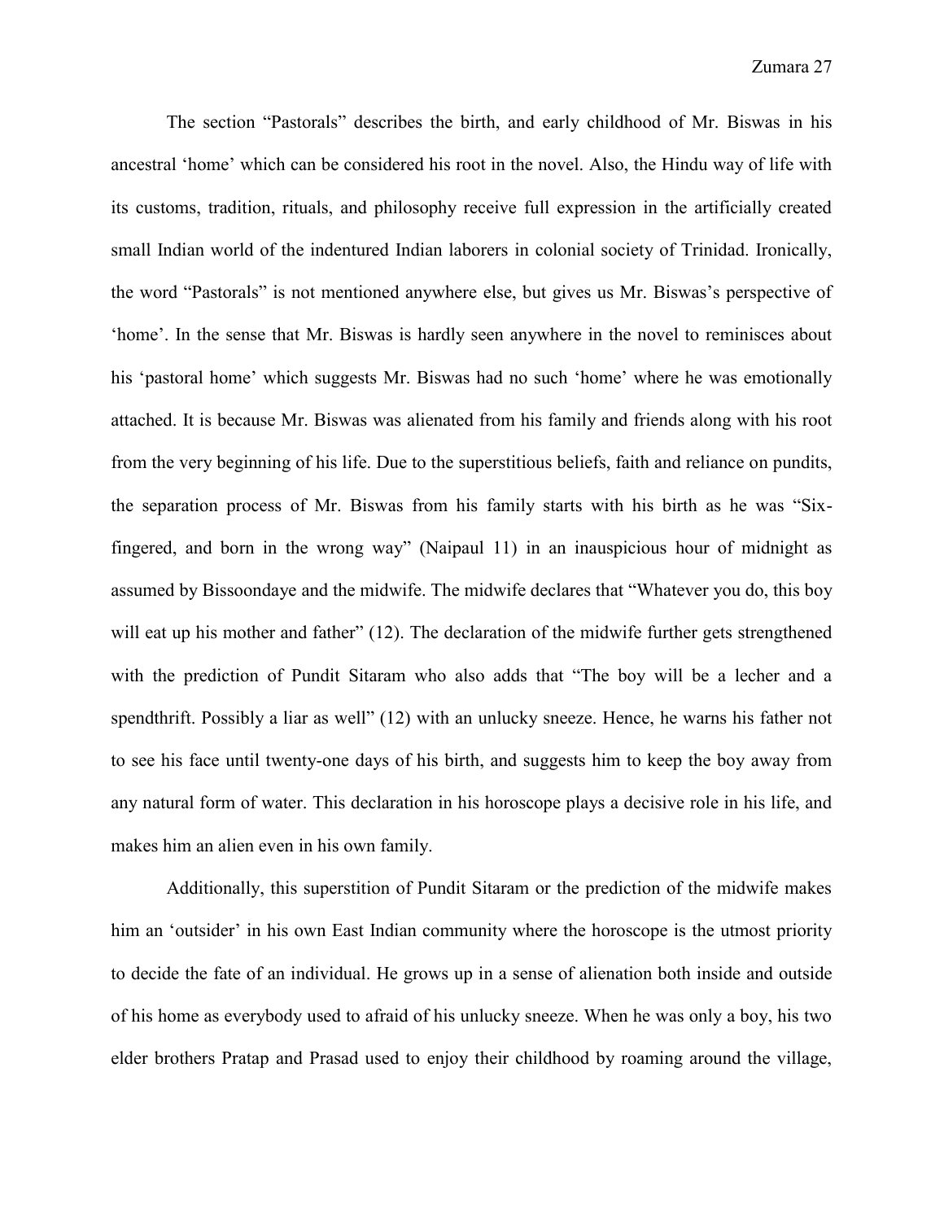The section "Pastorals" describes the birth, and early childhood of Mr. Biswas in his ancestral 'home' which can be considered his root in the novel. Also, the Hindu way of life with its customs, tradition, rituals, and philosophy receive full expression in the artificially created small Indian world of the indentured Indian laborers in colonial society of Trinidad. Ironically, the word "Pastorals" is not mentioned anywhere else, but gives us Mr. Biswas's perspective of 'home'. In the sense that Mr. Biswas is hardly seen anywhere in the novel to reminisces about his 'pastoral home' which suggests Mr. Biswas had no such 'home' where he was emotionally attached. It is because Mr. Biswas was alienated from his family and friends along with his root from the very beginning of his life. Due to the superstitious beliefs, faith and reliance on pundits, the separation process of Mr. Biswas from his family starts with his birth as he was "Six-fingered, and born in the wrong way" (Naipaul 11) in an inauspicious hour of midnight as assumed by Bissoondaye and the midwife. The midwife declares that "Whatever you do, this boy will eat up his mother and father" (12). The declaration of the midwife further gets strengthened with the prediction of Pundit Sitaram who also adds that "The boy will be a lecher and a spendthrift. Possibly a liar as well" (12) with an unlucky sneeze. Hence, he warns his father not to see his face until twenty-one days of his birth, and suggests him to keep the boy away from any natural form of water. This declaration in his horoscope plays a decisive role in his life, and makes him an alien even in his own family.

Additionally, this superstition of Pundit Sitaram or the prediction of the midwife makes him an 'outsider' in his own East Indian community where the horoscope is the utmost priority to decide the fate of an individual. He grows up in a sense of alienation both inside and outside of his home as everybody used to afraid of his unlucky sneeze. When he was only a boy, his two elder brothers Pratap and Prasad used to enjoy their childhood by roaming around the village,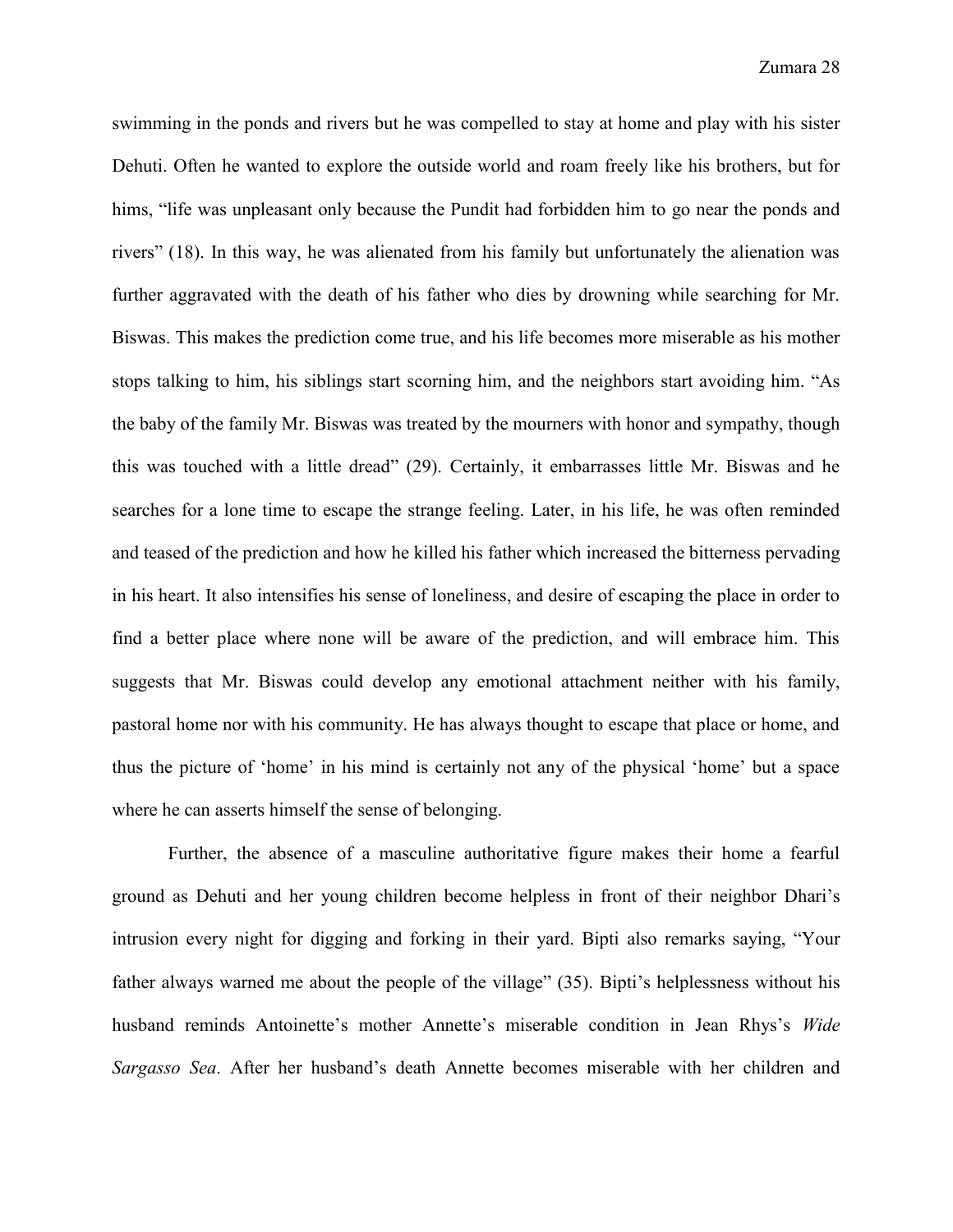swimming in the ponds and rivers but he was compelled to stay at home and play with his sister Dehuti. Often he wanted to explore the outside world and roam freely like his brothers, but for hims, "life was unpleasant only because the Pundit had forbidden him to go near the ponds and rivers" (18). In this way, he was alienated from his family but unfortunately the alienation was further aggravated with the death of his father who dies by drowning while searching for Mr. Biswas. This makes the prediction come true, and his life becomes more miserable as his mother stops talking to him, his siblings start scorning him, and the neighbors start avoiding him. "As the baby of the family Mr. Biswas was treated by the mourners with honor and sympathy, though this was touched with a little dread" (29). Certainly, it embarrasses little Mr. Biswas and he searches for a lone time to escape the strange feeling. Later, in his life, he was often reminded and teased of the prediction and how he killed his father which increased the bitterness pervading in his heart. It also intensifies his sense of loneliness, and desire of escaping the place in order to find a better place where none will be aware of the prediction, and will embrace him. This suggests that Mr. Biswas could develop any emotional attachment neither with his family, pastoral home nor with his community. He has always thought to escape that place or home, and thus the picture of 'home' in his mind is certainly not any of the physical 'home' but a space where he can asserts himself the sense of belonging.

Further, the absence of a masculine authoritative figure makes their home a fearful ground as Dehuti and her young children become helpless in front of their neighbor Dhari's intrusion every night for digging and forking in their yard. Bipti also remarks saying, "Your father always warned me about the people of the village" (35). Bipti's helplessness without his husband reminds Antoinette's mother Annette's miserable condition in Jean Rhys's *Wide Sargasso Sea*. After her husband's death Annette becomes miserable with her children and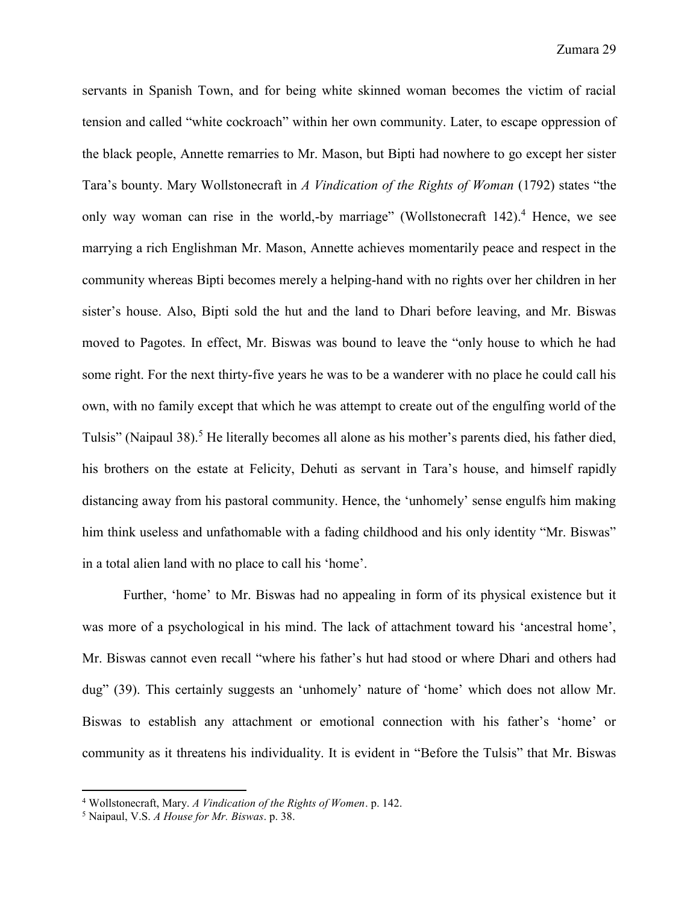servants in Spanish Town, and for being white skinned woman becomes the victim of racial tension and called "white cockroach" within her own community. Later, to escape oppression of the black people, Annette remarries to Mr. Mason, but Bipti had nowhere to go except her sister Tara's bounty. Mary Wollstonecraft in *A Vindication of the Rights of Woman* (1792) states "the only way woman can rise in the world,-by marriage" (Wollstonecraft 142).[4] Hence, we see marrying a rich Englishman Mr. Mason, Annette achieves momentarily peace and respect in the community whereas Bipti becomes merely a helping-hand with no rights over her children in her sister's house. Also, Bipti sold the hut and the land to Dhari before leaving, and Mr. Biswas moved to Pagotes. In effect, Mr. Biswas was bound to leave the "only house to which he had some right. For the next thirty-five years he was to be a wanderer with no place he could call his own, with no family except that which he was attempt to create out of the engulfing world of the Tulsis" (Naipaul 38).[5] He literally becomes all alone as his mother's parents died, his father died, his brothers on the estate at Felicity, Dehuti as servant in Tara's house, and himself rapidly distancing away from his pastoral community. Hence, the 'unhomely' sense engulfs him making him think useless and unfathomable with a fading childhood and his only identity "Mr. Biswas" in a total alien land with no place to call his 'home'.

Further, 'home' to Mr. Biswas had no appealing in form of its physical existence but it was more of a psychological in his mind. The lack of attachment toward his 'ancestral home', Mr. Biswas cannot even recall "where his father's hut had stood or where Dhari and others had dug" (39). This certainly suggests an 'unhomely' nature of 'home' which does not allow Mr. Biswas to establish any attachment or emotional connection with his father's 'home' or community as it threatens his individuality. It is evident in "Before the Tulsis" that Mr. Biswas

---

[4] Wollstonecraft, Mary. *A Vindication of the Rights of Women*. p. 142.

[5] Naipaul, V.S. *A House for Mr. Biswas*. p. 38.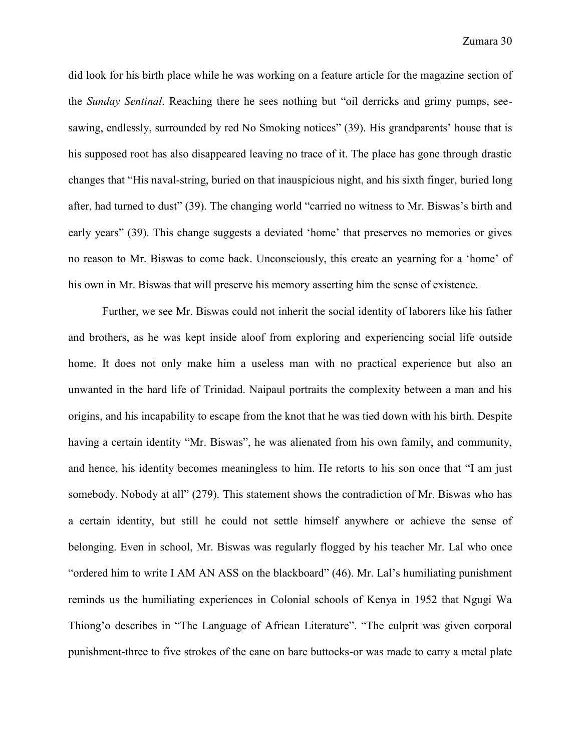did look for his birth place while he was working on a feature article for the magazine section of the *Sunday Sentinal*. Reaching there he sees nothing but "oil derricks and grimy pumps, see-sawing, endlessly, surrounded by red No Smoking notices" (39). His grandparents' house that is his supposed root has also disappeared leaving no trace of it. The place has gone through drastic changes that "His naval-string, buried on that inauspicious night, and his sixth finger, buried long after, had turned to dust" (39). The changing world "carried no witness to Mr. Biswas's birth and early years" (39). This change suggests a deviated 'home' that preserves no memories or gives no reason to Mr. Biswas to come back. Unconsciously, this create an yearning for a 'home' of his own in Mr. Biswas that will preserve his memory asserting him the sense of existence.

Further, we see Mr. Biswas could not inherit the social identity of laborers like his father and brothers, as he was kept inside aloof from exploring and experiencing social life outside home. It does not only make him a useless man with no practical experience but also an unwanted in the hard life of Trinidad. Naipaul portraits the complexity between a man and his origins, and his incapability to escape from the knot that he was tied down with his birth. Despite having a certain identity "Mr. Biswas", he was alienated from his own family, and community, and hence, his identity becomes meaningless to him. He retorts to his son once that "I am just somebody. Nobody at all" (279). This statement shows the contradiction of Mr. Biswas who has a certain identity, but still he could not settle himself anywhere or achieve the sense of belonging. Even in school, Mr. Biswas was regularly flogged by his teacher Mr. Lal who once "ordered him to write I AM AN ASS on the blackboard" (46). Mr. Lal's humiliating punishment reminds us the humiliating experiences in Colonial schools of Kenya in 1952 that Ngugi Wa Thiong'o describes in "The Language of African Literature". "The culprit was given corporal punishment-three to five strokes of the cane on bare buttocks-or was made to carry a metal plate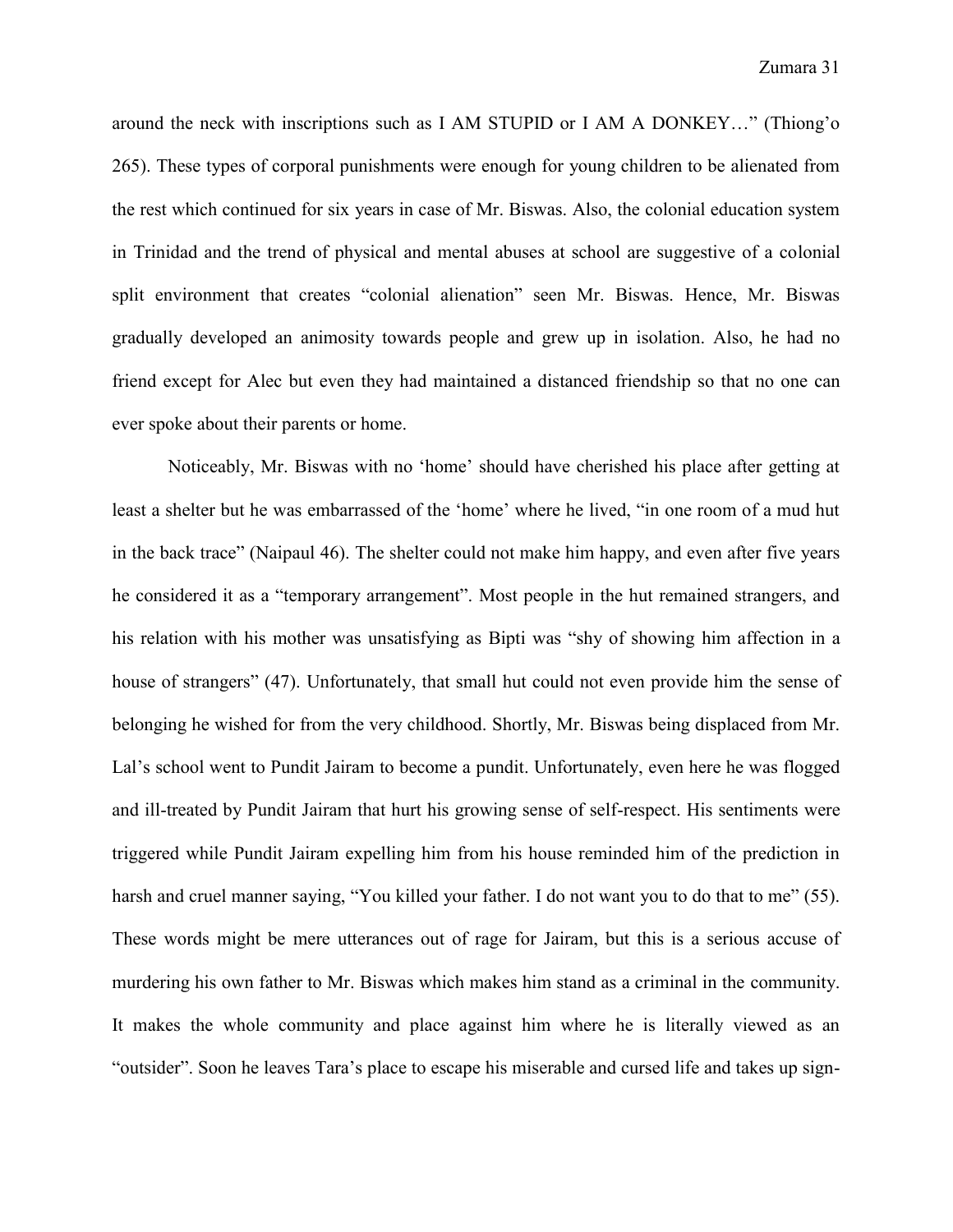around the neck with inscriptions such as I AM STUPID or I AM A DONKEY…" (Thiong'o 265). These types of corporal punishments were enough for young children to be alienated from the rest which continued for six years in case of Mr. Biswas. Also, the colonial education system in Trinidad and the trend of physical and mental abuses at school are suggestive of a colonial split environment that creates "colonial alienation" seen Mr. Biswas. Hence, Mr. Biswas gradually developed an animosity towards people and grew up in isolation. Also, he had no friend except for Alec but even they had maintained a distanced friendship so that no one can ever spoke about their parents or home.

Noticeably, Mr. Biswas with no 'home' should have cherished his place after getting at least a shelter but he was embarrassed of the 'home' where he lived, "in one room of a mud hut in the back trace" (Naipaul 46). The shelter could not make him happy, and even after five years he considered it as a "temporary arrangement". Most people in the hut remained strangers, and his relation with his mother was unsatisfying as Bipti was "shy of showing him affection in a house of strangers" (47). Unfortunately, that small hut could not even provide him the sense of belonging he wished for from the very childhood. Shortly, Mr. Biswas being displaced from Mr. Lal's school went to Pundit Jairam to become a pundit. Unfortunately, even here he was flogged and ill-treated by Pundit Jairam that hurt his growing sense of self-respect. His sentiments were triggered while Pundit Jairam expelling him from his house reminded him of the prediction in harsh and cruel manner saying, "You killed your father. I do not want you to do that to me" (55). These words might be mere utterances out of rage for Jairam, but this is a serious accuse of murdering his own father to Mr. Biswas which makes him stand as a criminal in the community. It makes the whole community and place against him where he is literally viewed as an "outsider". Soon he leaves Tara's place to escape his miserable and cursed life and takes up sign-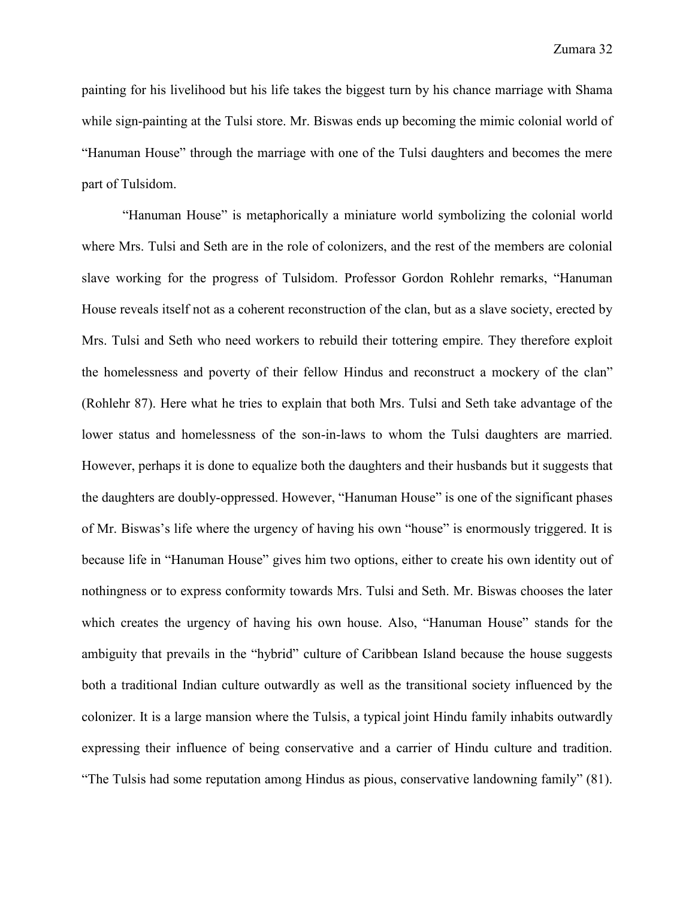painting for his livelihood but his life takes the biggest turn by his chance marriage with Shama while sign-painting at the Tulsi store. Mr. Biswas ends up becoming the mimic colonial world of "Hanuman House" through the marriage with one of the Tulsi daughters and becomes the mere part of Tulsidom.

"Hanuman House" is metaphorically a miniature world symbolizing the colonial world where Mrs. Tulsi and Seth are in the role of colonizers, and the rest of the members are colonial slave working for the progress of Tulsidom. Professor Gordon Rohlehr remarks, "Hanuman House reveals itself not as a coherent reconstruction of the clan, but as a slave society, erected by Mrs. Tulsi and Seth who need workers to rebuild their tottering empire. They therefore exploit the homelessness and poverty of their fellow Hindus and reconstruct a mockery of the clan" (Rohlehr 87). Here what he tries to explain that both Mrs. Tulsi and Seth take advantage of the lower status and homelessness of the son-in-laws to whom the Tulsi daughters are married. However, perhaps it is done to equalize both the daughters and their husbands but it suggests that the daughters are doubly-oppressed. However, "Hanuman House" is one of the significant phases of Mr. Biswas's life where the urgency of having his own "house" is enormously triggered. It is because life in "Hanuman House" gives him two options, either to create his own identity out of nothingness or to express conformity towards Mrs. Tulsi and Seth. Mr. Biswas chooses the later which creates the urgency of having his own house. Also, "Hanuman House" stands for the ambiguity that prevails in the "hybrid" culture of Caribbean Island because the house suggests both a traditional Indian culture outwardly as well as the transitional society influenced by the colonizer. It is a large mansion where the Tulsis, a typical joint Hindu family inhabits outwardly expressing their influence of being conservative and a carrier of Hindu culture and tradition. "The Tulsis had some reputation among Hindus as pious, conservative landowning family" (81).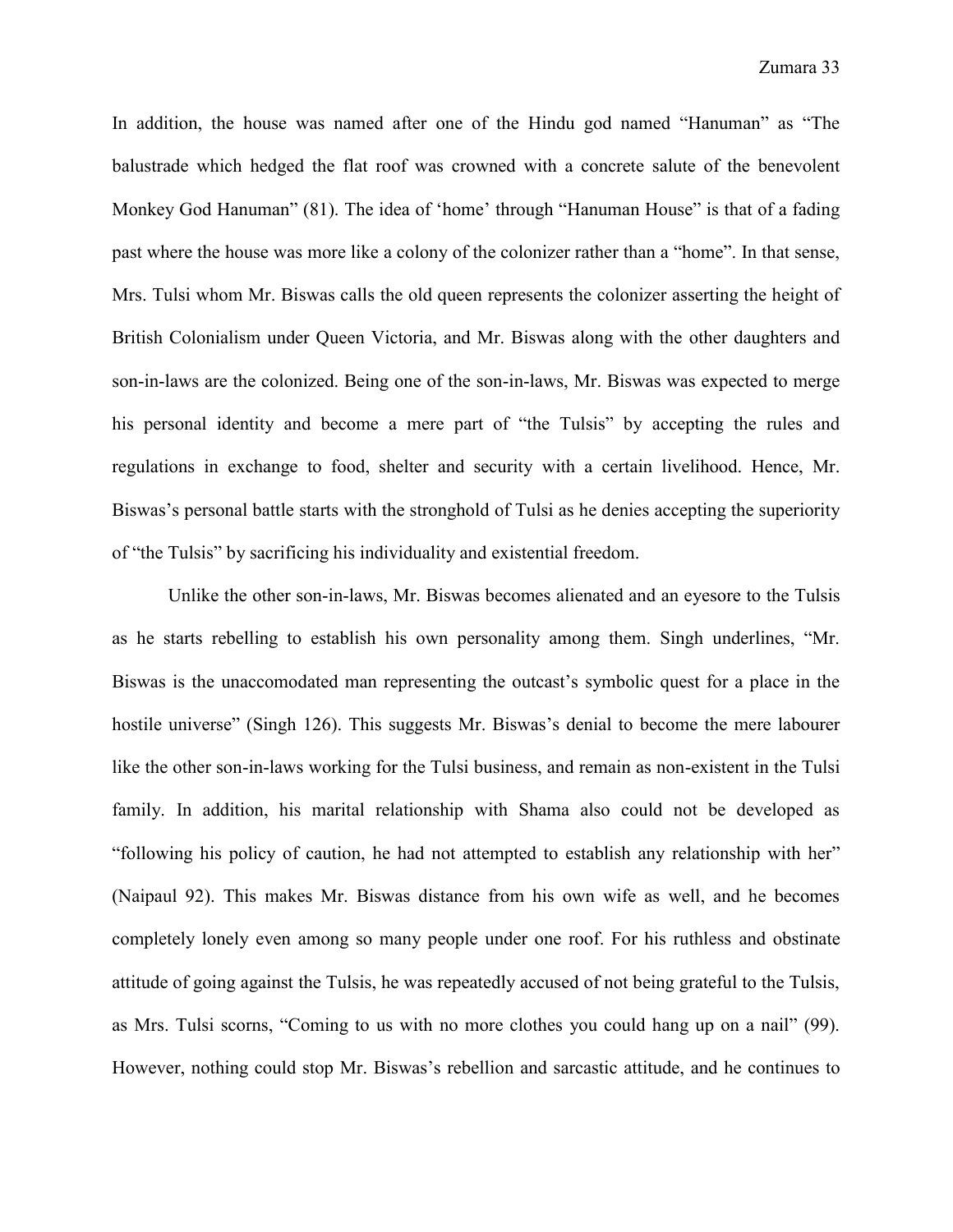In addition, the house was named after one of the Hindu god named "Hanuman" as "The balustrade which hedged the flat roof was crowned with a concrete salute of the benevolent Monkey God Hanuman" (81). The idea of 'home' through "Hanuman House" is that of a fading past where the house was more like a colony of the colonizer rather than a "home". In that sense, Mrs. Tulsi whom Mr. Biswas calls the old queen represents the colonizer asserting the height of British Colonialism under Queen Victoria, and Mr. Biswas along with the other daughters and son-in-laws are the colonized. Being one of the son-in-laws, Mr. Biswas was expected to merge his personal identity and become a mere part of "the Tulsis" by accepting the rules and regulations in exchange to food, shelter and security with a certain livelihood. Hence, Mr. Biswas's personal battle starts with the stronghold of Tulsi as he denies accepting the superiority of "the Tulsis" by sacrificing his individuality and existential freedom.

Unlike the other son-in-laws, Mr. Biswas becomes alienated and an eyesore to the Tulsis as he starts rebelling to establish his own personality among them. Singh underlines, "Mr. Biswas is the unaccomodated man representing the outcast's symbolic quest for a place in the hostile universe" (Singh 126). This suggests Mr. Biswas's denial to become the mere labourer like the other son-in-laws working for the Tulsi business, and remain as non-existent in the Tulsi family. In addition, his marital relationship with Shama also could not be developed as "following his policy of caution, he had not attempted to establish any relationship with her" (Naipaul 92). This makes Mr. Biswas distance from his own wife as well, and he becomes completely lonely even among so many people under one roof. For his ruthless and obstinate attitude of going against the Tulsis, he was repeatedly accused of not being grateful to the Tulsis, as Mrs. Tulsi scorns, "Coming to us with no more clothes you could hang up on a nail" (99). However, nothing could stop Mr. Biswas's rebellion and sarcastic attitude, and he continues to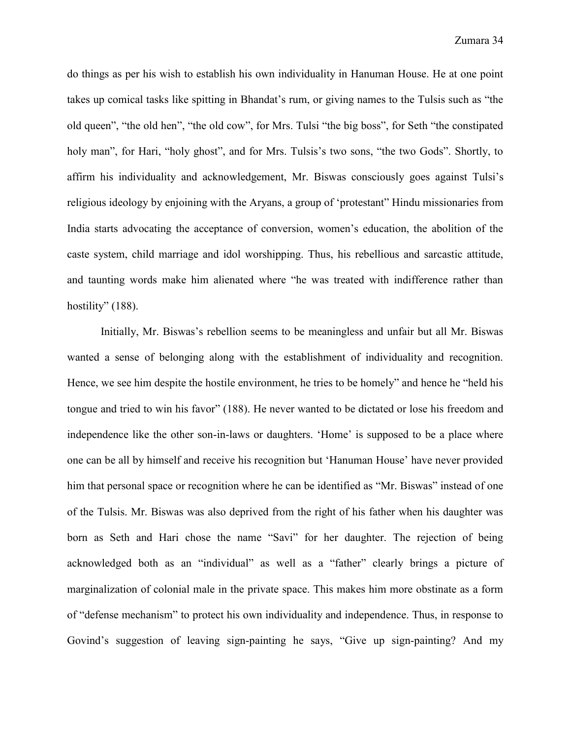do things as per his wish to establish his own individuality in Hanuman House. He at one point takes up comical tasks like spitting in Bhandat's rum, or giving names to the Tulsis such as "the old queen", "the old hen", "the old cow", for Mrs. Tulsi "the big boss", for Seth "the constipated holy man", for Hari, "holy ghost", and for Mrs. Tulsis's two sons, "the two Gods". Shortly, to affirm his individuality and acknowledgement, Mr. Biswas consciously goes against Tulsi's religious ideology by enjoining with the Aryans, a group of 'protestant" Hindu missionaries from India starts advocating the acceptance of conversion, women's education, the abolition of the caste system, child marriage and idol worshipping. Thus, his rebellious and sarcastic attitude, and taunting words make him alienated where "he was treated with indifference rather than hostility" (188).

Initially, Mr. Biswas's rebellion seems to be meaningless and unfair but all Mr. Biswas wanted a sense of belonging along with the establishment of individuality and recognition. Hence, we see him despite the hostile environment, he tries to be homely" and hence he "held his tongue and tried to win his favor" (188). He never wanted to be dictated or lose his freedom and independence like the other son-in-laws or daughters. 'Home' is supposed to be a place where one can be all by himself and receive his recognition but 'Hanuman House' have never provided him that personal space or recognition where he can be identified as "Mr. Biswas" instead of one of the Tulsis. Mr. Biswas was also deprived from the right of his father when his daughter was born as Seth and Hari chose the name "Savi" for her daughter. The rejection of being acknowledged both as an "individual" as well as a "father" clearly brings a picture of marginalization of colonial male in the private space. This makes him more obstinate as a form of "defense mechanism" to protect his own individuality and independence. Thus, in response to Govind's suggestion of leaving sign-painting he says, "Give up sign-painting? And my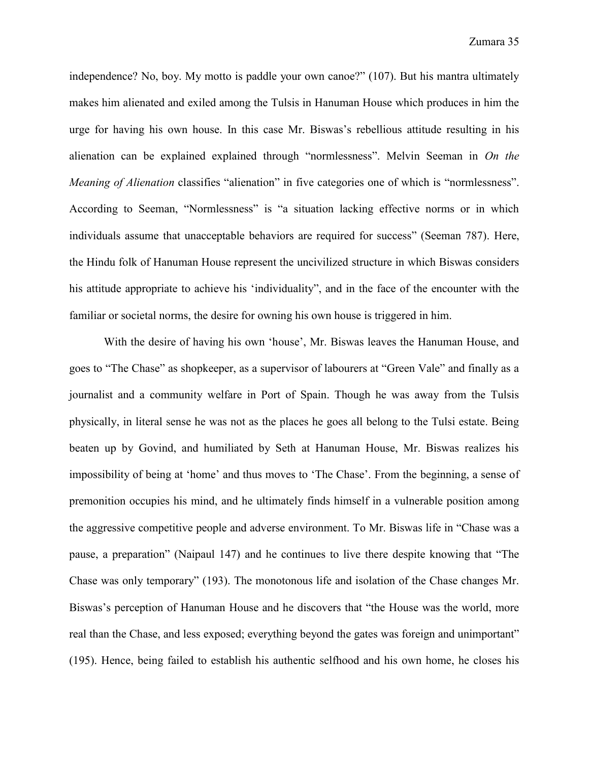independence? No, boy. My motto is paddle your own canoe?" (107). But his mantra ultimately makes him alienated and exiled among the Tulsis in Hanuman House which produces in him the urge for having his own house. In this case Mr. Biswas's rebellious attitude resulting in his alienation can be explained explained through "normlessness". Melvin Seeman in *On the Meaning of Alienation* classifies "alienation" in five categories one of which is "normlessness". According to Seeman, "Normlessness" is "a situation lacking effective norms or in which individuals assume that unacceptable behaviors are required for success" (Seeman 787). Here, the Hindu folk of Hanuman House represent the uncivilized structure in which Biswas considers his attitude appropriate to achieve his 'individuality", and in the face of the encounter with the familiar or societal norms, the desire for owning his own house is triggered in him.

With the desire of having his own 'house', Mr. Biswas leaves the Hanuman House, and goes to "The Chase" as shopkeeper, as a supervisor of labourers at "Green Vale" and finally as a journalist and a community welfare in Port of Spain. Though he was away from the Tulsis physically, in literal sense he was not as the places he goes all belong to the Tulsi estate. Being beaten up by Govind, and humiliated by Seth at Hanuman House, Mr. Biswas realizes his impossibility of being at 'home' and thus moves to 'The Chase'. From the beginning, a sense of premonition occupies his mind, and he ultimately finds himself in a vulnerable position among the aggressive competitive people and adverse environment. To Mr. Biswas life in "Chase was a pause, a preparation" (Naipaul 147) and he continues to live there despite knowing that "The Chase was only temporary" (193). The monotonous life and isolation of the Chase changes Mr. Biswas's perception of Hanuman House and he discovers that "the House was the world, more real than the Chase, and less exposed; everything beyond the gates was foreign and unimportant" (195). Hence, being failed to establish his authentic selfhood and his own home, he closes his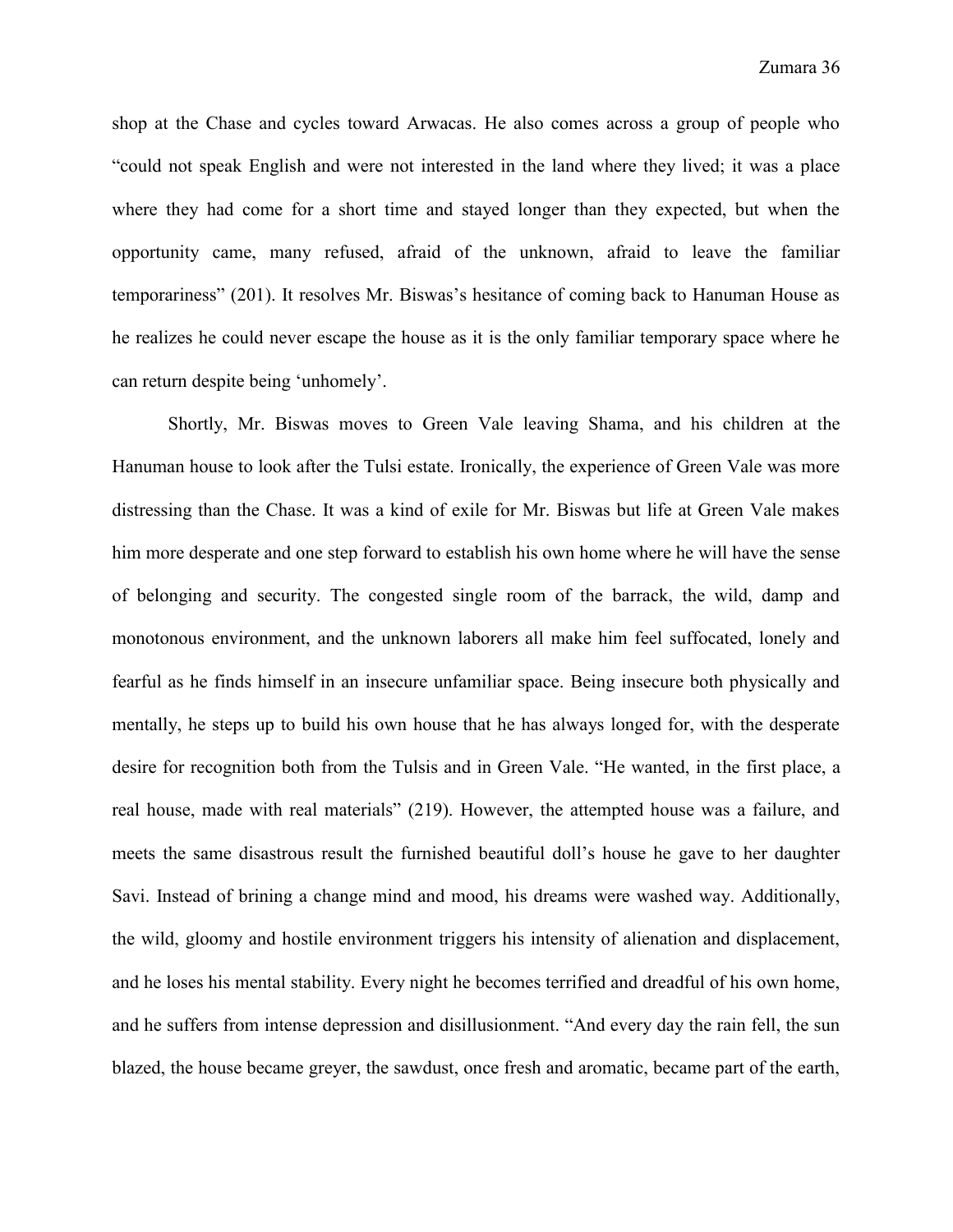shop at the Chase and cycles toward Arwacas. He also comes across a group of people who "could not speak English and were not interested in the land where they lived; it was a place where they had come for a short time and stayed longer than they expected, but when the opportunity came, many refused, afraid of the unknown, afraid to leave the familiar temporariness" (201). It resolves Mr. Biswas's hesitance of coming back to Hanuman House as he realizes he could never escape the house as it is the only familiar temporary space where he can return despite being 'unhomely'.

Shortly, Mr. Biswas moves to Green Vale leaving Shama, and his children at the Hanuman house to look after the Tulsi estate. Ironically, the experience of Green Vale was more distressing than the Chase. It was a kind of exile for Mr. Biswas but life at Green Vale makes him more desperate and one step forward to establish his own home where he will have the sense of belonging and security. The congested single room of the barrack, the wild, damp and monotonous environment, and the unknown laborers all make him feel suffocated, lonely and fearful as he finds himself in an insecure unfamiliar space. Being insecure both physically and mentally, he steps up to build his own house that he has always longed for, with the desperate desire for recognition both from the Tulsis and in Green Vale. "He wanted, in the first place, a real house, made with real materials" (219). However, the attempted house was a failure, and meets the same disastrous result the furnished beautiful doll's house he gave to her daughter Savi. Instead of brining a change mind and mood, his dreams were washed way. Additionally, the wild, gloomy and hostile environment triggers his intensity of alienation and displacement, and he loses his mental stability. Every night he becomes terrified and dreadful of his own home, and he suffers from intense depression and disillusionment. "And every day the rain fell, the sun blazed, the house became greyer, the sawdust, once fresh and aromatic, became part of the earth,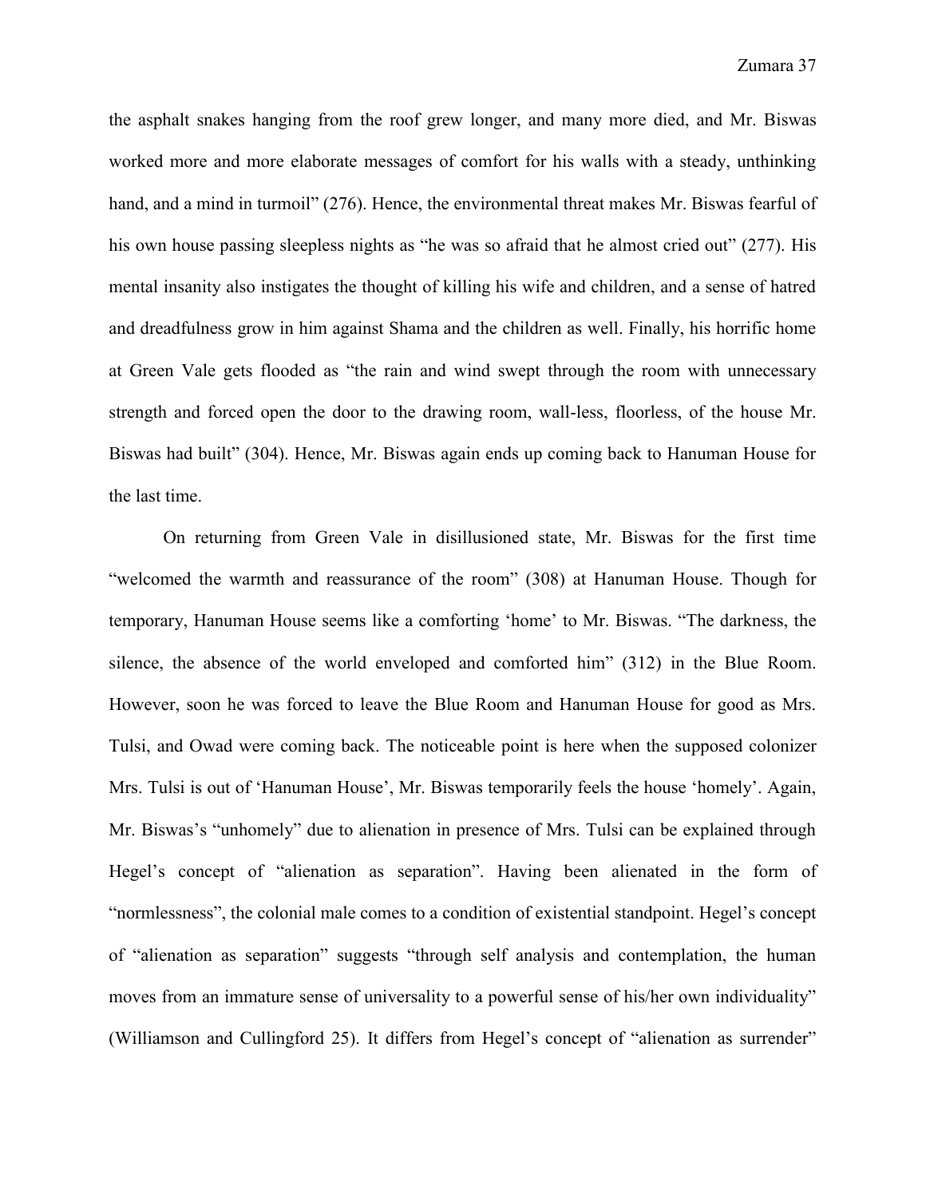the asphalt snakes hanging from the roof grew longer, and many more died, and Mr. Biswas worked more and more elaborate messages of comfort for his walls with a steady, unthinking hand, and a mind in turmoil" (276). Hence, the environmental threat makes Mr. Biswas fearful of his own house passing sleepless nights as "he was so afraid that he almost cried out" (277). His mental insanity also instigates the thought of killing his wife and children, and a sense of hatred and dreadfulness grow in him against Shama and the children as well. Finally, his horrific home at Green Vale gets flooded as "the rain and wind swept through the room with unnecessary strength and forced open the door to the drawing room, wall-less, floorless, of the house Mr. Biswas had built" (304). Hence, Mr. Biswas again ends up coming back to Hanuman House for the last time.

On returning from Green Vale in disillusioned state, Mr. Biswas for the first time "welcomed the warmth and reassurance of the room" (308) at Hanuman House. Though for temporary, Hanuman House seems like a comforting 'home' to Mr. Biswas. "The darkness, the silence, the absence of the world enveloped and comforted him" (312) in the Blue Room. However, soon he was forced to leave the Blue Room and Hanuman House for good as Mrs. Tulsi, and Owad were coming back. The noticeable point is here when the supposed colonizer Mrs. Tulsi is out of 'Hanuman House', Mr. Biswas temporarily feels the house 'homely'. Again, Mr. Biswas's "unhomely" due to alienation in presence of Mrs. Tulsi can be explained through Hegel's concept of "alienation as separation". Having been alienated in the form of "normlessness", the colonial male comes to a condition of existential standpoint. Hegel's concept of "alienation as separation" suggests "through self analysis and contemplation, the human moves from an immature sense of universality to a powerful sense of his/her own individuality" (Williamson and Cullingford 25). It differs from Hegel's concept of "alienation as surrender"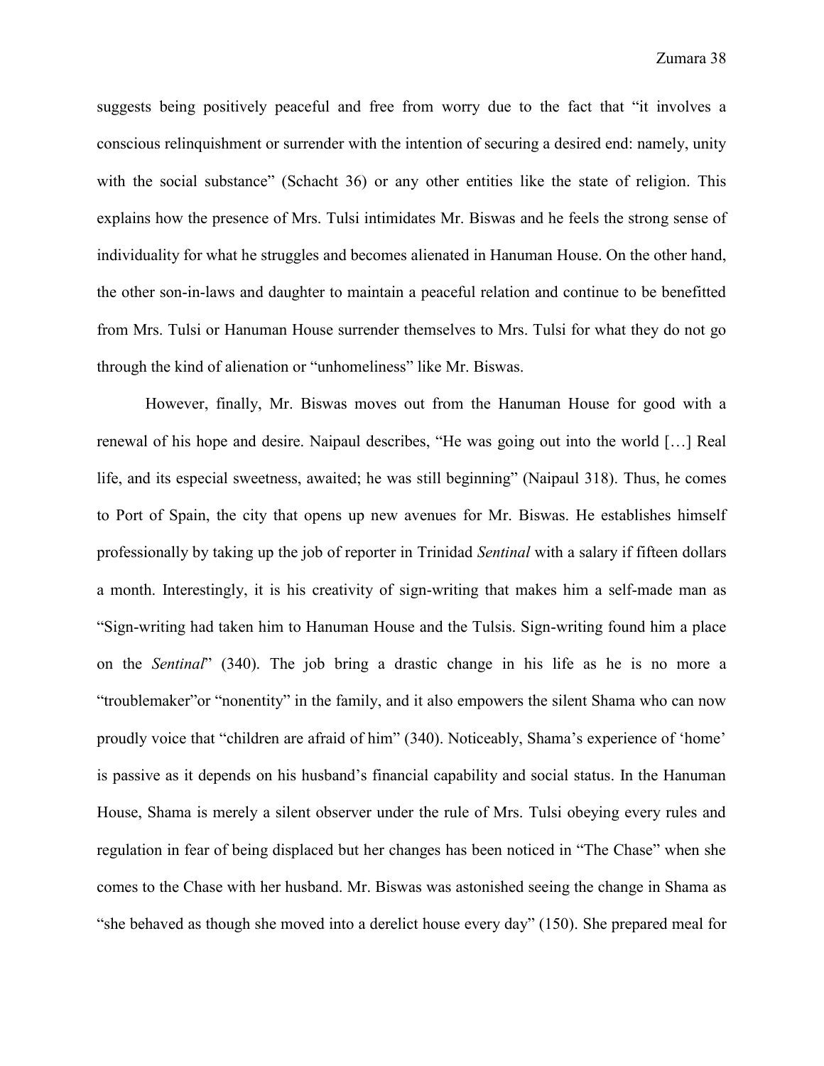suggests being positively peaceful and free from worry due to the fact that "it involves a conscious relinquishment or surrender with the intention of securing a desired end: namely, unity with the social substance" (Schacht 36) or any other entities like the state of religion. This explains how the presence of Mrs. Tulsi intimidates Mr. Biswas and he feels the strong sense of individuality for what he struggles and becomes alienated in Hanuman House. On the other hand, the other son-in-laws and daughter to maintain a peaceful relation and continue to be benefitted from Mrs. Tulsi or Hanuman House surrender themselves to Mrs. Tulsi for what they do not go through the kind of alienation or "unhomeliness" like Mr. Biswas.

However, finally, Mr. Biswas moves out from the Hanuman House for good with a renewal of his hope and desire. Naipaul describes, "He was going out into the world […] Real life, and its especial sweetness, awaited; he was still beginning" (Naipaul 318). Thus, he comes to Port of Spain, the city that opens up new avenues for Mr. Biswas. He establishes himself professionally by taking up the job of reporter in Trinidad *Sentinal* with a salary if fifteen dollars a month. Interestingly, it is his creativity of sign-writing that makes him a self-made man as "Sign-writing had taken him to Hanuman House and the Tulsis. Sign-writing found him a place on the *Sentinal*" (340). The job bring a drastic change in his life as he is no more a "troublemaker"or "nonentity" in the family, and it also empowers the silent Shama who can now proudly voice that "children are afraid of him" (340). Noticeably, Shama's experience of 'home' is passive as it depends on his husband's financial capability and social status. In the Hanuman House, Shama is merely a silent observer under the rule of Mrs. Tulsi obeying every rules and regulation in fear of being displaced but her changes has been noticed in "The Chase" when she comes to the Chase with her husband. Mr. Biswas was astonished seeing the change in Shama as "she behaved as though she moved into a derelict house every day" (150). She prepared meal for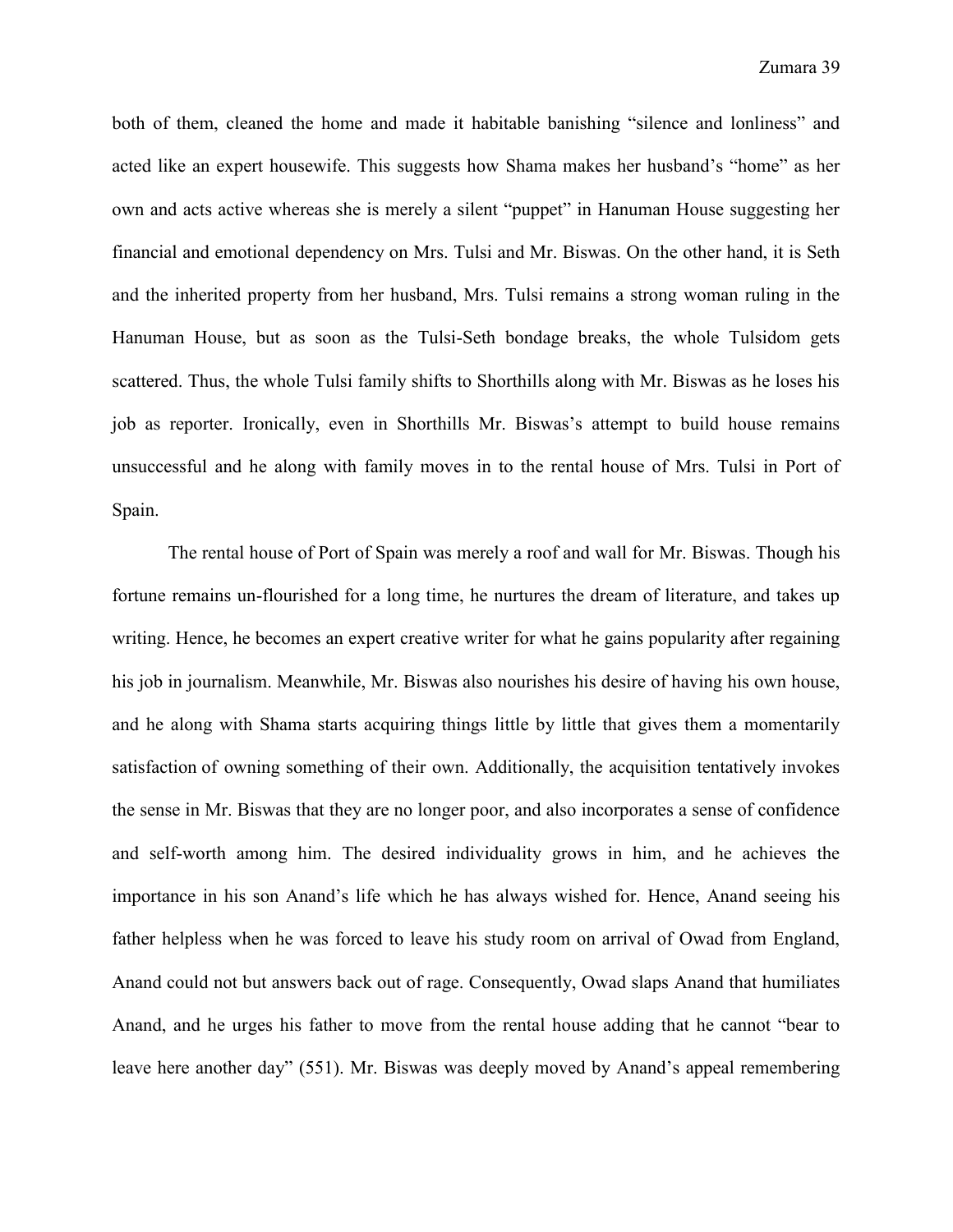both of them, cleaned the home and made it habitable banishing "silence and lonliness" and acted like an expert housewife. This suggests how Shama makes her husband's "home" as her own and acts active whereas she is merely a silent "puppet" in Hanuman House suggesting her financial and emotional dependency on Mrs. Tulsi and Mr. Biswas. On the other hand, it is Seth and the inherited property from her husband, Mrs. Tulsi remains a strong woman ruling in the Hanuman House, but as soon as the Tulsi-Seth bondage breaks, the whole Tulsidom gets scattered. Thus, the whole Tulsi family shifts to Shorthills along with Mr. Biswas as he loses his job as reporter. Ironically, even in Shorthills Mr. Biswas's attempt to build house remains unsuccessful and he along with family moves in to the rental house of Mrs. Tulsi in Port of Spain.

The rental house of Port of Spain was merely a roof and wall for Mr. Biswas. Though his fortune remains un-flourished for a long time, he nurtures the dream of literature, and takes up writing. Hence, he becomes an expert creative writer for what he gains popularity after regaining his job in journalism. Meanwhile, Mr. Biswas also nourishes his desire of having his own house, and he along with Shama starts acquiring things little by little that gives them a momentarily satisfaction of owning something of their own. Additionally, the acquisition tentatively invokes the sense in Mr. Biswas that they are no longer poor, and also incorporates a sense of confidence and self-worth among him. The desired individuality grows in him, and he achieves the importance in his son Anand's life which he has always wished for. Hence, Anand seeing his father helpless when he was forced to leave his study room on arrival of Owad from England, Anand could not but answers back out of rage. Consequently, Owad slaps Anand that humiliates Anand, and he urges his father to move from the rental house adding that he cannot "bear to leave here another day" (551). Mr. Biswas was deeply moved by Anand's appeal remembering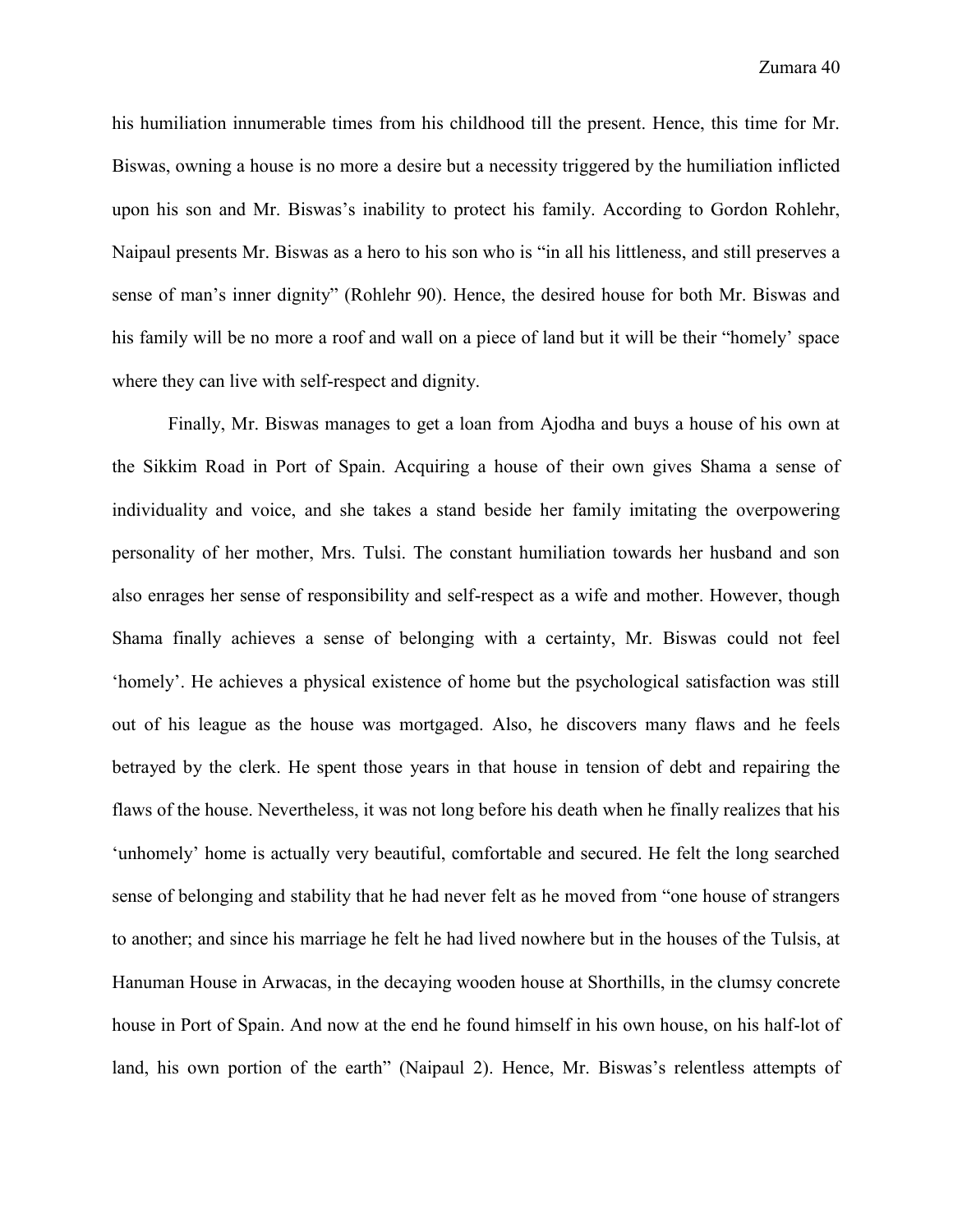his humiliation innumerable times from his childhood till the present. Hence, this time for Mr. Biswas, owning a house is no more a desire but a necessity triggered by the humiliation inflicted upon his son and Mr. Biswas's inability to protect his family. According to Gordon Rohlehr, Naipaul presents Mr. Biswas as a hero to his son who is "in all his littleness, and still preserves a sense of man's inner dignity" (Rohlehr 90). Hence, the desired house for both Mr. Biswas and his family will be no more a roof and wall on a piece of land but it will be their "homely' space where they can live with self-respect and dignity.

Finally, Mr. Biswas manages to get a loan from Ajodha and buys a house of his own at the Sikkim Road in Port of Spain. Acquiring a house of their own gives Shama a sense of individuality and voice, and she takes a stand beside her family imitating the overpowering personality of her mother, Mrs. Tulsi. The constant humiliation towards her husband and son also enrages her sense of responsibility and self-respect as a wife and mother. However, though Shama finally achieves a sense of belonging with a certainty, Mr. Biswas could not feel 'homely'. He achieves a physical existence of home but the psychological satisfaction was still out of his league as the house was mortgaged. Also, he discovers many flaws and he feels betrayed by the clerk. He spent those years in that house in tension of debt and repairing the flaws of the house. Nevertheless, it was not long before his death when he finally realizes that his 'unhomely' home is actually very beautiful, comfortable and secured. He felt the long searched sense of belonging and stability that he had never felt as he moved from "one house of strangers to another; and since his marriage he felt he had lived nowhere but in the houses of the Tulsis, at Hanuman House in Arwacas, in the decaying wooden house at Shorthills, in the clumsy concrete house in Port of Spain. And now at the end he found himself in his own house, on his half-lot of land, his own portion of the earth" (Naipaul 2). Hence, Mr. Biswas's relentless attempts of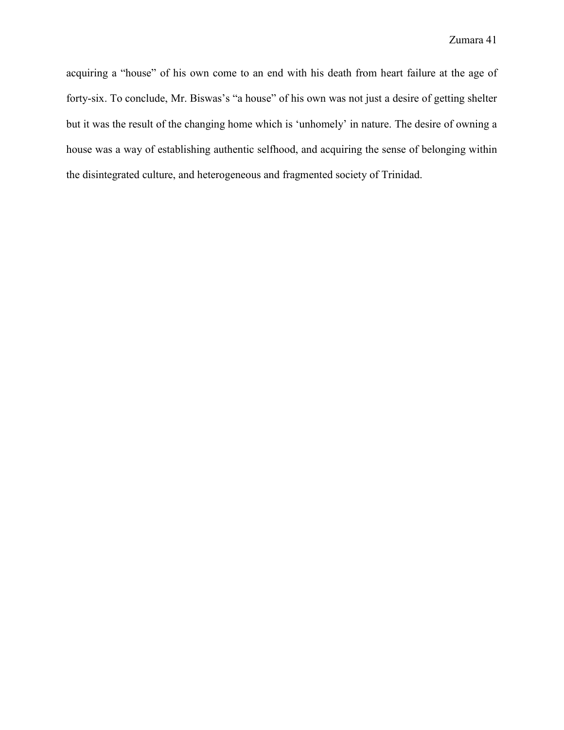acquiring a "house" of his own come to an end with his death from heart failure at the age of forty-six. To conclude, Mr. Biswas's "a house" of his own was not just a desire of getting shelter but it was the result of the changing home which is 'unhomely' in nature. The desire of owning a house was a way of establishing authentic selfhood, and acquiring the sense of belonging within the disintegrated culture, and heterogeneous and fragmented society of Trinidad.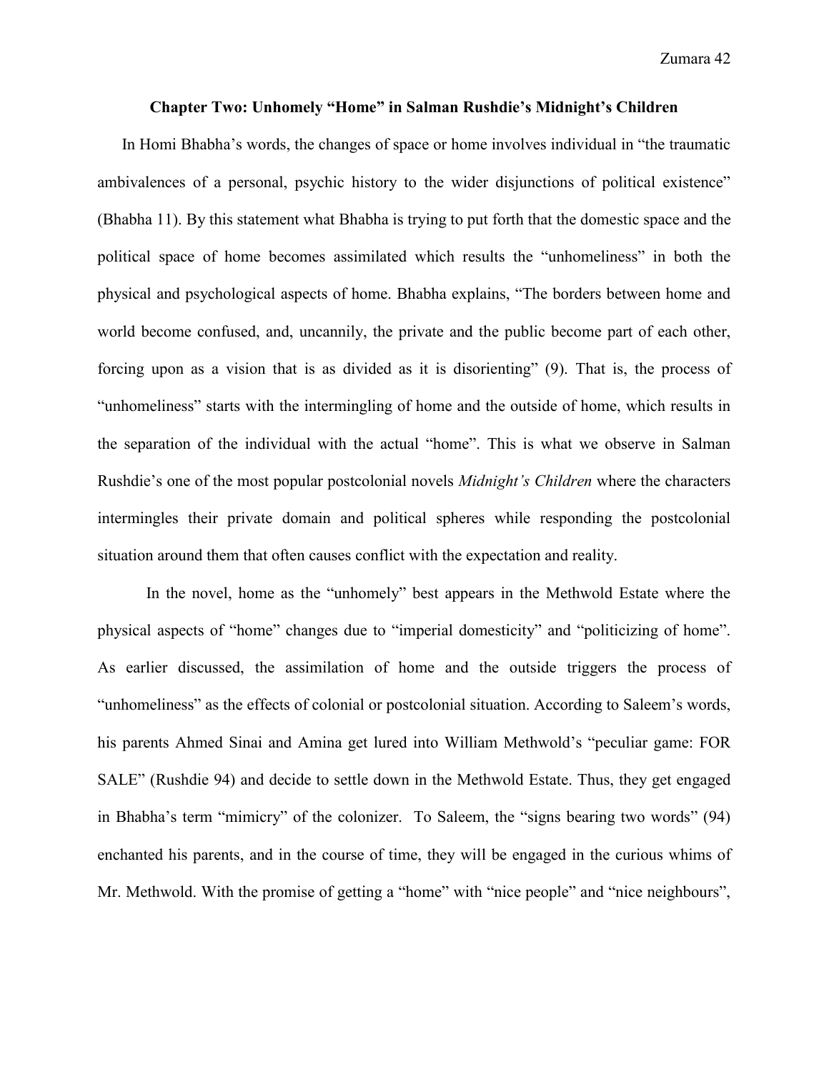## Chapter Two: Unhomely "Home" in Salman Rushdie's Midnight's Children

In Homi Bhabha's words, the changes of space or home involves individual in "the traumatic ambivalences of a personal, psychic history to the wider disjunctions of political existence" (Bhabha 11). By this statement what Bhabha is trying to put forth that the domestic space and the political space of home becomes assimilated which results the "unhomeliness" in both the physical and psychological aspects of home. Bhabha explains, "The borders between home and world become confused, and, uncannily, the private and the public become part of each other, forcing upon as a vision that is as divided as it is disorienting" (9). That is, the process of "unhomeliness" starts with the intermingling of home and the outside of home, which results in the separation of the individual with the actual "home". This is what we observe in Salman Rushdie's one of the most popular postcolonial novels *Midnight's Children* where the characters intermingles their private domain and political spheres while responding the postcolonial situation around them that often causes conflict with the expectation and reality.

In the novel, home as the "unhomely" best appears in the Methwold Estate where the physical aspects of "home" changes due to "imperial domesticity" and "politicizing of home". As earlier discussed, the assimilation of home and the outside triggers the process of "unhomeliness" as the effects of colonial or postcolonial situation. According to Saleem's words, his parents Ahmed Sinai and Amina get lured into William Methwold's "peculiar game: FOR SALE" (Rushdie 94) and decide to settle down in the Methwold Estate. Thus, they get engaged in Bhabha's term "mimicry" of the colonizer. To Saleem, the "signs bearing two words" (94) enchanted his parents, and in the course of time, they will be engaged in the curious whims of Mr. Methwold. With the promise of getting a "home" with "nice people" and "nice neighbours",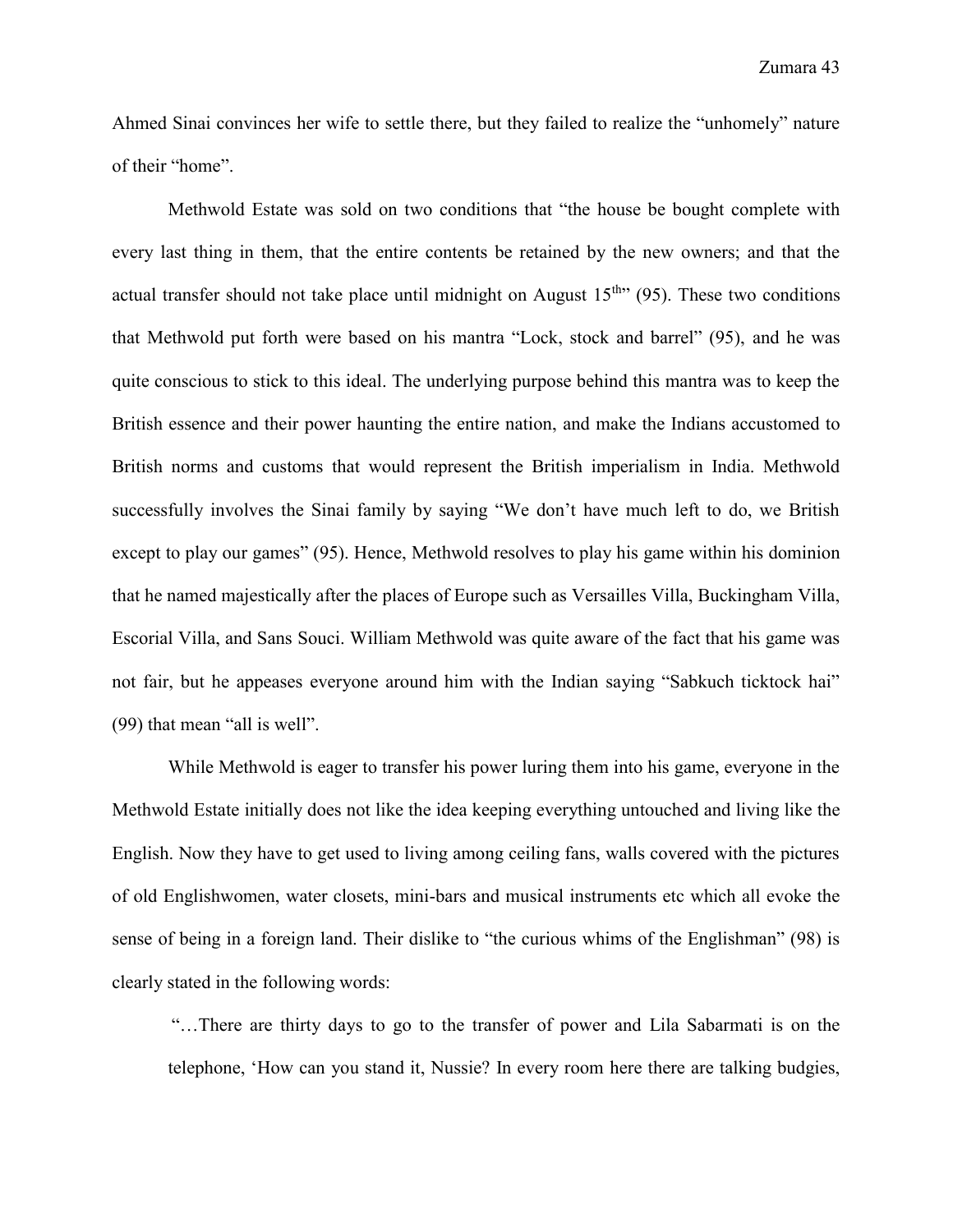Ahmed Sinai convinces her wife to settle there, but they failed to realize the “unhomely” nature of their “home”.

Methwold Estate was sold on two conditions that “the house be bought complete with every last thing in them, that the entire contents be retained by the new owners; and that the actual transfer should not take place until midnight on August 15th” (95). These two conditions that Methwold put forth were based on his mantra “Lock, stock and barrel” (95), and he was quite conscious to stick to this ideal. The underlying purpose behind this mantra was to keep the British essence and their power haunting the entire nation, and make the Indians accustomed to British norms and customs that would represent the British imperialism in India. Methwold successfully involves the Sinai family by saying “We don’t have much left to do, we British except to play our games” (95). Hence, Methwold resolves to play his game within his dominion that he named majestically after the places of Europe such as Versailles Villa, Buckingham Villa, Escorial Villa, and Sans Souci. William Methwold was quite aware of the fact that his game was not fair, but he appeases everyone around him with the Indian saying “Sabkuch ticktock hai” (99) that mean “all is well”.

While Methwold is eager to transfer his power luring them into his game, everyone in the Methwold Estate initially does not like the idea keeping everything untouched and living like the English. Now they have to get used to living among ceiling fans, walls covered with the pictures of old Englishwomen, water closets, mini-bars and musical instruments etc which all evoke the sense of being in a foreign land. Their dislike to “the curious whims of the Englishman” (98) is clearly stated in the following words:

> “…There are thirty days to go to the transfer of power and Lila Sabarmati is on the telephone, ‘How can you stand it, Nussie? In every room here there are talking budgies,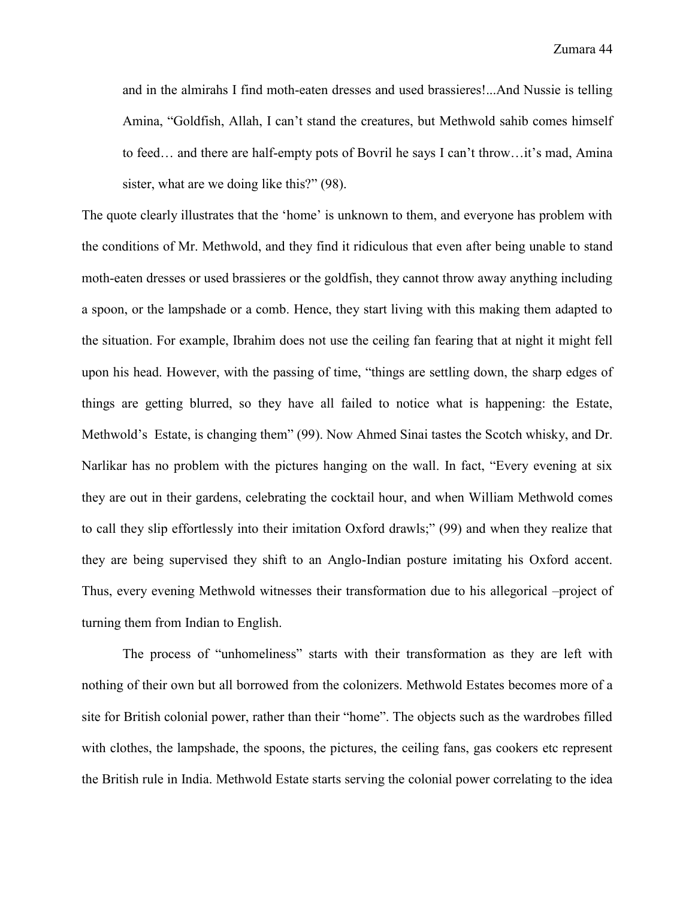> and in the almirahs I find moth-eaten dresses and used brassieres!...And Nussie is telling Amina, "Goldfish, Allah, I can't stand the creatures, but Methwold sahib comes himself to feed… and there are half-empty pots of Bovril he says I can't throw…it's mad, Amina sister, what are we doing like this?" (98).

The quote clearly illustrates that the 'home' is unknown to them, and everyone has problem with the conditions of Mr. Methwold, and they find it ridiculous that even after being unable to stand moth-eaten dresses or used brassieres or the goldfish, they cannot throw away anything including a spoon, or the lampshade or a comb. Hence, they start living with this making them adapted to the situation. For example, Ibrahim does not use the ceiling fan fearing that at night it might fell upon his head. However, with the passing of time, "things are settling down, the sharp edges of things are getting blurred, so they have all failed to notice what is happening: the Estate, Methwold's Estate, is changing them" (99). Now Ahmed Sinai tastes the Scotch whisky, and Dr. Narlikar has no problem with the pictures hanging on the wall. In fact, "Every evening at six they are out in their gardens, celebrating the cocktail hour, and when William Methwold comes to call they slip effortlessly into their imitation Oxford drawls;" (99) and when they realize that they are being supervised they shift to an Anglo-Indian posture imitating his Oxford accent. Thus, every evening Methwold witnesses their transformation due to his allegorical –project of turning them from Indian to English.

The process of "unhomeliness" starts with their transformation as they are left with nothing of their own but all borrowed from the colonizers. Methwold Estates becomes more of a site for British colonial power, rather than their "home". The objects such as the wardrobes filled with clothes, the lampshade, the spoons, the pictures, the ceiling fans, gas cookers etc represent the British rule in India. Methwold Estate starts serving the colonial power correlating to the idea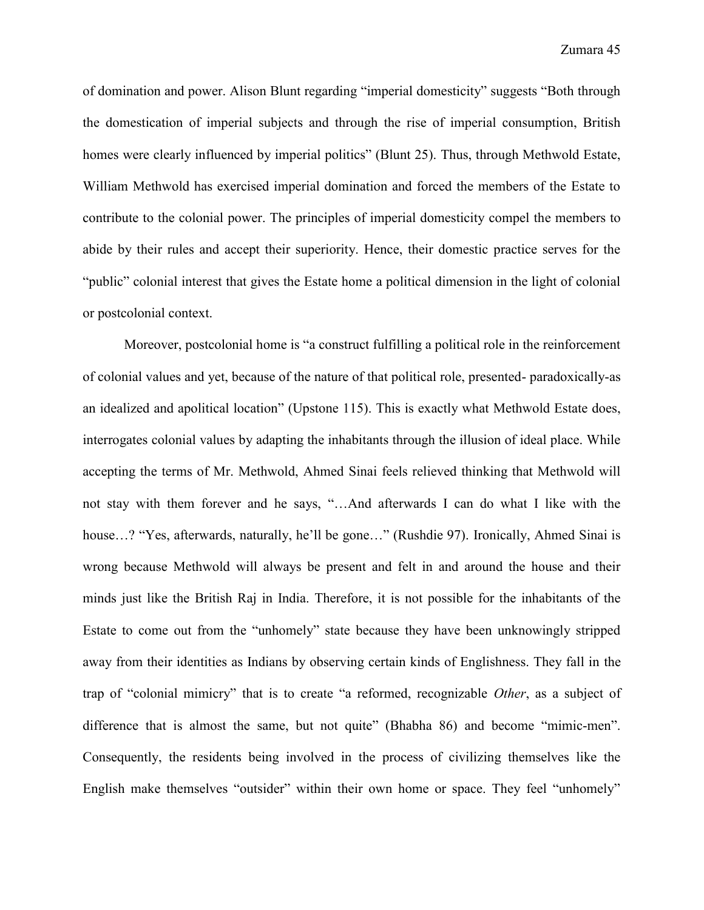of domination and power. Alison Blunt regarding "imperial domesticity" suggests "Both through the domestication of imperial subjects and through the rise of imperial consumption, British homes were clearly influenced by imperial politics" (Blunt 25). Thus, through Methwold Estate, William Methwold has exercised imperial domination and forced the members of the Estate to contribute to the colonial power. The principles of imperial domesticity compel the members to abide by their rules and accept their superiority. Hence, their domestic practice serves for the "public" colonial interest that gives the Estate home a political dimension in the light of colonial or postcolonial context.

Moreover, postcolonial home is "a construct fulfilling a political role in the reinforcement of colonial values and yet, because of the nature of that political role, presented- paradoxically-as an idealized and apolitical location" (Upstone 115). This is exactly what Methwold Estate does, interrogates colonial values by adapting the inhabitants through the illusion of ideal place. While accepting the terms of Mr. Methwold, Ahmed Sinai feels relieved thinking that Methwold will not stay with them forever and he says, "…And afterwards I can do what I like with the house…? "Yes, afterwards, naturally, he'll be gone…" (Rushdie 97). Ironically, Ahmed Sinai is wrong because Methwold will always be present and felt in and around the house and their minds just like the British Raj in India. Therefore, it is not possible for the inhabitants of the Estate to come out from the "unhomely" state because they have been unknowingly stripped away from their identities as Indians by observing certain kinds of Englishness. They fall in the trap of "colonial mimicry" that is to create "a reformed, recognizable *Other*, as a subject of difference that is almost the same, but not quite" (Bhabha 86) and become "mimic-men". Consequently, the residents being involved in the process of civilizing themselves like the English make themselves "outsider" within their own home or space. They feel "unhomely"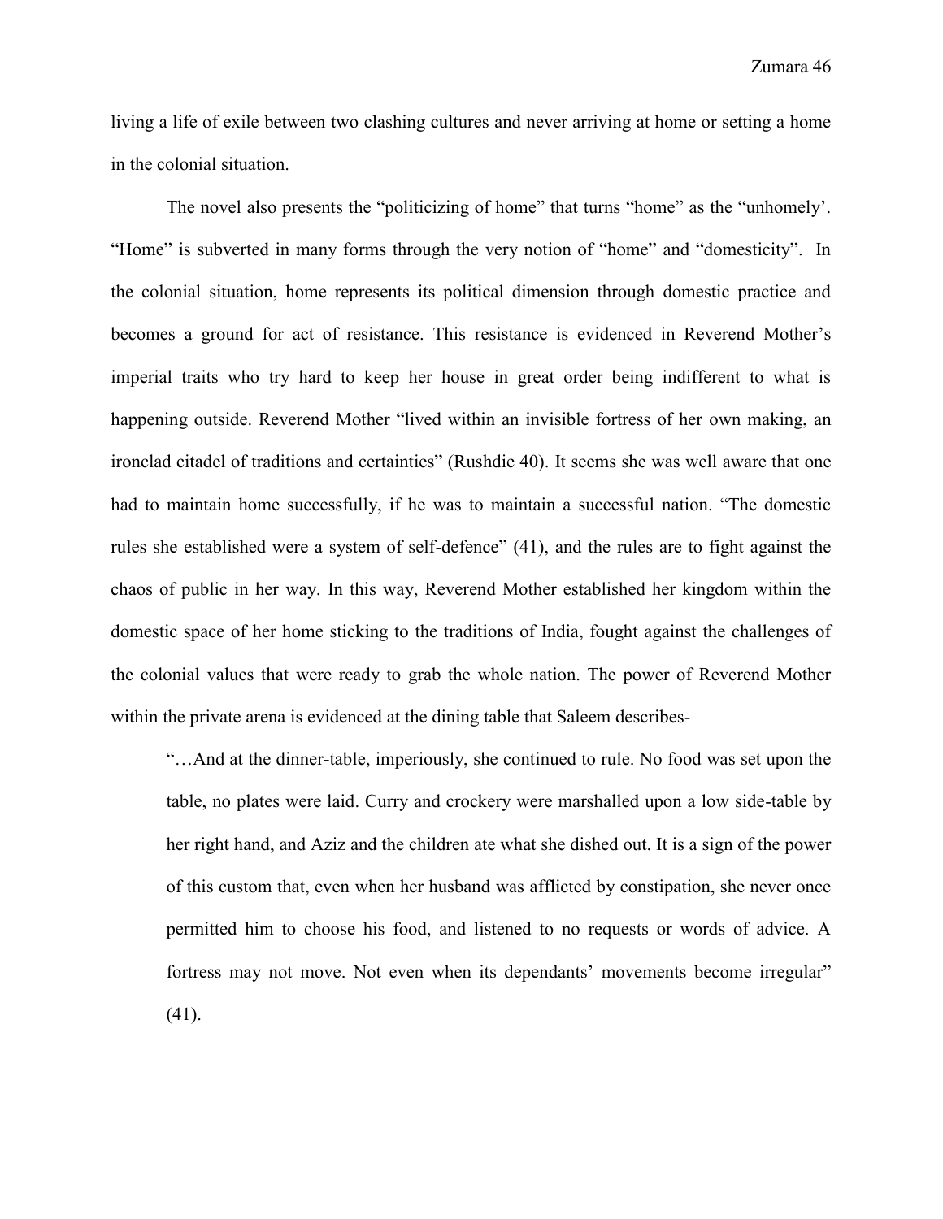living a life of exile between two clashing cultures and never arriving at home or setting a home in the colonial situation.

The novel also presents the "politicizing of home" that turns "home" as the "unhomely'. "Home" is subverted in many forms through the very notion of "home" and "domesticity". In the colonial situation, home represents its political dimension through domestic practice and becomes a ground for act of resistance. This resistance is evidenced in Reverend Mother's imperial traits who try hard to keep her house in great order being indifferent to what is happening outside. Reverend Mother "lived within an invisible fortress of her own making, an ironclad citadel of traditions and certainties" (Rushdie 40). It seems she was well aware that one had to maintain home successfully, if he was to maintain a successful nation. "The domestic rules she established were a system of self-defence" (41), and the rules are to fight against the chaos of public in her way. In this way, Reverend Mother established her kingdom within the domestic space of her home sticking to the traditions of India, fought against the challenges of the colonial values that were ready to grab the whole nation. The power of Reverend Mother within the private arena is evidenced at the dining table that Saleem describes-

> "…And at the dinner-table, imperiously, she continued to rule. No food was set upon the table, no plates were laid. Curry and crockery were marshalled upon a low side-table by her right hand, and Aziz and the children ate what she dished out. It is a sign of the power of this custom that, even when her husband was afflicted by constipation, she never once permitted him to choose his food, and listened to no requests or words of advice. A fortress may not move. Not even when its dependants' movements become irregular" (41).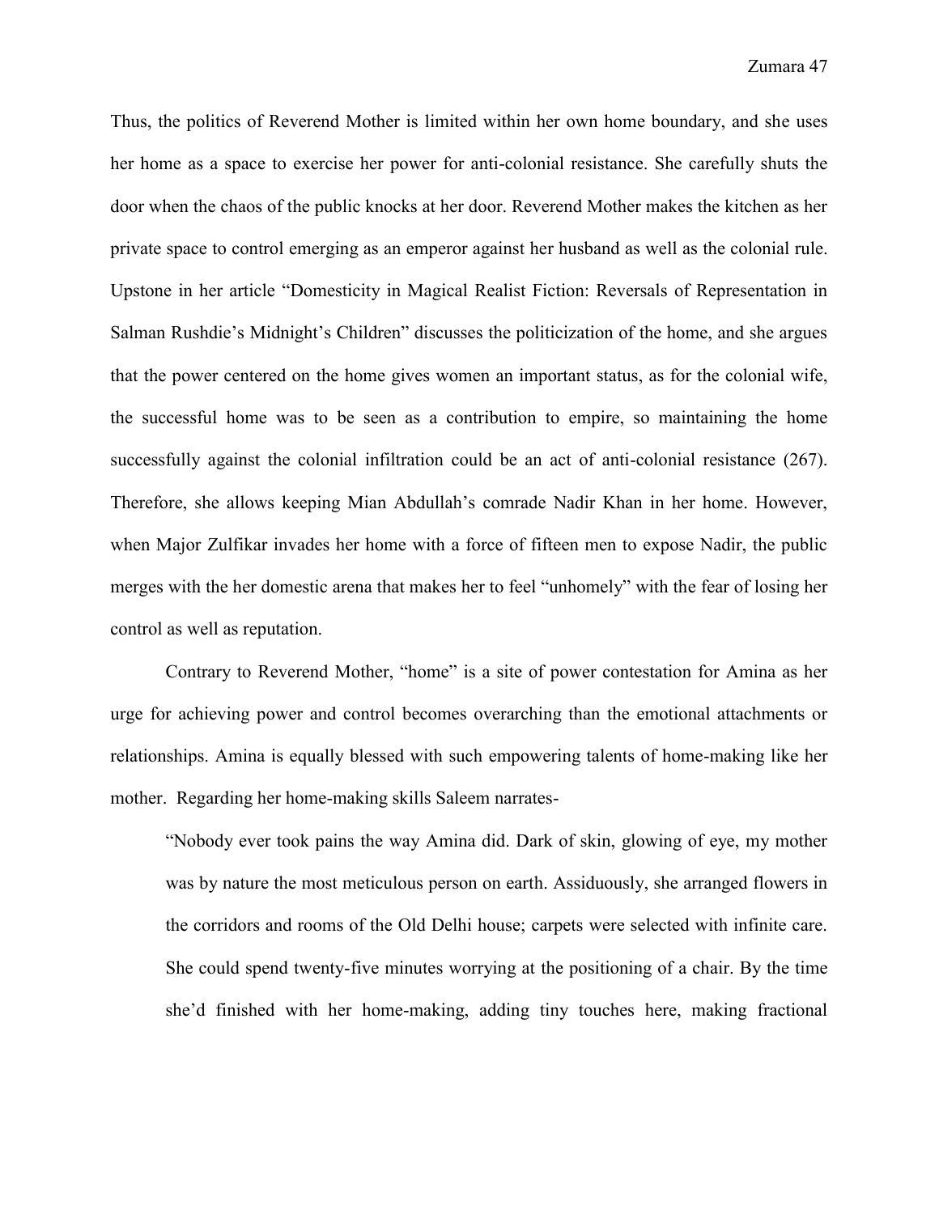Thus, the politics of Reverend Mother is limited within her own home boundary, and she uses her home as a space to exercise her power for anti-colonial resistance. She carefully shuts the door when the chaos of the public knocks at her door. Reverend Mother makes the kitchen as her private space to control emerging as an emperor against her husband as well as the colonial rule. Upstone in her article "Domesticity in Magical Realist Fiction: Reversals of Representation in Salman Rushdie's Midnight's Children" discusses the politicization of the home, and she argues that the power centered on the home gives women an important status, as for the colonial wife, the successful home was to be seen as a contribution to empire, so maintaining the home successfully against the colonial infiltration could be an act of anti-colonial resistance (267). Therefore, she allows keeping Mian Abdullah's comrade Nadir Khan in her home. However, when Major Zulfikar invades her home with a force of fifteen men to expose Nadir, the public merges with the her domestic arena that makes her to feel "unhomely" with the fear of losing her control as well as reputation.

Contrary to Reverend Mother, "home" is a site of power contestation for Amina as her urge for achieving power and control becomes overarching than the emotional attachments or relationships. Amina is equally blessed with such empowering talents of home-making like her mother. Regarding her home-making skills Saleem narrates-

> "Nobody ever took pains the way Amina did. Dark of skin, glowing of eye, my mother was by nature the most meticulous person on earth. Assiduously, she arranged flowers in the corridors and rooms of the Old Delhi house; carpets were selected with infinite care. She could spend twenty-five minutes worrying at the positioning of a chair. By the time she'd finished with her home-making, adding tiny touches here, making fractional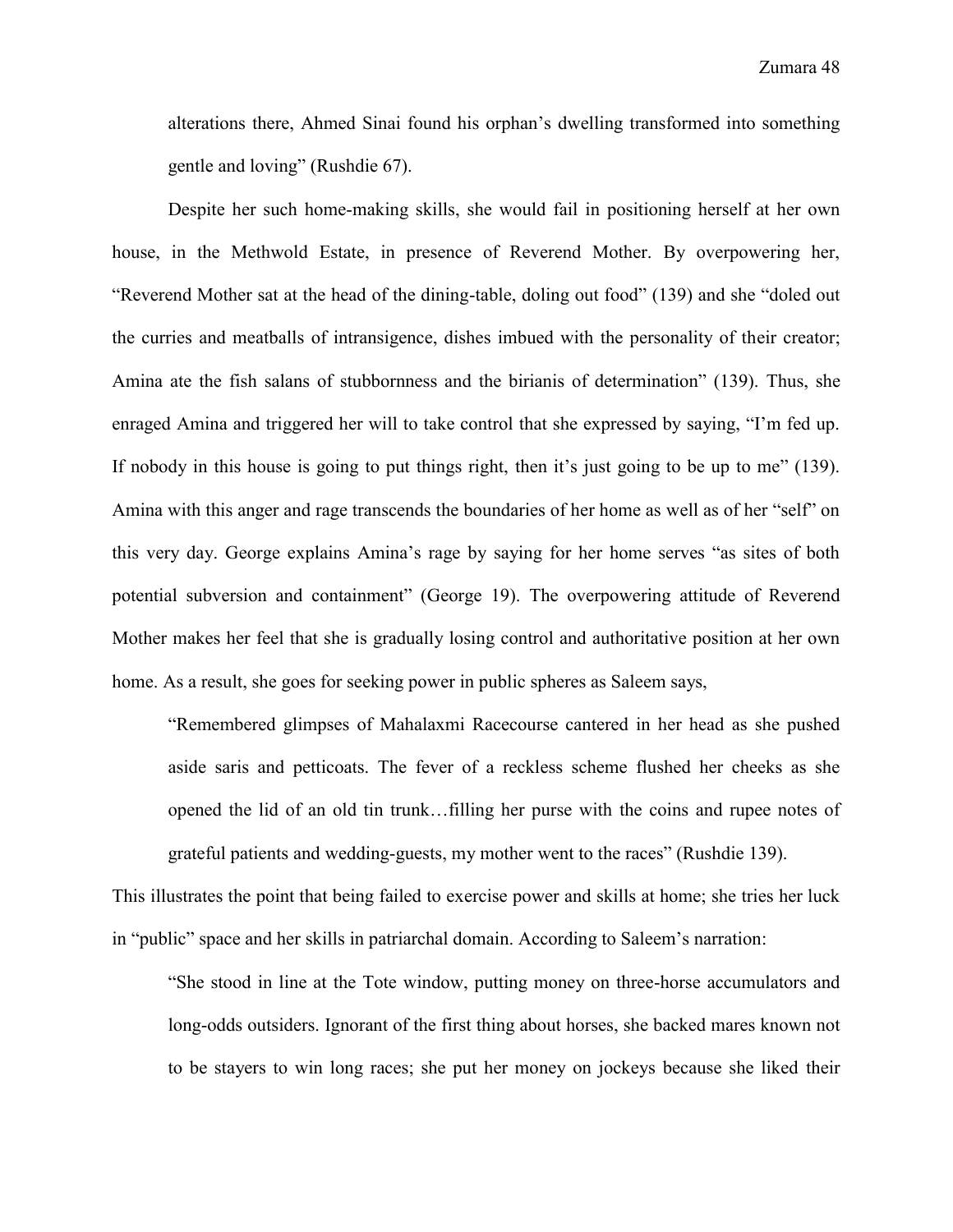alterations there, Ahmed Sinai found his orphan's dwelling transformed into something gentle and loving" (Rushdie 67).

Despite her such home-making skills, she would fail in positioning herself at her own house, in the Methwold Estate, in presence of Reverend Mother. By overpowering her, "Reverend Mother sat at the head of the dining-table, doling out food" (139) and she "doled out the curries and meatballs of intransigence, dishes imbued with the personality of their creator; Amina ate the fish salans of stubbornness and the birianis of determination" (139). Thus, she enraged Amina and triggered her will to take control that she expressed by saying, "I'm fed up. If nobody in this house is going to put things right, then it's just going to be up to me" (139). Amina with this anger and rage transcends the boundaries of her home as well as of her "self" on this very day. George explains Amina's rage by saying for her home serves "as sites of both potential subversion and containment" (George 19). The overpowering attitude of Reverend Mother makes her feel that she is gradually losing control and authoritative position at her own home. As a result, she goes for seeking power in public spheres as Saleem says,

> "Remembered glimpses of Mahalaxmi Racecourse cantered in her head as she pushed aside saris and petticoats. The fever of a reckless scheme flushed her cheeks as she opened the lid of an old tin trunk…filling her purse with the coins and rupee notes of grateful patients and wedding-guests, my mother went to the races" (Rushdie 139).

This illustrates the point that being failed to exercise power and skills at home; she tries her luck in "public" space and her skills in patriarchal domain. According to Saleem's narration:

> "She stood in line at the Tote window, putting money on three-horse accumulators and long-odds outsiders. Ignorant of the first thing about horses, she backed mares known not to be stayers to win long races; she put her money on jockeys because she liked their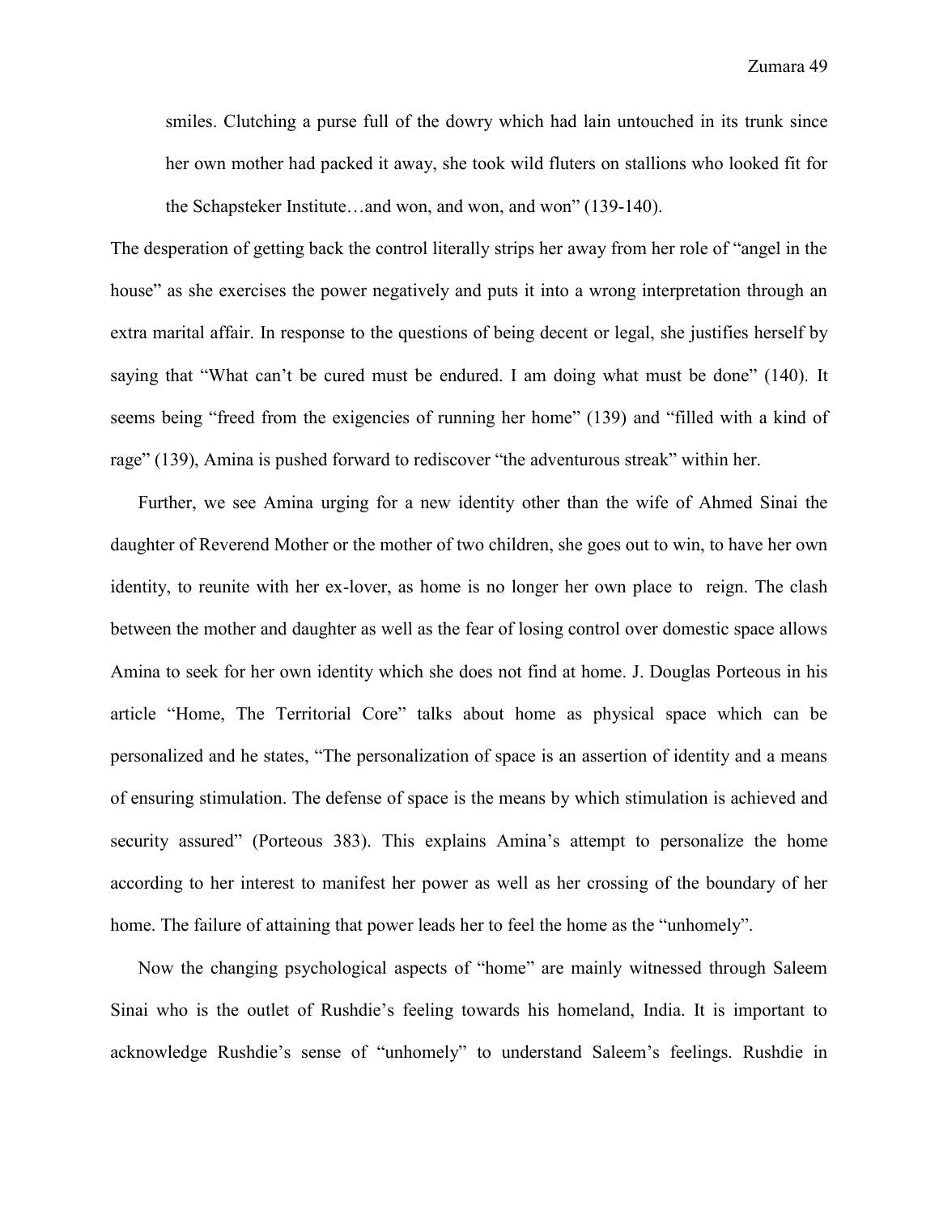> smiles. Clutching a purse full of the dowry which had lain untouched in its trunk since her own mother had packed it away, she took wild fluters on stallions who looked fit for the Schapsteker Institute…and won, and won, and won" (139-140).

The desperation of getting back the control literally strips her away from her role of "angel in the house" as she exercises the power negatively and puts it into a wrong interpretation through an extra marital affair. In response to the questions of being decent or legal, she justifies herself by saying that "What can't be cured must be endured. I am doing what must be done" (140). It seems being "freed from the exigencies of running her home" (139) and "filled with a kind of rage" (139), Amina is pushed forward to rediscover "the adventurous streak" within her.

Further, we see Amina urging for a new identity other than the wife of Ahmed Sinai the daughter of Reverend Mother or the mother of two children, she goes out to win, to have her own identity, to reunite with her ex-lover, as home is no longer her own place to reign. The clash between the mother and daughter as well as the fear of losing control over domestic space allows Amina to seek for her own identity which she does not find at home. J. Douglas Porteous in his article "Home, The Territorial Core" talks about home as physical space which can be personalized and he states, "The personalization of space is an assertion of identity and a means of ensuring stimulation. The defense of space is the means by which stimulation is achieved and security assured" (Porteous 383). This explains Amina's attempt to personalize the home according to her interest to manifest her power as well as her crossing of the boundary of her home. The failure of attaining that power leads her to feel the home as the "unhomely".

Now the changing psychological aspects of "home" are mainly witnessed through Saleem Sinai who is the outlet of Rushdie's feeling towards his homeland, India. It is important to acknowledge Rushdie's sense of "unhomely" to understand Saleem's feelings. Rushdie in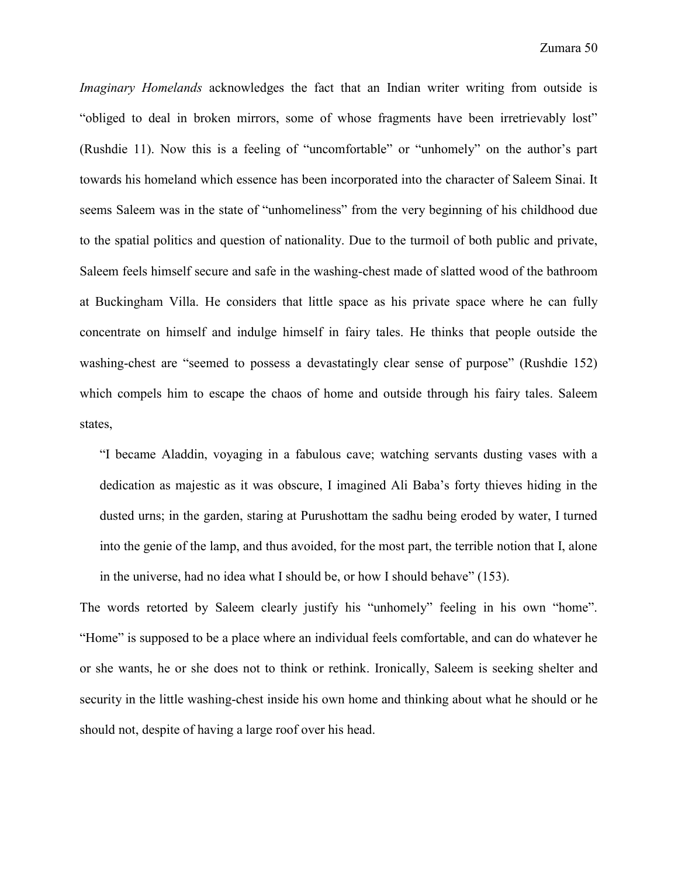*Imaginary Homelands* acknowledges the fact that an Indian writer writing from outside is "obliged to deal in broken mirrors, some of whose fragments have been irretrievably lost" (Rushdie 11). Now this is a feeling of "uncomfortable" or "unhomely" on the author's part towards his homeland which essence has been incorporated into the character of Saleem Sinai. It seems Saleem was in the state of "unhomeliness" from the very beginning of his childhood due to the spatial politics and question of nationality. Due to the turmoil of both public and private, Saleem feels himself secure and safe in the washing-chest made of slatted wood of the bathroom at Buckingham Villa. He considers that little space as his private space where he can fully concentrate on himself and indulge himself in fairy tales. He thinks that people outside the washing-chest are "seemed to possess a devastatingly clear sense of purpose" (Rushdie 152) which compels him to escape the chaos of home and outside through his fairy tales. Saleem states,

> "I became Aladdin, voyaging in a fabulous cave; watching servants dusting vases with a dedication as majestic as it was obscure, I imagined Ali Baba's forty thieves hiding in the dusted urns; in the garden, staring at Purushottam the sadhu being eroded by water, I turned into the genie of the lamp, and thus avoided, for the most part, the terrible notion that I, alone in the universe, had no idea what I should be, or how I should behave" (153).

The words retorted by Saleem clearly justify his "unhomely" feeling in his own "home". "Home" is supposed to be a place where an individual feels comfortable, and can do whatever he or she wants, he or she does not to think or rethink. Ironically, Saleem is seeking shelter and security in the little washing-chest inside his own home and thinking about what he should or he should not, despite of having a large roof over his head.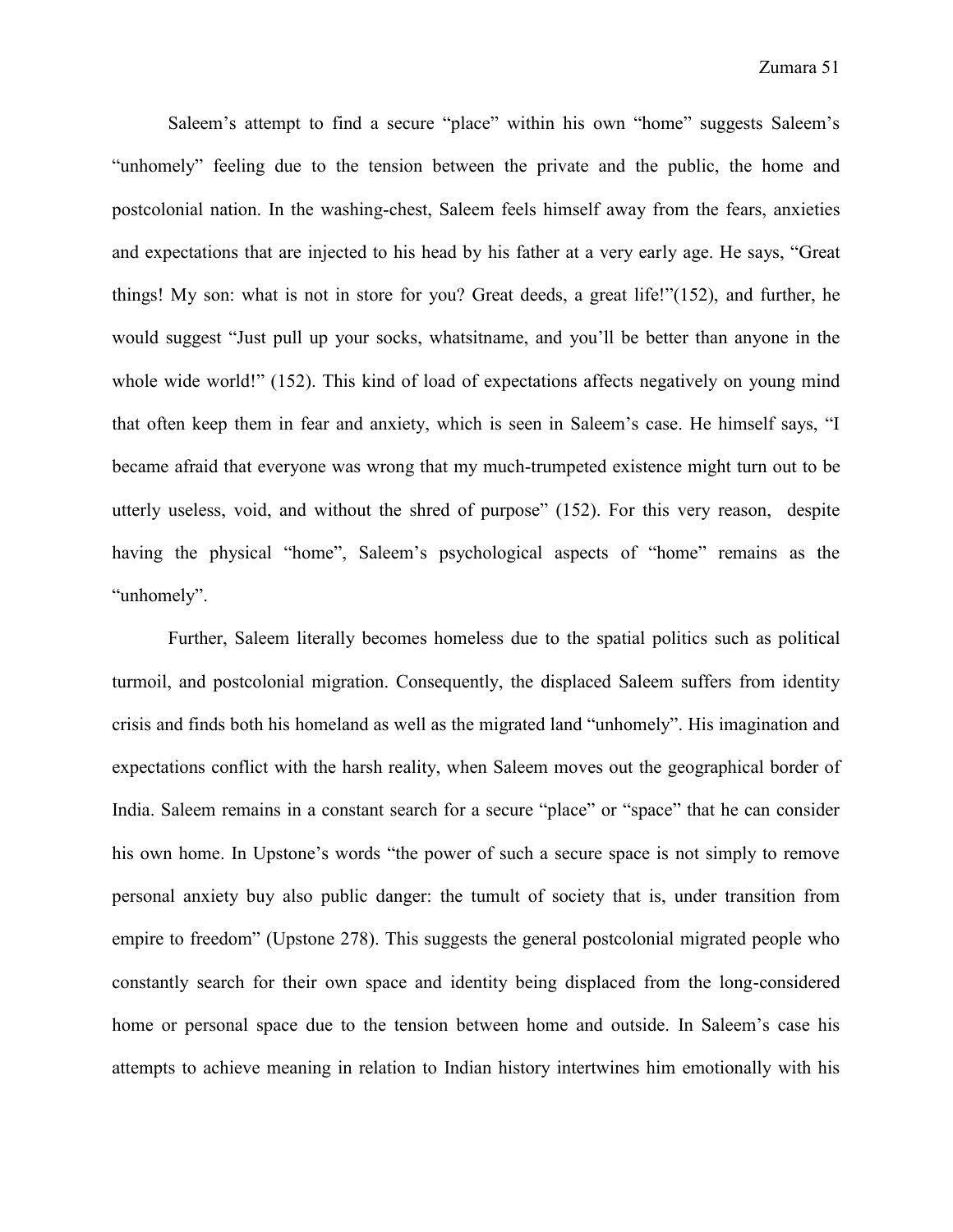Saleem's attempt to find a secure "place" within his own "home" suggests Saleem's "unhomely" feeling due to the tension between the private and the public, the home and postcolonial nation. In the washing-chest, Saleem feels himself away from the fears, anxieties and expectations that are injected to his head by his father at a very early age. He says, "Great things! My son: what is not in store for you? Great deeds, a great life!"(152), and further, he would suggest "Just pull up your socks, whatsitname, and you'll be better than anyone in the whole wide world!" (152). This kind of load of expectations affects negatively on young mind that often keep them in fear and anxiety, which is seen in Saleem's case. He himself says, "I became afraid that everyone was wrong that my much-trumpeted existence might turn out to be utterly useless, void, and without the shred of purpose" (152). For this very reason, despite having the physical "home", Saleem's psychological aspects of "home" remains as the "unhomely".

Further, Saleem literally becomes homeless due to the spatial politics such as political turmoil, and postcolonial migration. Consequently, the displaced Saleem suffers from identity crisis and finds both his homeland as well as the migrated land "unhomely". His imagination and expectations conflict with the harsh reality, when Saleem moves out the geographical border of India. Saleem remains in a constant search for a secure "place" or "space" that he can consider his own home. In Upstone's words "the power of such a secure space is not simply to remove personal anxiety buy also public danger: the tumult of society that is, under transition from empire to freedom" (Upstone 278). This suggests the general postcolonial migrated people who constantly search for their own space and identity being displaced from the long-considered home or personal space due to the tension between home and outside. In Saleem's case his attempts to achieve meaning in relation to Indian history intertwines him emotionally with his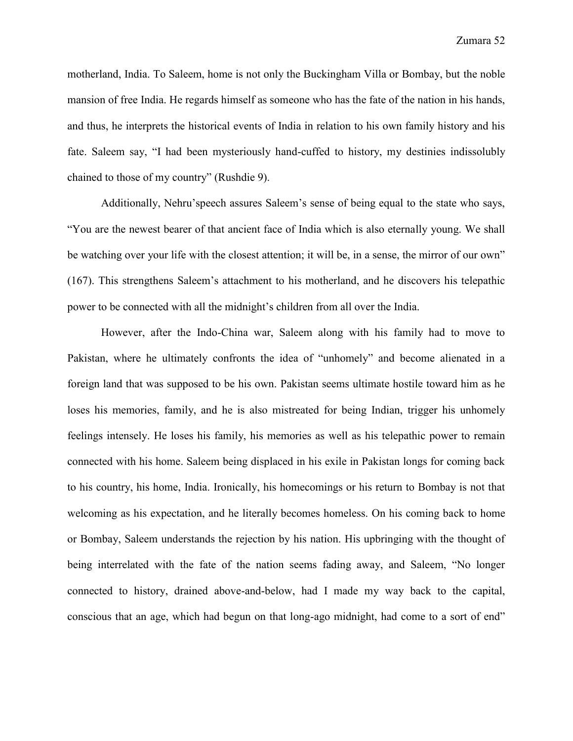motherland, India. To Saleem, home is not only the Buckingham Villa or Bombay, but the noble mansion of free India. He regards himself as someone who has the fate of the nation in his hands, and thus, he interprets the historical events of India in relation to his own family history and his fate. Saleem say, "I had been mysteriously hand-cuffed to history, my destinies indissolubly chained to those of my country" (Rushdie 9).

Additionally, Nehru'speech assures Saleem's sense of being equal to the state who says, "You are the newest bearer of that ancient face of India which is also eternally young. We shall be watching over your life with the closest attention; it will be, in a sense, the mirror of our own" (167). This strengthens Saleem's attachment to his motherland, and he discovers his telepathic power to be connected with all the midnight's children from all over the India.

However, after the Indo-China war, Saleem along with his family had to move to Pakistan, where he ultimately confronts the idea of "unhomely" and become alienated in a foreign land that was supposed to be his own. Pakistan seems ultimate hostile toward him as he loses his memories, family, and he is also mistreated for being Indian, trigger his unhomely feelings intensely. He loses his family, his memories as well as his telepathic power to remain connected with his home. Saleem being displaced in his exile in Pakistan longs for coming back to his country, his home, India. Ironically, his homecomings or his return to Bombay is not that welcoming as his expectation, and he literally becomes homeless. On his coming back to home or Bombay, Saleem understands the rejection by his nation. His upbringing with the thought of being interrelated with the fate of the nation seems fading away, and Saleem, "No longer connected to history, drained above-and-below, had I made my way back to the capital, conscious that an age, which had begun on that long-ago midnight, had come to a sort of end"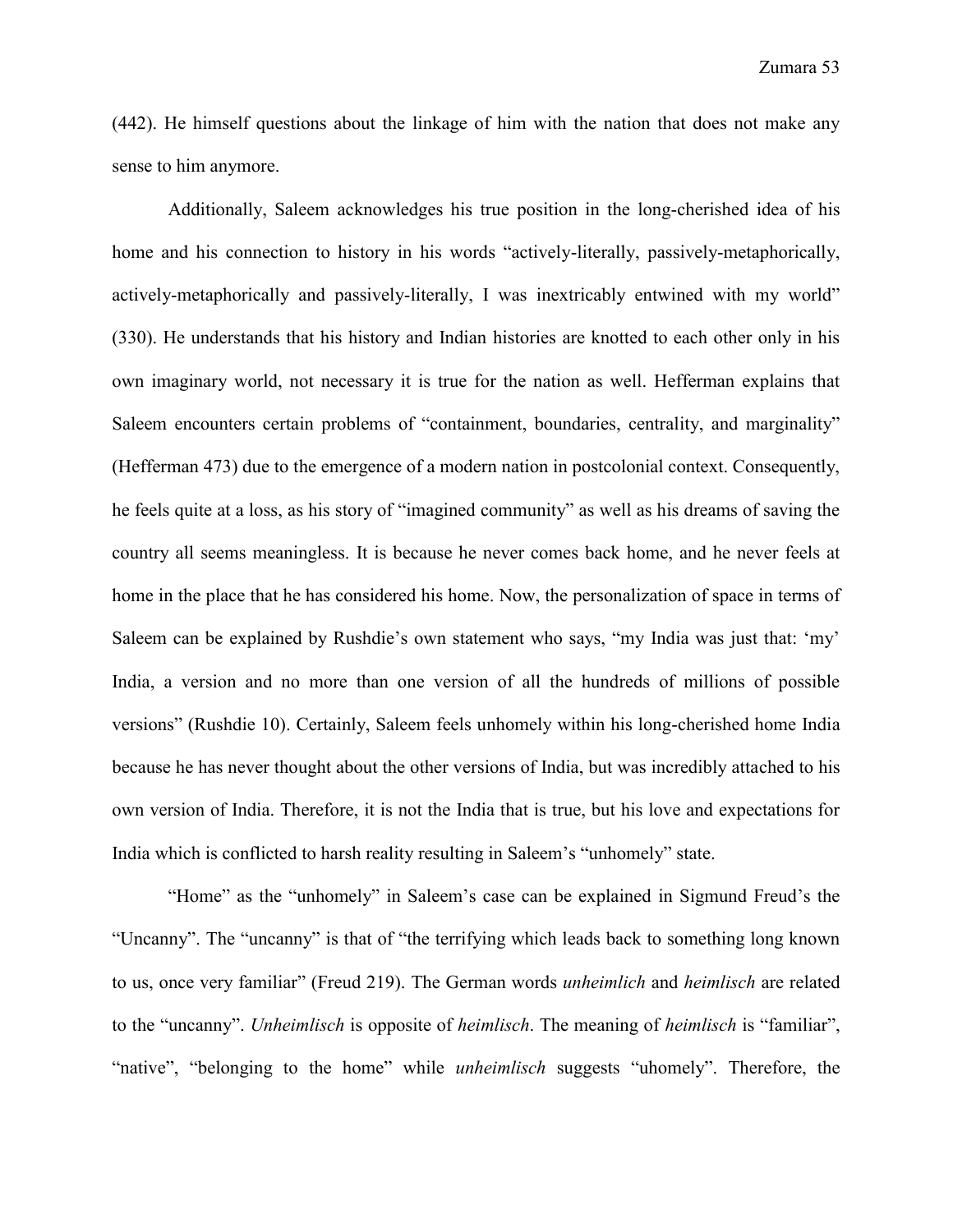(442). He himself questions about the linkage of him with the nation that does not make any sense to him anymore.

Additionally, Saleem acknowledges his true position in the long-cherished idea of his home and his connection to history in his words "actively-literally, passively-metaphorically, actively-metaphorically and passively-literally, I was inextricably entwined with my world" (330). He understands that his history and Indian histories are knotted to each other only in his own imaginary world, not necessary it is true for the nation as well. Hefferman explains that Saleem encounters certain problems of "containment, boundaries, centrality, and marginality" (Hefferman 473) due to the emergence of a modern nation in postcolonial context. Consequently, he feels quite at a loss, as his story of "imagined community" as well as his dreams of saving the country all seems meaningless. It is because he never comes back home, and he never feels at home in the place that he has considered his home. Now, the personalization of space in terms of Saleem can be explained by Rushdie's own statement who says, "my India was just that: 'my' India, a version and no more than one version of all the hundreds of millions of possible versions" (Rushdie 10). Certainly, Saleem feels unhomely within his long-cherished home India because he has never thought about the other versions of India, but was incredibly attached to his own version of India. Therefore, it is not the India that is true, but his love and expectations for India which is conflicted to harsh reality resulting in Saleem's "unhomely" state.

"Home" as the "unhomely" in Saleem's case can be explained in Sigmund Freud's the "Uncanny". The "uncanny" is that of "the terrifying which leads back to something long known to us, once very familiar" (Freud 219). The German words *unheimlich* and *heimlisch* are related to the "uncanny". *Unheimlisch* is opposite of *heimlisch*. The meaning of *heimlisch* is "familiar", "native", "belonging to the home" while *unheimlisch* suggests "uhomely". Therefore, the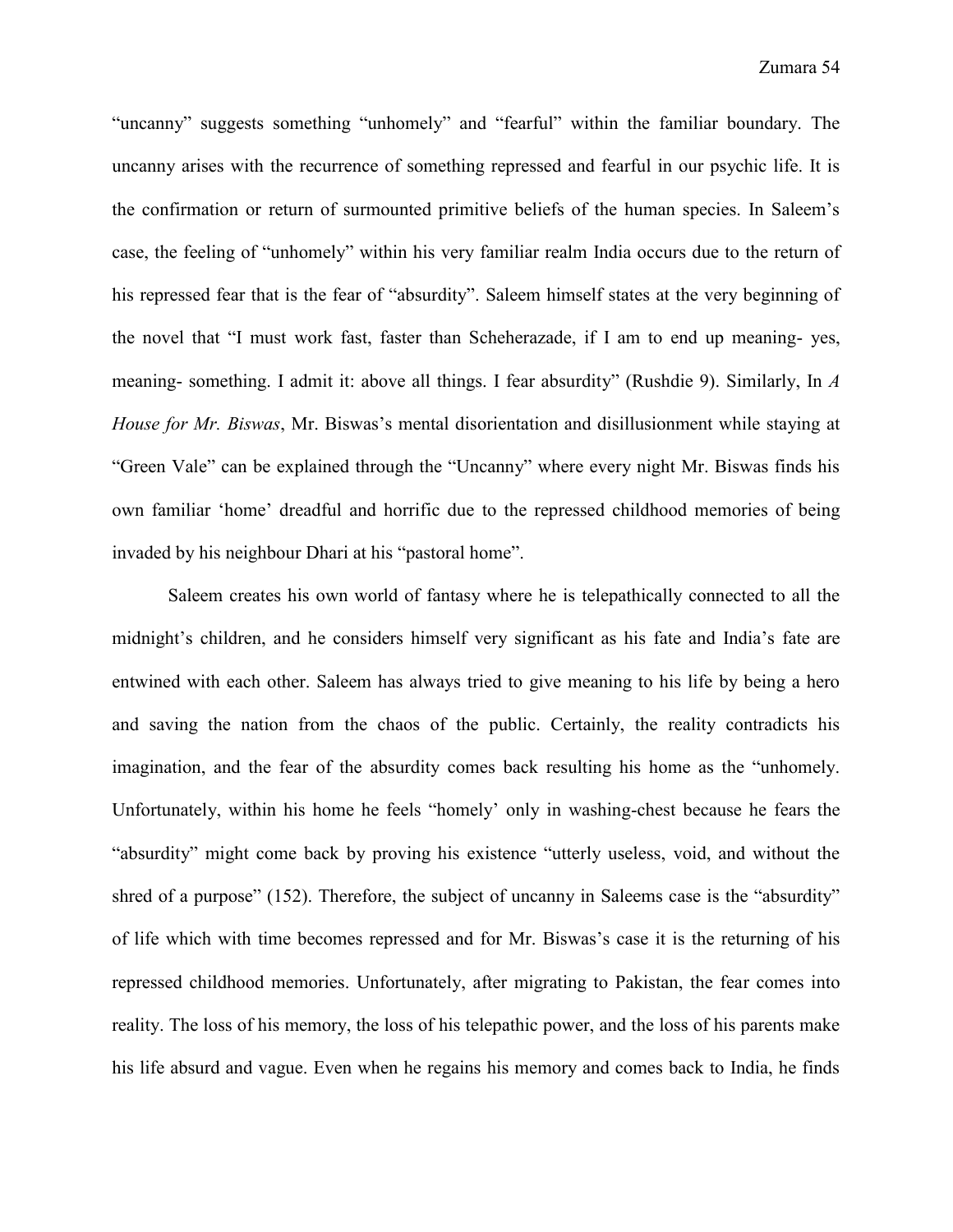"uncanny" suggests something "unhomely" and "fearful" within the familiar boundary. The uncanny arises with the recurrence of something repressed and fearful in our psychic life. It is the confirmation or return of surmounted primitive beliefs of the human species. In Saleem's case, the feeling of "unhomely" within his very familiar realm India occurs due to the return of his repressed fear that is the fear of "absurdity". Saleem himself states at the very beginning of the novel that "I must work fast, faster than Scheherazade, if I am to end up meaning- yes, meaning- something. I admit it: above all things. I fear absurdity" (Rushdie 9). Similarly, In *A House for Mr. Biswas*, Mr. Biswas's mental disorientation and disillusionment while staying at "Green Vale" can be explained through the "Uncanny" where every night Mr. Biswas finds his own familiar 'home' dreadful and horrific due to the repressed childhood memories of being invaded by his neighbour Dhari at his "pastoral home".

Saleem creates his own world of fantasy where he is telepathically connected to all the midnight's children, and he considers himself very significant as his fate and India's fate are entwined with each other. Saleem has always tried to give meaning to his life by being a hero and saving the nation from the chaos of the public. Certainly, the reality contradicts his imagination, and the fear of the absurdity comes back resulting his home as the "unhomely. Unfortunately, within his home he feels "homely' only in washing-chest because he fears the "absurdity" might come back by proving his existence "utterly useless, void, and without the shred of a purpose" (152). Therefore, the subject of uncanny in Saleems case is the "absurdity" of life which with time becomes repressed and for Mr. Biswas's case it is the returning of his repressed childhood memories. Unfortunately, after migrating to Pakistan, the fear comes into reality. The loss of his memory, the loss of his telepathic power, and the loss of his parents make his life absurd and vague. Even when he regains his memory and comes back to India, he finds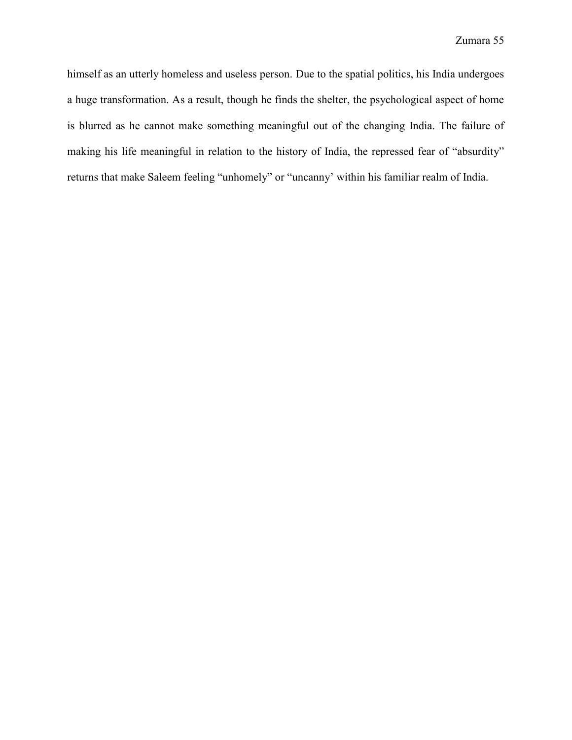himself as an utterly homeless and useless person. Due to the spatial politics, his India undergoes a huge transformation. As a result, though he finds the shelter, the psychological aspect of home is blurred as he cannot make something meaningful out of the changing India. The failure of making his life meaningful in relation to the history of India, the repressed fear of "absurdity" returns that make Saleem feeling "unhomely" or "uncanny' within his familiar realm of India.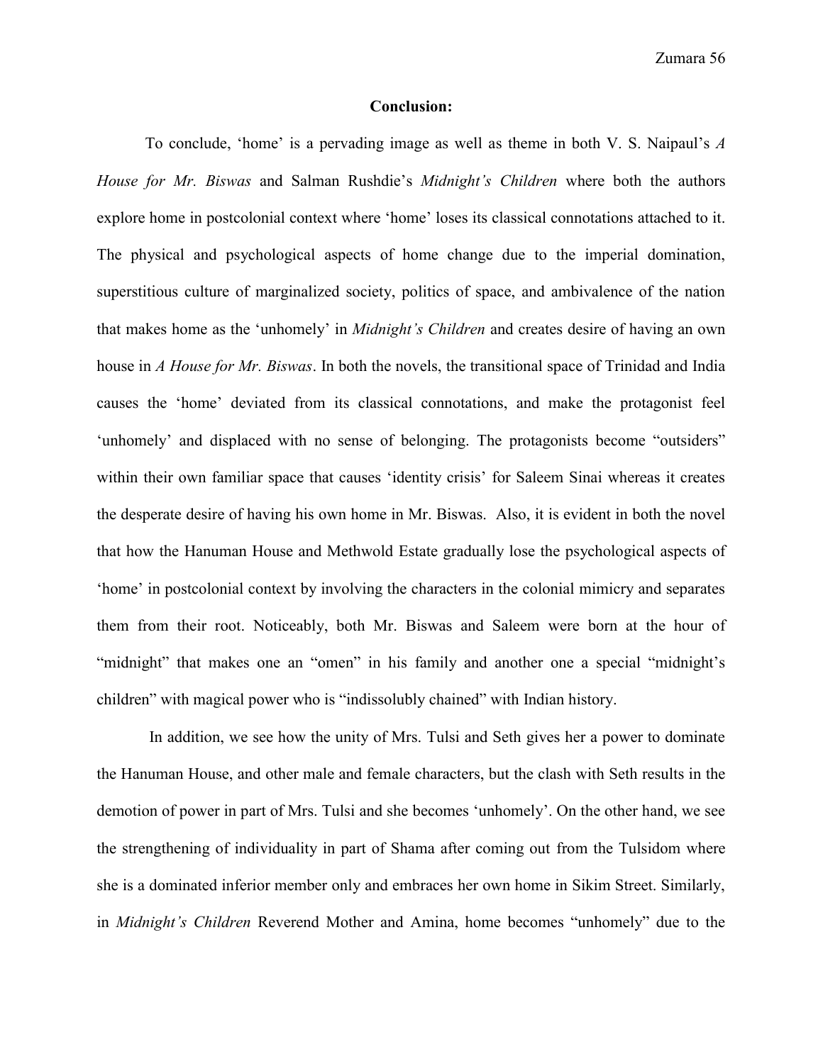## Conclusion:

To conclude, 'home' is a pervading image as well as theme in both V. S. Naipaul's *A House for Mr. Biswas* and Salman Rushdie's *Midnight's Children* where both the authors explore home in postcolonial context where 'home' loses its classical connotations attached to it. The physical and psychological aspects of home change due to the imperial domination, superstitious culture of marginalized society, politics of space, and ambivalence of the nation that makes home as the 'unhomely' in *Midnight's Children* and creates desire of having an own house in *A House for Mr. Biswas*. In both the novels, the transitional space of Trinidad and India causes the 'home' deviated from its classical connotations, and make the protagonist feel 'unhomely' and displaced with no sense of belonging. The protagonists become "outsiders" within their own familiar space that causes 'identity crisis' for Saleem Sinai whereas it creates the desperate desire of having his own home in Mr. Biswas. Also, it is evident in both the novel that how the Hanuman House and Methwold Estate gradually lose the psychological aspects of 'home' in postcolonial context by involving the characters in the colonial mimicry and separates them from their root. Noticeably, both Mr. Biswas and Saleem were born at the hour of "midnight" that makes one an "omen" in his family and another one a special "midnight's children" with magical power who is "indissolubly chained" with Indian history.

In addition, we see how the unity of Mrs. Tulsi and Seth gives her a power to dominate the Hanuman House, and other male and female characters, but the clash with Seth results in the demotion of power in part of Mrs. Tulsi and she becomes 'unhomely'. On the other hand, we see the strengthening of individuality in part of Shama after coming out from the Tulsidom where she is a dominated inferior member only and embraces her own home in Sikim Street. Similarly, in *Midnight's Children* Reverend Mother and Amina, home becomes "unhomely" due to the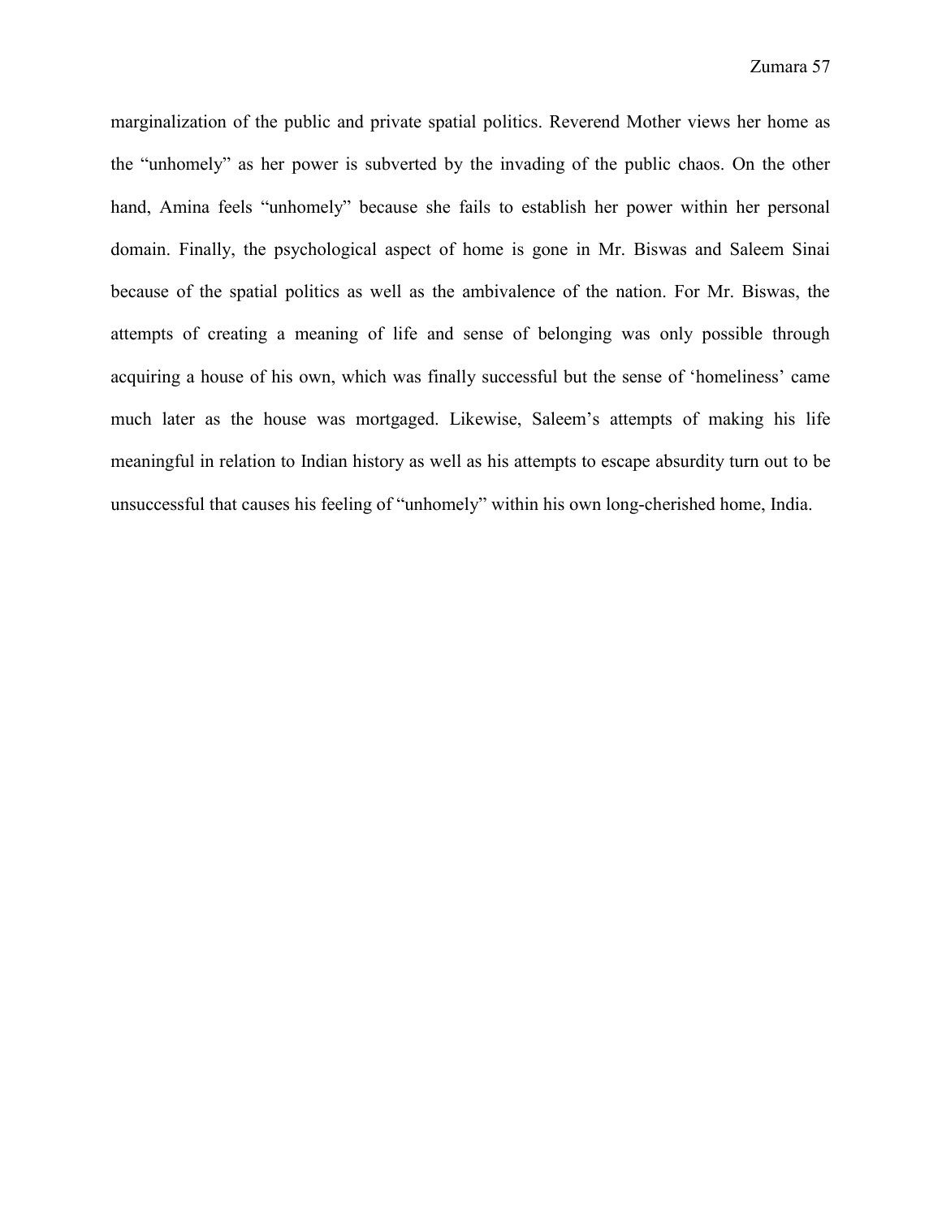marginalization of the public and private spatial politics. Reverend Mother views her home as the "unhomely" as her power is subverted by the invading of the public chaos. On the other hand, Amina feels "unhomely" because she fails to establish her power within her personal domain. Finally, the psychological aspect of home is gone in Mr. Biswas and Saleem Sinai because of the spatial politics as well as the ambivalence of the nation. For Mr. Biswas, the attempts of creating a meaning of life and sense of belonging was only possible through acquiring a house of his own, which was finally successful but the sense of 'homeliness' came much later as the house was mortgaged. Likewise, Saleem's attempts of making his life meaningful in relation to Indian history as well as his attempts to escape absurdity turn out to be unsuccessful that causes his feeling of "unhomely" within his own long-cherished home, India.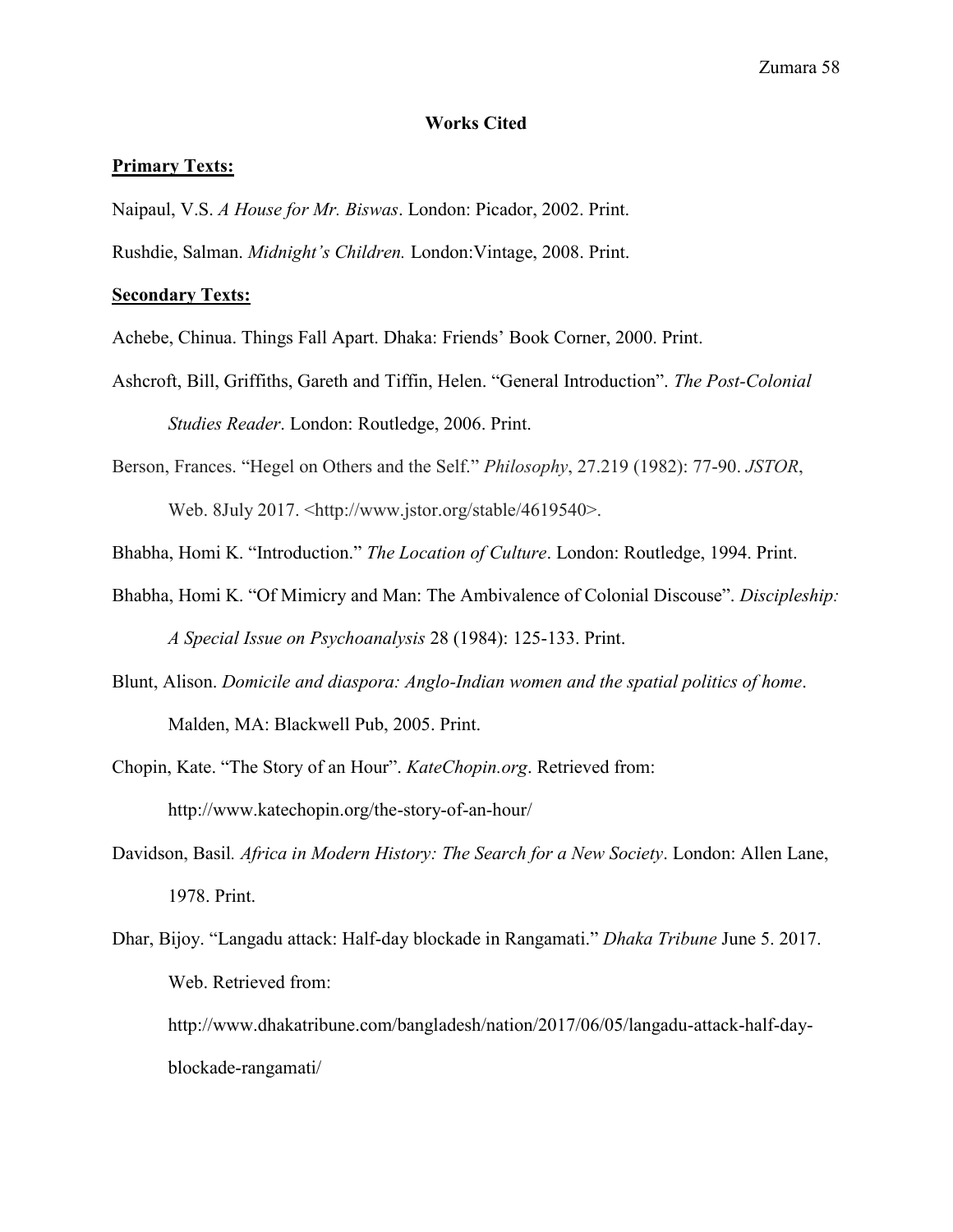## Works Cited

**Primary Texts:**

Naipaul, V.S. *A House for Mr. Biswas*. London: Picador, 2002. Print.

Rushdie, Salman. *Midnight's Children.* London:Vintage, 2008. Print.

**Secondary Texts:**

Achebe, Chinua. Things Fall Apart. Dhaka: Friends' Book Corner, 2000. Print.

Ashcroft, Bill, Griffiths, Gareth and Tiffin, Helen. "General Introduction". *The Post-Colonial Studies Reader*. London: Routledge, 2006. Print.

Berson, Frances. "Hegel on Others and the Self." *Philosophy*, 27.219 (1982): 77-90. *JSTOR*, Web. 8July 2017. <http://www.jstor.org/stable/4619540>.

Bhabha, Homi K. "Introduction." *The Location of Culture*. London: Routledge, 1994. Print.

Bhabha, Homi K. "Of Mimicry and Man: The Ambivalence of Colonial Discouse". *Discipleship: A Special Issue on Psychoanalysis* 28 (1984): 125-133. Print.

Blunt, Alison. *Domicile and diaspora: Anglo-Indian women and the spatial politics of home*. Malden, MA: Blackwell Pub, 2005. Print.

Chopin, Kate. "The Story of an Hour". *KateChopin.org*. Retrieved from: http://www.katechopin.org/the-story-of-an-hour/

Davidson, Basil. *Africa in Modern History: The Search for a New Society*. London: Allen Lane, 1978. Print.

Dhar, Bijoy. "Langadu attack: Half-day blockade in Rangamati." *Dhaka Tribune* June 5. 2017. Web. Retrieved from: http://www.dhakatribune.com/bangladesh/nation/2017/06/05/langadu-attack-half-day-blockade-rangamati/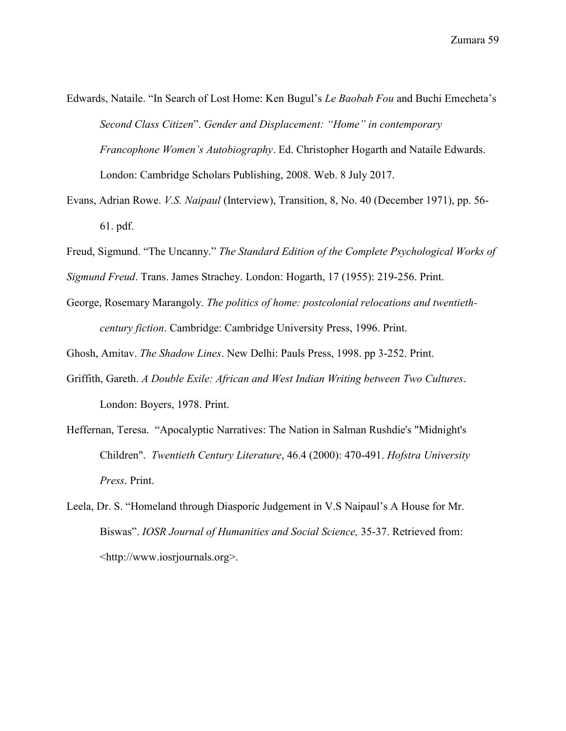Edwards, Nataile. "In Search of Lost Home: Ken Bugul's *Le Baobab Fou* and Buchi Emecheta's *Second Class Citizen*". *Gender and Displacement: "Home" in contemporary Francophone Women's Autobiography*. Ed. Christopher Hogarth and Nataile Edwards. London: Cambridge Scholars Publishing, 2008. Web. 8 July 2017.

Evans, Adrian Rowe. *V.S. Naipaul* (Interview), Transition, 8, No. 40 (December 1971), pp. 56-61. pdf.

Freud, Sigmund. "The Uncanny." *The Standard Edition of the Complete Psychological Works of Sigmund Freud*. Trans. James Strachey. London: Hogarth, 17 (1955): 219-256. Print.

George, Rosemary Marangoly. *The politics of home: postcolonial relocations and twentieth-century fiction*. Cambridge: Cambridge University Press, 1996. Print.

Ghosh, Amitav. *The Shadow Lines*. New Delhi: Pauls Press, 1998. pp 3-252. Print.

Griffith, Gareth. *A Double Exile: African and West Indian Writing between Two Cultures*. London: Boyers, 1978. Print.

Heffernan, Teresa. "Apocalyptic Narratives: The Nation in Salman Rushdie's "Midnight's Children". *Twentieth Century Literature*, 46.4 (2000): 470-491. *Hofstra University Press*. Print.

Leela, Dr. S. "Homeland through Diasporic Judgement in V.S Naipaul's A House for Mr. Biswas". *IOSR Journal of Humanities and Social Science,* 35-37. Retrieved from: <http://www.iosrjournals.org>.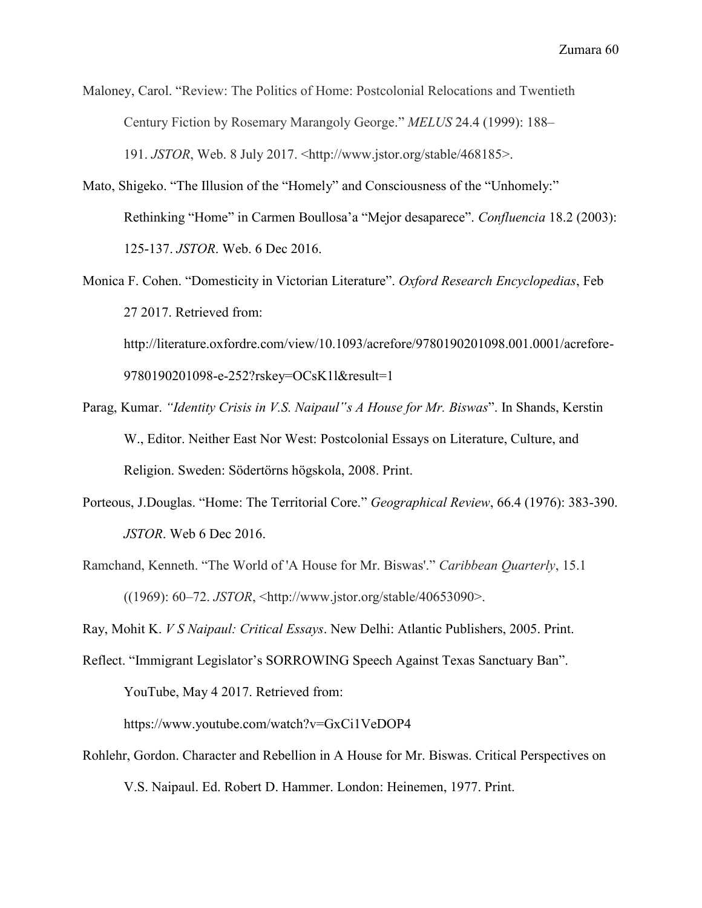Maloney, Carol. “Review: The Politics of Home: Postcolonial Relocations and Twentieth Century Fiction by Rosemary Marangoly George.” *MELUS* 24.4 (1999): 188–191. *JSTOR*, Web. 8 July 2017. <http://www.jstor.org/stable/468185>.

Mato, Shigeko. “The Illusion of the “Homely” and Consciousness of the “Unhomely:” Rethinking “Home” in Carmen Boullosa'a “Mejor desaparece”. *Confluencia* 18.2 (2003): 125-137. *JSTOR*. Web. 6 Dec 2016.

Monica F. Cohen. “Domesticity in Victorian Literature”. *Oxford Research Encyclopedias*, Feb 27 2017. Retrieved from: http://literature.oxfordre.com/view/10.1093/acrefore/9780190201098.001.0001/acrefore-9780190201098-e-252?rskey=OCsK1l&result=1

Parag, Kumar. *“Identity Crisis in V.S. Naipaul"s A House for Mr. Biswas*”. In Shands, Kerstin W., Editor. Neither East Nor West: Postcolonial Essays on Literature, Culture, and Religion. Sweden: Södertörns högskola, 2008. Print.

Porteous, J.Douglas. “Home: The Territorial Core.” *Geographical Review*, 66.4 (1976): 383-390. *JSTOR*. Web 6 Dec 2016.

Ramchand, Kenneth. “The World of 'A House for Mr. Biswas'.” *Caribbean Quarterly*, 15.1 ((1969): 60–72. *JSTOR*, <http://www.jstor.org/stable/40653090>.

Ray, Mohit K. *V S Naipaul: Critical Essays*. New Delhi: Atlantic Publishers, 2005. Print.

Reflect. “Immigrant Legislator's SORROWING Speech Against Texas Sanctuary Ban”. YouTube, May 4 2017. Retrieved from: https://www.youtube.com/watch?v=GxCi1VeDOP4

Rohlehr, Gordon. Character and Rebellion in A House for Mr. Biswas. Critical Perspectives on V.S. Naipaul. Ed. Robert D. Hammer. London: Heinemen, 1977. Print.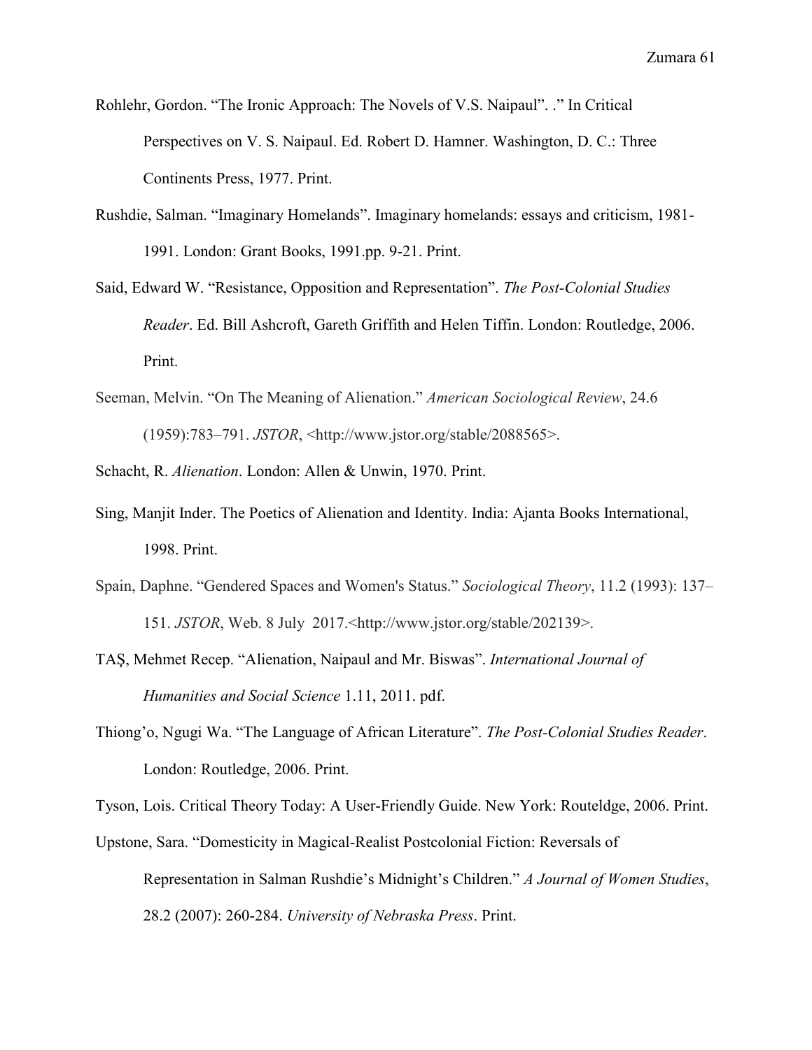Rohlehr, Gordon. "The Ironic Approach: The Novels of V.S. Naipaul". ." In Critical Perspectives on V. S. Naipaul. Ed. Robert D. Hamner. Washington, D. C.: Three Continents Press, 1977. Print.

Rushdie, Salman. "Imaginary Homelands". Imaginary homelands: essays and criticism, 1981-1991. London: Grant Books, 1991.pp. 9-21. Print.

Said, Edward W. "Resistance, Opposition and Representation". *The Post-Colonial Studies Reader*. Ed. Bill Ashcroft, Gareth Griffith and Helen Tiffin. London: Routledge, 2006. Print.

Seeman, Melvin. "On The Meaning of Alienation." *American Sociological Review*, 24.6 (1959):783–791. *JSTOR*, <http://www.jstor.org/stable/2088565>.

Schacht, R. *Alienation*. London: Allen & Unwin, 1970. Print.

Sing, Manjit Inder. The Poetics of Alienation and Identity. India: Ajanta Books International, 1998. Print.

Spain, Daphne. "Gendered Spaces and Women's Status." *Sociological Theory*, 11.2 (1993): 137–151. *JSTOR*, Web. 8 July 2017.<http://www.jstor.org/stable/202139>.

TAŞ, Mehmet Recep. "Alienation, Naipaul and Mr. Biswas". *International Journal of Humanities and Social Science* 1.11, 2011. pdf.

Thiong'o, Ngugi Wa. "The Language of African Literature". *The Post-Colonial Studies Reader*. London: Routledge, 2006. Print.

Tyson, Lois. Critical Theory Today: A User-Friendly Guide. New York: Routeldge, 2006. Print.

Upstone, Sara. "Domesticity in Magical-Realist Postcolonial Fiction: Reversals of Representation in Salman Rushdie's Midnight's Children." *A Journal of Women Studies*, 28.2 (2007): 260-284. *University of Nebraska Press*. Print.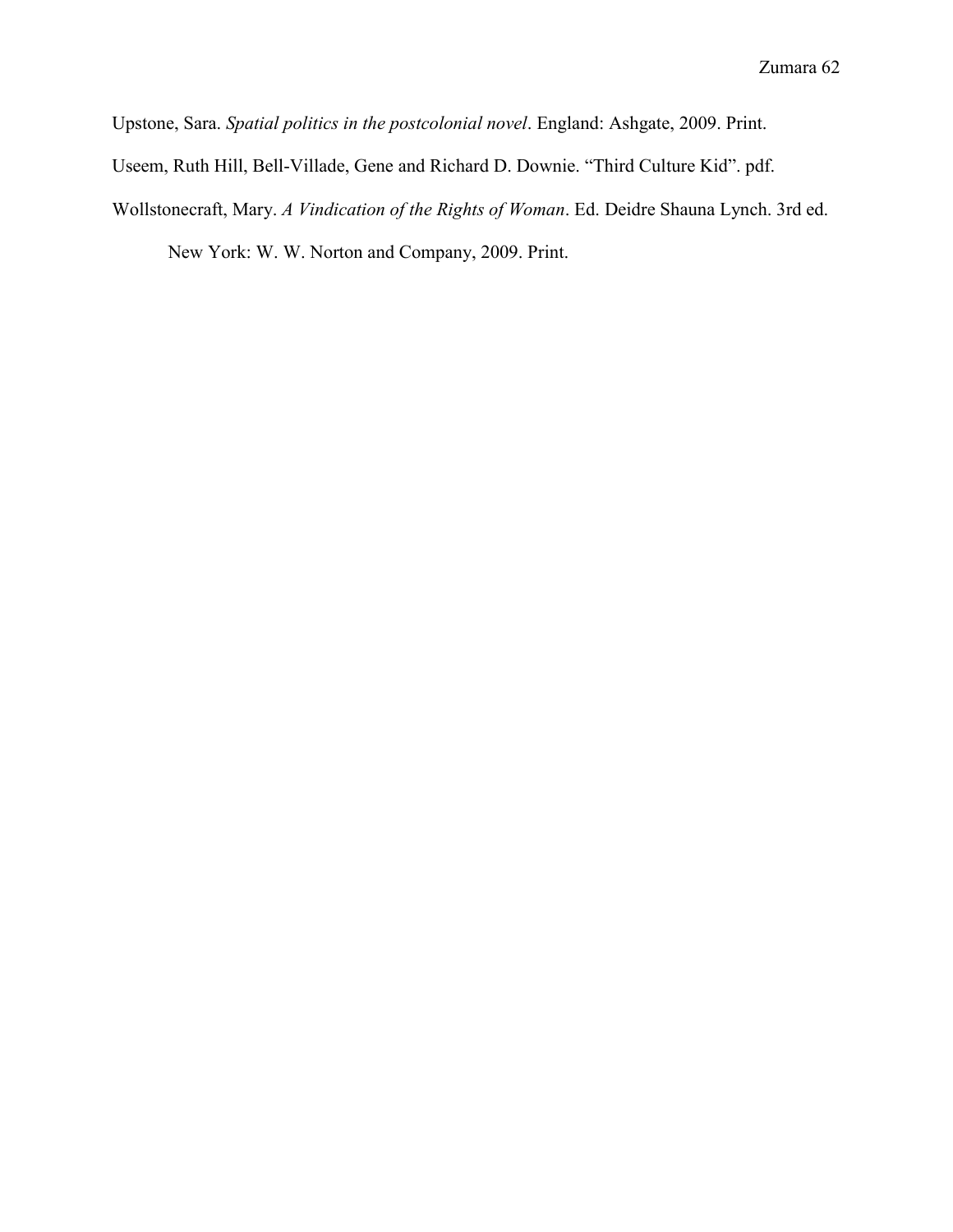Upstone, Sara. *Spatial politics in the postcolonial novel*. England: Ashgate, 2009. Print.

Useem, Ruth Hill, Bell-Villade, Gene and Richard D. Downie. "Third Culture Kid". pdf.

Wollstonecraft, Mary. *A Vindication of the Rights of Woman*. Ed. Deidre Shauna Lynch. 3rd ed. New York: W. W. Norton and Company, 2009. Print.